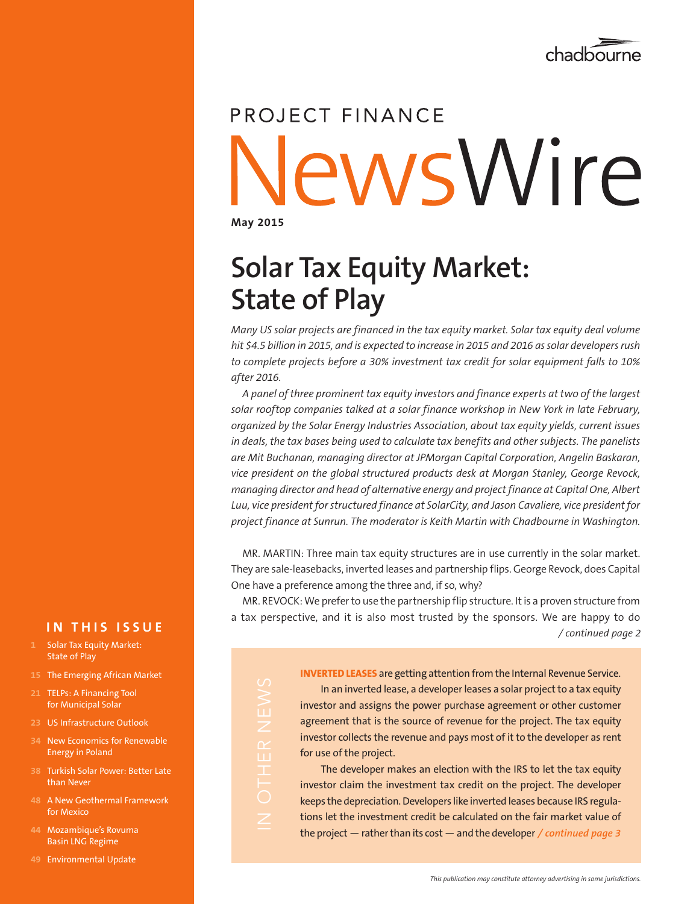chadbourne

# PROJECT FINANCE NewsWire

**May 2015**

## Solar Tax Equity Market: State of Play

*Many US solar projects are financed in the tax equity market. Solar tax equity deal volume hit $4.5 billion in 2015, and is expected to increase in 2015 and 2016 as solar developers rush to complete projects before a 30% investment tax credit for solar equipment falls to 10% after 2016.*

*A panel of three prominent tax equity investors and finance experts at two of the largest solar rooftop companies talked at a solar finance workshop in New York in late February, organized by the Solar Energy Industries Association, about tax equity yields, current issues in deals, the tax bases being used to calculate tax benefits and other subjects. The panelists are Mit Buchanan, managing director at JPMorgan Capital Corporation, Angelin Baskaran, vice president on the global structured products desk at Morgan Stanley, George Revock, managing director and head of alternative energy and project finance at Capital One, Albert Luu, vice president for structured finance at SolarCity, and Jason Cavaliere, vice president for project finance at Sunrun. The moderator is Keith Martin with Chadbourne in Washington.*

MR. MARTIN: Three main tax equity structures are in use currently in the solar market. They are sale-leasebacks, inverted leases and partnership flips. George Revock, does Capital One have a preference among the three and, if so, why?

MR. REVOCK: We prefer to use the partnership flip structure. It is a proven structure from a tax perspective, and it is also most trusted by the sponsors. We are happy to do */ continued page 2*

### IN OTHER NEWS

**INVERTED LEASES** are getting attention from the Internal Revenue Service.

In an inverted lease, a developer leases a solar project to a tax equity investor and assigns the power purchase agreement or other customer agreement that is the source of revenue for the project. The tax equity investor collects the revenue and pays most of it to the developer as rent for use of the project.

The developer makes an election with the IRS to let the tax equity investor claim the investment tax credit on the project. The developer keeps the depreciation. Developers like inverted leases because IRS regulations let the investment credit be calculated on the fair market value of the project — rather than its cost — and the developer */ continued page 3*

### IN THIS ISSUE

- 1 Solar Tax Equity Market: State of Play
- 15 The Emerging African Market
- 21 TELPs: A Financing Tool for Municipal Solar
- 23 US Infrastructure Outlook
- 34 New Economics for Renewable Energy in Poland
- 38 Turkish Solar Power: Better Late than Never
- 48 A New Geothermal Framework for Mexico
- 44 Mozambique's Rovuma Basin LNG Regime
- 49 Environmental Update

*This publication may constitute attorney advertising in some jurisdictions.*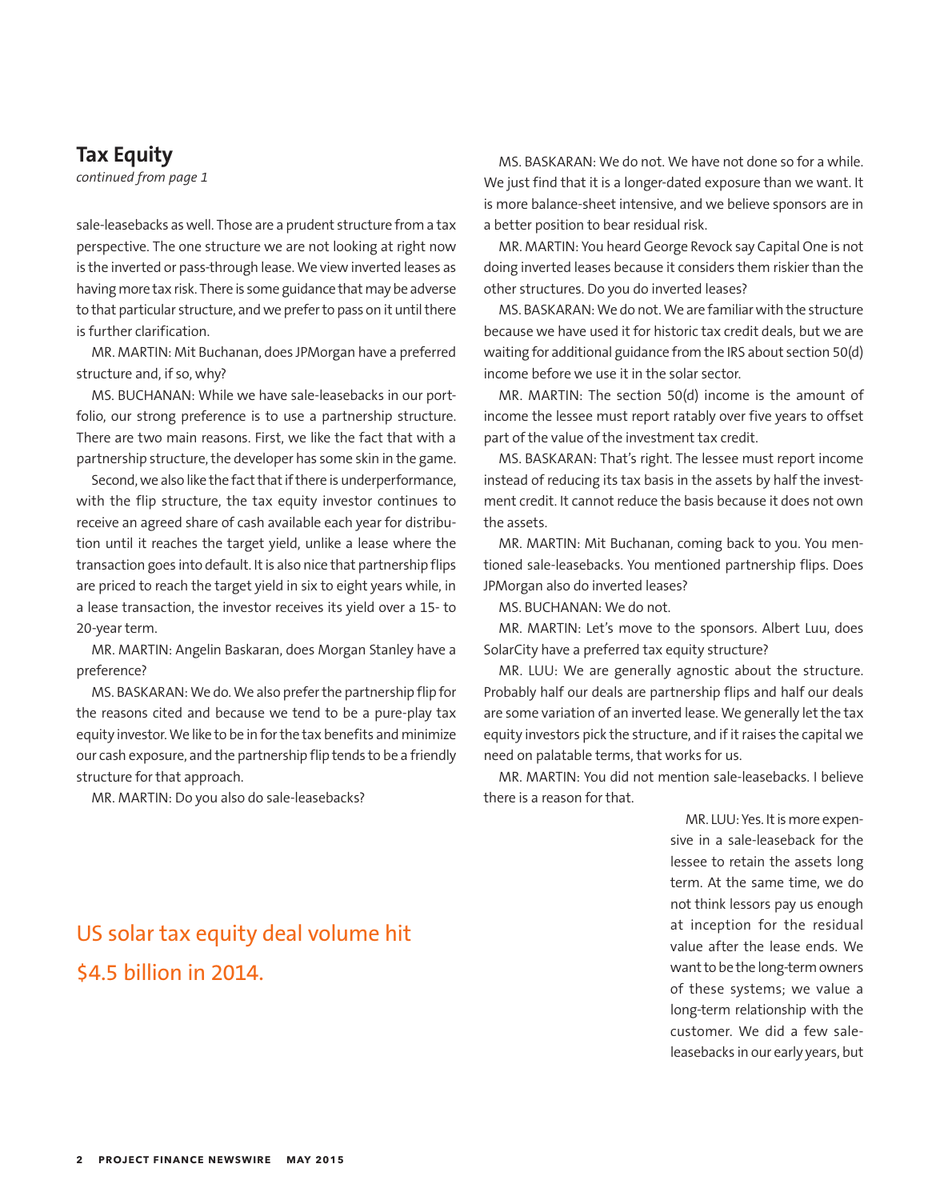## Tax Equity

*continued from page 1*

sale-leasebacks as well. Those are a prudent structure from a tax perspective. The one structure we are not looking at right now is the inverted or pass-through lease. We view inverted leases as having more tax risk. There is some guidance that may be adverse to that particular structure, and we prefer to pass on it until there is further clarification.

MR. MARTIN: Mit Buchanan, does JPMorgan have a preferred structure and, if so, why?

MS. BUCHANAN: While we have sale-leasebacks in our portfolio, our strong preference is to use a partnership structure. There are two main reasons. First, we like the fact that with a partnership structure, the developer has some skin in the game.

Second, we also like the fact that if there is underperformance, with the flip structure, the tax equity investor continues to receive an agreed share of cash available each year for distribution until it reaches the target yield, unlike a lease where the transaction goes into default. It is also nice that partnership flips are priced to reach the target yield in six to eight years while, in a lease transaction, the investor receives its yield over a 15- to 20-year term.

MR. MARTIN: Angelin Baskaran, does Morgan Stanley have a preference?

MS. BASKARAN: We do. We also prefer the partnership flip for the reasons cited and because we tend to be a pure-play tax equity investor. We like to be in for the tax benefits and minimize our cash exposure, and the partnership flip tends to be a friendly structure for that approach.

MR. MARTIN: Do you also do sale-leasebacks?

MS. BASKARAN: We do not. We have not done so for a while. We just find that it is a longer-dated exposure than we want. It is more balance-sheet intensive, and we believe sponsors are in a better position to bear residual risk.

MR. MARTIN: You heard George Revock say Capital One is not doing inverted leases because it considers them riskier than the other structures. Do you do inverted leases?

MS. BASKARAN: We do not. We are familiar with the structure because we have used it for historic tax credit deals, but we are waiting for additional guidance from the IRS about section 50(d) income before we use it in the solar sector.

MR. MARTIN: The section 50(d) income is the amount of income the lessee must report ratably over five years to offset part of the value of the investment tax credit.

MS. BASKARAN: That's right. The lessee must report income instead of reducing its tax basis in the assets by half the investment credit. It cannot reduce the basis because it does not own the assets.

MR. MARTIN: Mit Buchanan, coming back to you. You mentioned sale-leasebacks. You mentioned partnership flips. Does JPMorgan also do inverted leases?

MS. BUCHANAN: We do not.

MR. MARTIN: Let's move to the sponsors. Albert Luu, does SolarCity have a preferred tax equity structure?

MR. LUU: We are generally agnostic about the structure. Probably half our deals are partnership flips and half our deals are some variation of an inverted lease. We generally let the tax equity investors pick the structure, and if it raises the capital we need on palatable terms, that works for us.

MR. MARTIN: You did not mention sale-leasebacks. I believe there is a reason for that.

MR. LUU: Yes. It is more expensive in a sale-leaseback for the lessee to retain the assets long term. At the same time, we do not think lessors pay us enough at inception for the residual value after the lease ends. We want to be the long-term owners of these systems; we value a long-term relationship with the customer. We did a few sale-leasebacks in our early years, but

US solar tax equity deal volume hit $4.5 billion in 2014.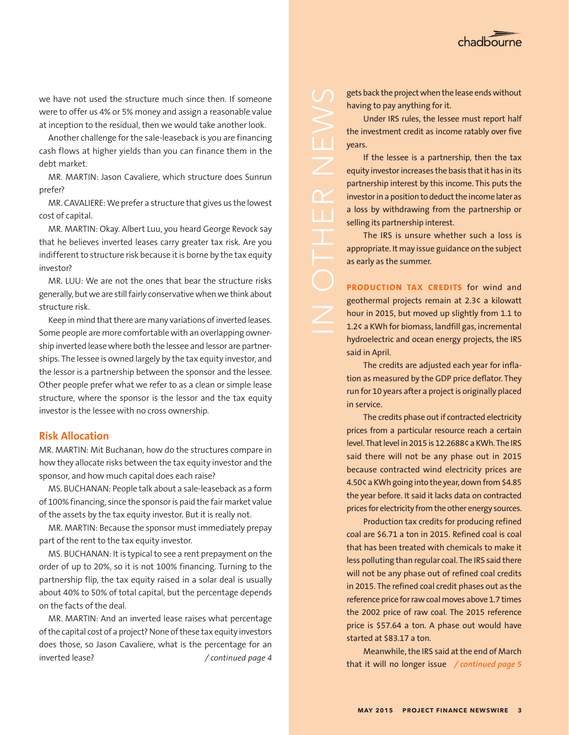we have not used the structure much since then. If someone were to offer us 4% or 5% money and assign a reasonable value at inception to the residual, then we would take another look.

Another challenge for the sale-leaseback is you are financing cash flows at higher yields than you can finance them in the debt market.

MR. MARTIN: Jason Cavaliere, which structure does Sunrun prefer?

MR. CAVALIERE: We prefer a structure that gives us the lowest cost of capital.

MR. MARTIN: Okay. Albert Luu, you heard George Revock say that he believes inverted leases carry greater tax risk. Are you indifferent to structure risk because it is borne by the tax equity investor?

MR. LUU: We are not the ones that bear the structure risks generally, but we are still fairly conservative when we think about structure risk.

Keep in mind that there are many variations of inverted leases. Some people are more comfortable with an overlapping ownership inverted lease where both the lessee and lessor are partnerships. The lessee is owned largely by the tax equity investor, and the lessor is a partnership between the sponsor and the lessee. Other people prefer what we refer to as a clean or simple lease structure, where the sponsor is the lessor and the tax equity investor is the lessee with no cross ownership.

## Risk Allocation

MR. MARTIN: Mit Buchanan, how do the structures compare in how they allocate risks between the tax equity investor and the sponsor, and how much capital does each raise?

MS. BUCHANAN: People talk about a sale-leaseback as a form of 100% financing, since the sponsor is paid the fair market value of the assets by the tax equity investor. But it is really not.

MR. MARTIN: Because the sponsor must immediately prepay part of the rent to the tax equity investor.

MS. BUCHANAN: It is typical to see a rent prepayment on the order of up to 20%, so it is not 100% financing. Turning to the partnership flip, the tax equity raised in a solar deal is usually about 40% to 50% of total capital, but the percentage depends on the facts of the deal.

MR. MARTIN: And an inverted lease raises what percentage of the capital cost of a project? None of these tax equity investors does those, so Jason Cavaliere, what is the percentage for an inverted lease? *continued page 4*

---

# IN OTHER NEWS

gets back the project when the lease ends without having to pay anything for it.

Under IRS rules, the lessee must report half the investment credit as income ratably over five years.

If the lessee is a partnership, then the tax equity investor increases the basis that it has in its partnership interest by this income. This puts the investor in a position to deduct the income later as a loss by withdrawing from the partnership or selling its partnership interest.

The IRS is unsure whether such a loss is appropriate. It may issue guidance on the subject as early as the summer.

**PRODUCTION TAX CREDITS** for wind and geothermal projects remain at 2.3¢ a kilowatt hour in 2015, but moved up slightly from 1.1 to 1.2¢ a KWh for biomass, landfill gas, incremental hydroelectric and ocean energy projects, the IRS said in April.

The credits are adjusted each year for inflation as measured by the GDP price deflator. They run for 10 years after a project is originally placed in service.

The credits phase out if contracted electricity prices from a particular resource reach a certain level. That level in 2015 is 12.2688¢ a KWh. The IRS said there will not be any phase out in 2015 because contracted wind electricity prices are 4.50¢ a KWh going into the year, down from $4.85 the year before. It said it lacks data on contracted prices for electricity from the other energy sources.

Production tax credits for producing refined coal are $6.71 a ton in 2015. Refined coal is coal that has been treated with chemicals to make it less polluting than regular coal. The IRS said there will not be any phase out of refined coal credits in 2015. The refined coal credit phases out as the reference price for raw coal moves above 1.7 times the 2002 price of raw coal. The 2015 reference price is $57.64 a ton. A phase out would have started at $83.17 a ton.

Meanwhile, the IRS said at the end of March that it will no longer issue *continued page 5*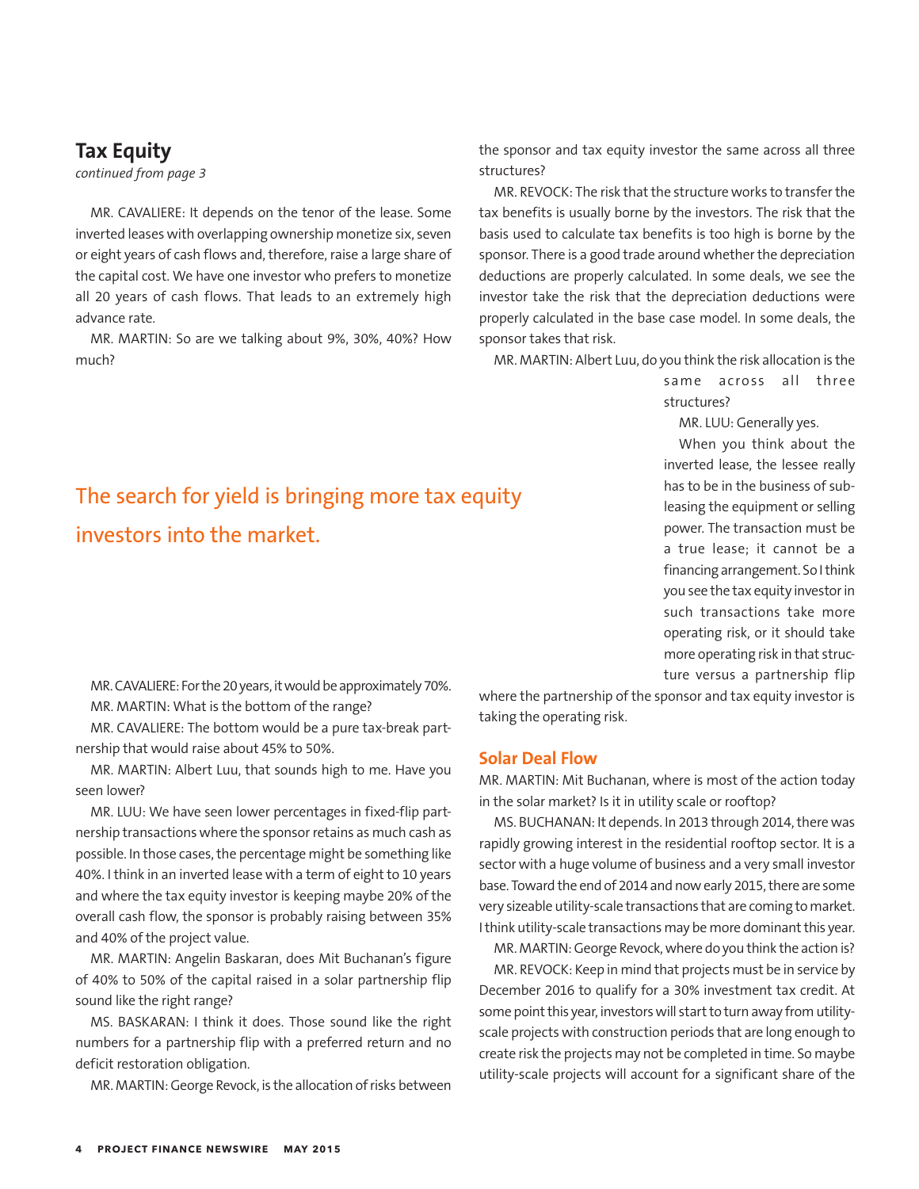## Tax Equity

*continued from page 3*

MR. CAVALIERE: It depends on the tenor of the lease. Some inverted leases with overlapping ownership monetize six, seven or eight years of cash flows and, therefore, raise a large share of the capital cost. We have one investor who prefers to monetize all 20 years of cash flows. That leads to an extremely high advance rate.

MR. MARTIN: So are we talking about 9%, 30%, 40%? How much?

The search for yield is bringing more tax equity investors into the market.

MR. CAVALIERE: For the 20 years, it would be approximately 70%.

MR. MARTIN: What is the bottom of the range?

MR. CAVALIERE: The bottom would be a pure tax-break partnership that would raise about 45% to 50%.

MR. MARTIN: Albert Luu, that sounds high to me. Have you seen lower?

MR. LUU: We have seen lower percentages in fixed-flip partnership transactions where the sponsor retains as much cash as possible. In those cases, the percentage might be something like 40%. I think in an inverted lease with a term of eight to 10 years and where the tax equity investor is keeping maybe 20% of the overall cash flow, the sponsor is probably raising between 35% and 40% of the project value.

MR. MARTIN: Angelin Baskaran, does Mit Buchanan's figure of 40% to 50% of the capital raised in a solar partnership flip sound like the right range?

MS. BASKARAN: I think it does. Those sound like the right numbers for a partnership flip with a preferred return and no deficit restoration obligation.

MR. MARTIN: George Revock, is the allocation of risks between the sponsor and tax equity investor the same across all three structures?

MR. REVOCK: The risk that the structure works to transfer the tax benefits is usually borne by the investors. The risk that the basis used to calculate tax benefits is too high is borne by the sponsor. There is a good trade around whether the depreciation deductions are properly calculated. In some deals, we see the investor take the risk that the depreciation deductions were properly calculated in the base case model. In some deals, the sponsor takes that risk.

MR. MARTIN: Albert Luu, do you think the risk allocation is the same across all three structures?

MR. LUU: Generally yes.

When you think about the inverted lease, the lessee really has to be in the business of subleasing the equipment or selling power. The transaction must be a true lease; it cannot be a financing arrangement. So I think you see the tax equity investor in such transactions take more operating risk, or it should take more operating risk in that structure versus a partnership flip where the partnership of the sponsor and tax equity investor is taking the operating risk.

### Solar Deal Flow

MR. MARTIN: Mit Buchanan, where is most of the action today in the solar market? Is it in utility scale or rooftop?

MS. BUCHANAN: It depends. In 2013 through 2014, there was rapidly growing interest in the residential rooftop sector. It is a sector with a huge volume of business and a very small investor base. Toward the end of 2014 and now early 2015, there are some very sizeable utility-scale transactions that are coming to market. I think utility-scale transactions may be more dominant this year.

MR. MARTIN: George Revock, where do you think the action is?

MR. REVOCK: Keep in mind that projects must be in service by December 2016 to qualify for a 30% investment tax credit. At some point this year, investors will start to turn away from utility-scale projects with construction periods that are long enough to create risk the projects may not be completed in time. So maybe utility-scale projects will account for a significant share of the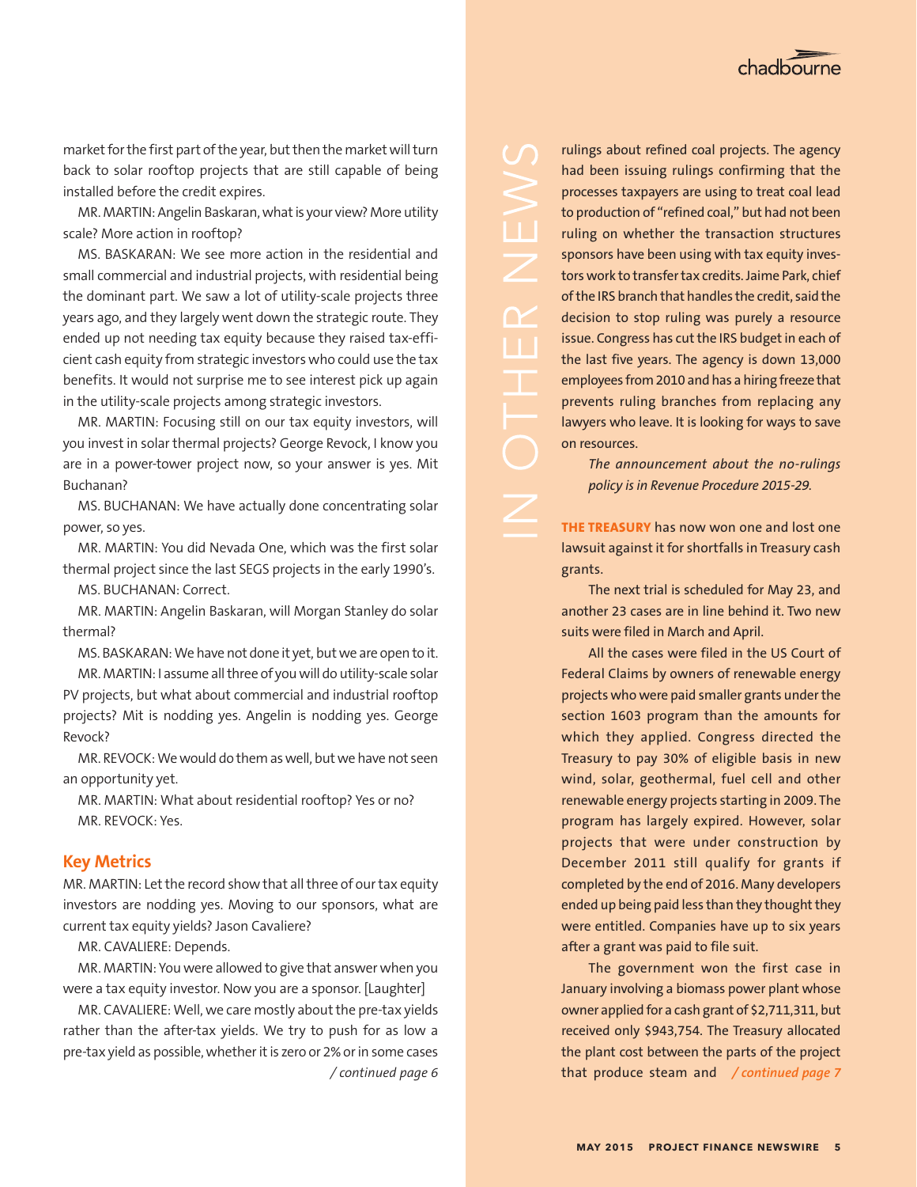market for the first part of the year, but then the market will turn back to solar rooftop projects that are still capable of being installed before the credit expires.

MR. MARTIN: Angelin Baskaran, what is your view? More utility scale? More action in rooftop?

MS. BASKARAN: We see more action in the residential and small commercial and industrial projects, with residential being the dominant part. We saw a lot of utility-scale projects three years ago, and they largely went down the strategic route. They ended up not needing tax equity because they raised tax-efficient cash equity from strategic investors who could use the tax benefits. It would not surprise me to see interest pick up again in the utility-scale projects among strategic investors.

MR. MARTIN: Focusing still on our tax equity investors, will you invest in solar thermal projects? George Revock, I know you are in a power-tower project now, so your answer is yes. Mit Buchanan?

MS. BUCHANAN: We have actually done concentrating solar power, so yes.

MR. MARTIN: You did Nevada One, which was the first solar thermal project since the last SEGS projects in the early 1990's.

MS. BUCHANAN: Correct.

MR. MARTIN: Angelin Baskaran, will Morgan Stanley do solar thermal?

MS. BASKARAN: We have not done it yet, but we are open to it.

MR. MARTIN: I assume all three of you will do utility-scale solar PV projects, but what about commercial and industrial rooftop projects? Mit is nodding yes. Angelin is nodding yes. George Revock?

MR. REVOCK: We would do them as well, but we have not seen an opportunity yet.

MR. MARTIN: What about residential rooftop? Yes or no?

MR. REVOCK: Yes.

## Key Metrics

MR. MARTIN: Let the record show that all three of our tax equity investors are nodding yes. Moving to our sponsors, what are current tax equity yields? Jason Cavaliere?

MR. CAVALIERE: Depends.

MR. MARTIN: You were allowed to give that answer when you were a tax equity investor. Now you are a sponsor. [Laughter]

MR. CAVALIERE: Well, we care mostly about the pre-tax yields rather than the after-tax yields. We try to push for as low a pre-tax yield as possible, whether it is zero or 2% or in some cases

*/ continued page 6*

---

IN OTHER NEWS

rulings about refined coal projects. The agency had been issuing rulings confirming that the processes taxpayers are using to treat coal lead to production of "refined coal," but had not been ruling on whether the transaction structures sponsors have been using with tax equity investors work to transfer tax credits. Jaime Park, chief of the IRS branch that handles the credit, said the decision to stop ruling was purely a resource issue. Congress has cut the IRS budget in each of the last five years. The agency is down 13,000 employees from 2010 and has a hiring freeze that prevents ruling branches from replacing any lawyers who leave. It is looking for ways to save on resources.

*The announcement about the no-rulings policy is in Revenue Procedure 2015-29.*

**THE TREASURY** has now won one and lost one lawsuit against it for shortfalls in Treasury cash grants.

The next trial is scheduled for May 23, and another 23 cases are in line behind it. Two new suits were filed in March and April.

All the cases were filed in the US Court of Federal Claims by owners of renewable energy projects who were paid smaller grants under the section 1603 program than the amounts for which they applied. Congress directed the Treasury to pay 30% of eligible basis in new wind, solar, geothermal, fuel cell and other renewable energy projects starting in 2009. The program has largely expired. However, solar projects that were under construction by December 2011 still qualify for grants if completed by the end of 2016. Many developers ended up being paid less than they thought they were entitled. Companies have up to six years after a grant was paid to file suit.

The government won the first case in January involving a biomass power plant whose owner applied for a cash grant of $2,711,311, but received only $943,754. The Treasury allocated the plant cost between the parts of the project that produce steam and *​/ continued page 7*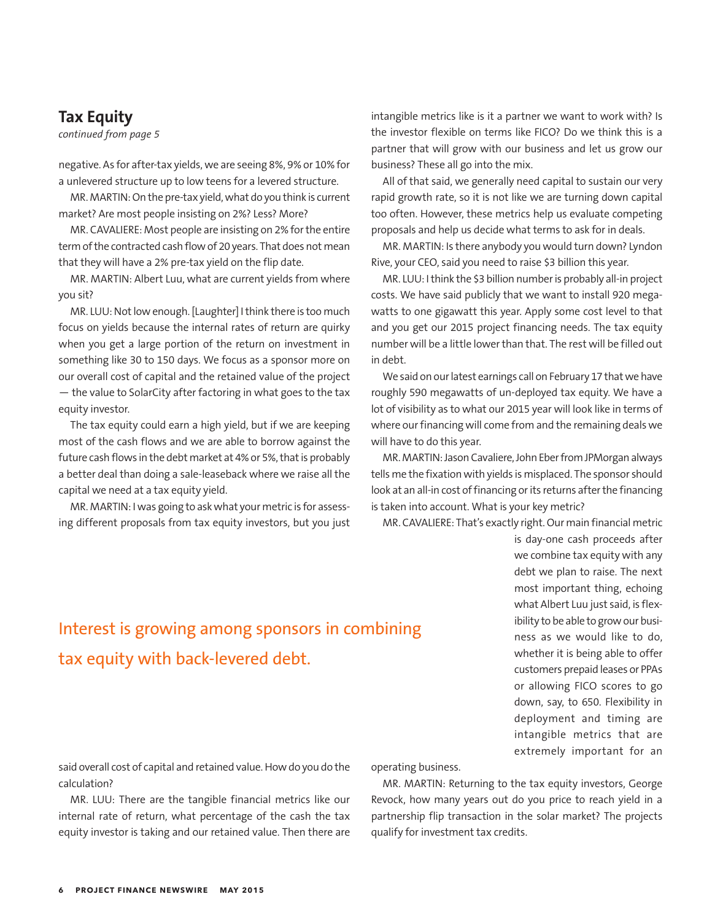## Tax Equity

*continued from page 5*

negative. As for after-tax yields, we are seeing 8%, 9% or 10% for a unlevered structure up to low teens for a levered structure.

MR. MARTIN: On the pre-tax yield, what do you think is current market? Are most people insisting on 2%? Less? More?

MR. CAVALIERE: Most people are insisting on 2% for the entire term of the contracted cash flow of 20 years. That does not mean that they will have a 2% pre-tax yield on the flip date.

MR. MARTIN: Albert Luu, what are current yields from where you sit?

MR. LUU: Not low enough. [Laughter] I think there is too much focus on yields because the internal rates of return are quirky when you get a large portion of the return on investment in something like 30 to 150 days. We focus as a sponsor more on our overall cost of capital and the retained value of the project — the value to SolarCity after factoring in what goes to the tax equity investor.

The tax equity could earn a high yield, but if we are keeping most of the cash flows and we are able to borrow against the future cash flows in the debt market at 4% or 5%, that is probably a better deal than doing a sale-leaseback where we raise all the capital we need at a tax equity yield.

MR. MARTIN: I was going to ask what your metric is for assessing different proposals from tax equity investors, but you just said overall cost of capital and retained value. How do you do the calculation?

MR. LUU: There are the tangible financial metrics like our internal rate of return, what percentage of the cash the tax equity investor is taking and our retained value. Then there are intangible metrics like is it a partner we want to work with? Is the investor flexible on terms like FICO? Do we think this is a partner that will grow with our business and let us grow our business? These all go into the mix.

All of that said, we generally need capital to sustain our very rapid growth rate, so it is not like we are turning down capital too often. However, these metrics help us evaluate competing proposals and help us decide what terms to ask for in deals.

MR. MARTIN: Is there anybody you would turn down? Lyndon Rive, your CEO, said you need to raise $3 billion this year.

MR. LUU: I think the $3 billion number is probably all-in project costs. We have said publicly that we want to install 920 megawatts to one gigawatt this year. Apply some cost level to that and you get our 2015 project financing needs. The tax equity number will be a little lower than that. The rest will be filled out in debt.

We said on our latest earnings call on February 17 that we have roughly 590 megawatts of un-deployed tax equity. We have a lot of visibility as to what our 2015 year will look like in terms of where our financing will come from and the remaining deals we will have to do this year.

MR. MARTIN: Jason Cavaliere, John Eber from JPMorgan always tells me the fixation with yields is misplaced. The sponsor should look at an all-in cost of financing or its returns after the financing is taken into account. What is your key metric?

MR. CAVALIERE: That's exactly right. Our main financial metric is day-one cash proceeds after we combine tax equity with any debt we plan to raise. The next most important thing, echoing what Albert Luu just said, is flexibility to be able to grow our business as we would like to do, whether it is being able to offer customers prepaid leases or PPAs or allowing FICO scores to go down, say, to 650. Flexibility in deployment and timing are intangible metrics that are extremely important for an operating business.

Interest is growing among sponsors in combining tax equity with back-levered debt.

MR. MARTIN: Returning to the tax equity investors, George Revock, how many years out do you price to reach yield in a partnership flip transaction in the solar market? The projects qualify for investment tax credits.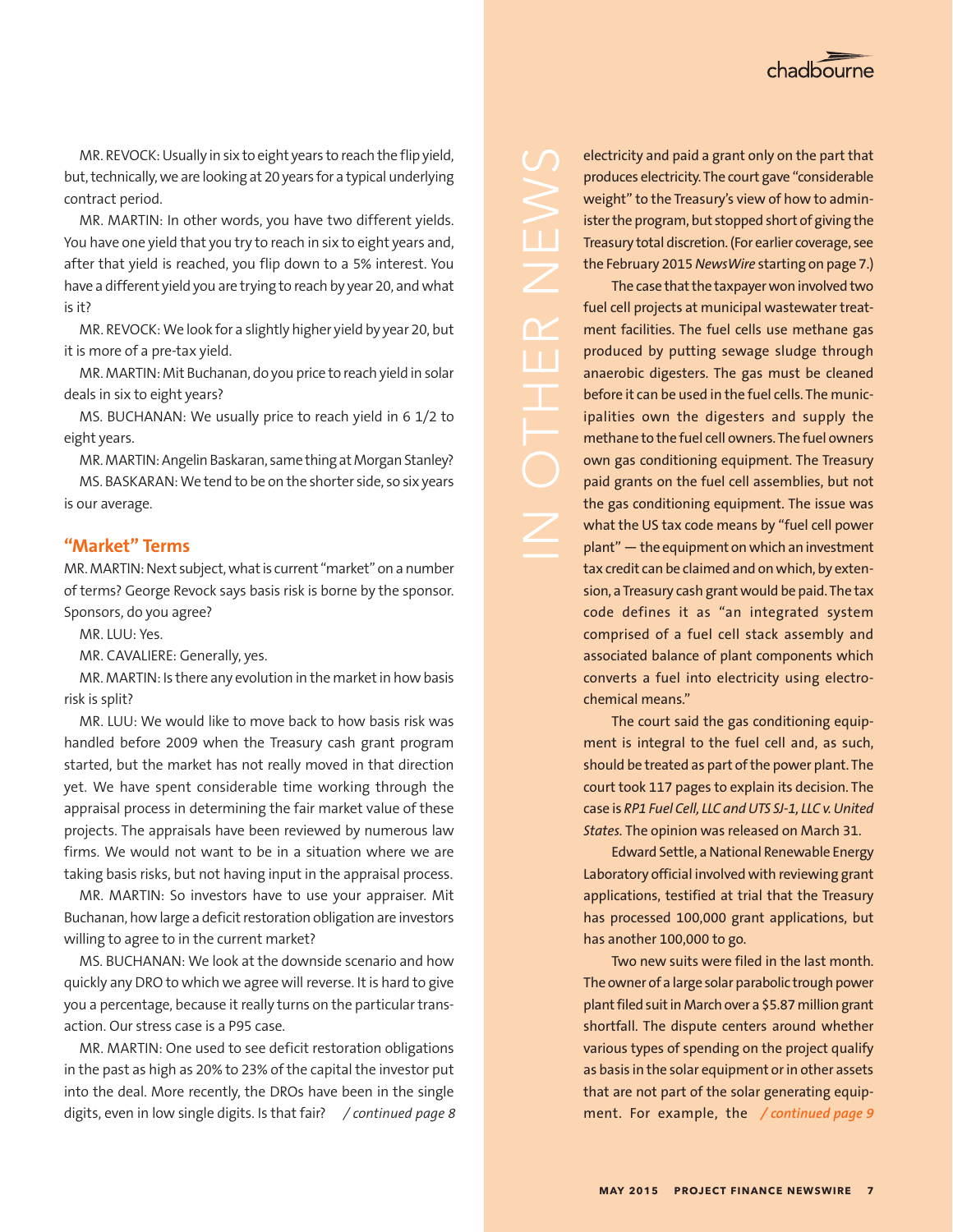MR. REVOCK: Usually in six to eight years to reach the flip yield, but, technically, we are looking at 20 years for a typical underlying contract period.

MR. MARTIN: In other words, you have two different yields. You have one yield that you try to reach in six to eight years and, after that yield is reached, you flip down to a 5% interest. You have a different yield you are trying to reach by year 20, and what is it?

MR. REVOCK: We look for a slightly higher yield by year 20, but it is more of a pre-tax yield.

MR. MARTIN: Mit Buchanan, do you price to reach yield in solar deals in six to eight years?

MS. BUCHANAN: We usually price to reach yield in 6 1/2 to eight years.

MR. MARTIN: Angelin Baskaran, same thing at Morgan Stanley?

MS. BASKARAN: We tend to be on the shorter side, so six years is our average.

## "Market" Terms

MR. MARTIN: Next subject, what is current "market" on a number of terms? George Revock says basis risk is borne by the sponsor. Sponsors, do you agree?

MR. LUU: Yes.

MR. CAVALIERE: Generally, yes.

MR. MARTIN: Is there any evolution in the market in how basis risk is split?

MR. LUU: We would like to move back to how basis risk was handled before 2009 when the Treasury cash grant program started, but the market has not really moved in that direction yet. We have spent considerable time working through the appraisal process in determining the fair market value of these projects. The appraisals have been reviewed by numerous law firms. We would not want to be in a situation where we are taking basis risks, but not having input in the appraisal process.

MR. MARTIN: So investors have to use your appraiser. Mit Buchanan, how large a deficit restoration obligation are investors willing to agree to in the current market?

MS. BUCHANAN: We look at the downside scenario and how quickly any DRO to which we agree will reverse. It is hard to give you a percentage, because it really turns on the particular transaction. Our stress case is a P95 case.

MR. MARTIN: One used to see deficit restoration obligations in the past as high as 20% to 23% of the capital the investor put into the deal. More recently, the DROs have been in the single digits, even in low single digits. Is that fair? */ continued page 8*

## IN OTHER NEWS

electricity and paid a grant only on the part that produces electricity. The court gave "considerable weight" to the Treasury's view of how to administer the program, but stopped short of giving the Treasury total discretion. (For earlier coverage, see the February 2015 *NewsWire* starting on page 7.)

The case that the taxpayer won involved two fuel cell projects at municipal wastewater treatment facilities. The fuel cells use methane gas produced by putting sewage sludge through anaerobic digesters. The gas must be cleaned before it can be used in the fuel cells. The municipalities own the digesters and supply the methane to the fuel cell owners. The fuel owners own gas conditioning equipment. The Treasury paid grants on the fuel cell assemblies, but not the gas conditioning equipment. The issue was what the US tax code means by "fuel cell power plant" — the equipment on which an investment tax credit can be claimed and on which, by extension, a Treasury cash grant would be paid. The tax code defines it as "an integrated system comprised of a fuel cell stack assembly and associated balance of plant components which converts a fuel into electricity using electrochemical means."

The court said the gas conditioning equipment is integral to the fuel cell and, as such, should be treated as part of the power plant. The court took 117 pages to explain its decision. The case is *RP1 Fuel Cell, LLC and UTS SJ-1, LLC v. United States*. The opinion was released on March 31.

Edward Settle, a National Renewable Energy Laboratory official involved with reviewing grant applications, testified at trial that the Treasury has processed 100,000 grant applications, but has another 100,000 to go.

Two new suits were filed in the last month. The owner of a large solar parabolic trough power plant filed suit in March over a $5.87 million grant shortfall. The dispute centers around whether various types of spending on the project qualify as basis in the solar equipment or in other assets that are not part of the solar generating equipment. For example, the */ continued page 9*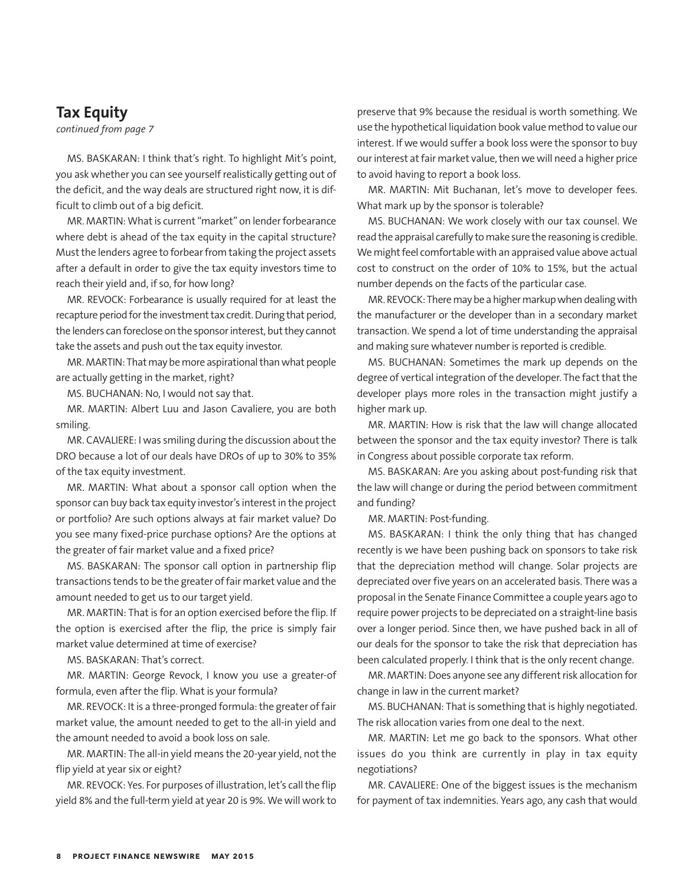## Tax Equity

*continued from page 7*

MS. BASKARAN: I think that's right. To highlight Mit's point, you ask whether you can see yourself realistically getting out of the deficit, and the way deals are structured right now, it is difficult to climb out of a big deficit.

MR. MARTIN: What is current "market" on lender forbearance where debt is ahead of the tax equity in the capital structure? Must the lenders agree to forbear from taking the project assets after a default in order to give the tax equity investors time to reach their yield and, if so, for how long?

MR. REVOCK: Forbearance is usually required for at least the recapture period for the investment tax credit. During that period, the lenders can foreclose on the sponsor interest, but they cannot take the assets and push out the tax equity investor.

MR. MARTIN: That may be more aspirational than what people are actually getting in the market, right?

MS. BUCHANAN: No, I would not say that.

MR. MARTIN: Albert Luu and Jason Cavaliere, you are both smiling.

MR. CAVALIERE: I was smiling during the discussion about the DRO because a lot of our deals have DROs of up to 30% to 35% of the tax equity investment.

MR. MARTIN: What about a sponsor call option when the sponsor can buy back tax equity investor's interest in the project or portfolio? Are such options always at fair market value? Do you see many fixed-price purchase options? Are the options at the greater of fair market value and a fixed price?

MS. BASKARAN: The sponsor call option in partnership flip transactions tends to be the greater of fair market value and the amount needed to get us to our target yield.

MR. MARTIN: That is for an option exercised before the flip. If the option is exercised after the flip, the price is simply fair market value determined at time of exercise?

MS. BASKARAN: That's correct.

MR. MARTIN: George Revock, I know you use a greater-of formula, even after the flip. What is your formula?

MR. REVOCK: It is a three-pronged formula: the greater of fair market value, the amount needed to get to the all-in yield and the amount needed to avoid a book loss on sale.

MR. MARTIN: The all-in yield means the 20-year yield, not the flip yield at year six or eight?

MR. REVOCK: Yes. For purposes of illustration, let's call the flip yield 8% and the full-term yield at year 20 is 9%. We will work to preserve that 9% because the residual is worth something. We use the hypothetical liquidation book value method to value our interest. If we would suffer a book loss were the sponsor to buy our interest at fair market value, then we will need a higher price to avoid having to report a book loss.

MR. MARTIN: Mit Buchanan, let's move to developer fees. What mark up by the sponsor is tolerable?

MS. BUCHANAN: We work closely with our tax counsel. We read the appraisal carefully to make sure the reasoning is credible. We might feel comfortable with an appraised value above actual cost to construct on the order of 10% to 15%, but the actual number depends on the facts of the particular case.

MR. REVOCK: There may be a higher markup when dealing with the manufacturer or the developer than in a secondary market transaction. We spend a lot of time understanding the appraisal and making sure whatever number is reported is credible.

MS. BUCHANAN: Sometimes the mark up depends on the degree of vertical integration of the developer. The fact that the developer plays more roles in the transaction might justify a higher mark up.

MR. MARTIN: How is risk that the law will change allocated between the sponsor and the tax equity investor? There is talk in Congress about possible corporate tax reform.

MS. BASKARAN: Are you asking about post-funding risk that the law will change or during the period between commitment and funding?

MR. MARTIN: Post-funding.

MS. BASKARAN: I think the only thing that has changed recently is we have been pushing back on sponsors to take risk that the depreciation method will change. Solar projects are depreciated over five years on an accelerated basis. There was a proposal in the Senate Finance Committee a couple years ago to require power projects to be depreciated on a straight-line basis over a longer period. Since then, we have pushed back in all of our deals for the sponsor to take the risk that depreciation has been calculated properly. I think that is the only recent change.

MR. MARTIN: Does anyone see any different risk allocation for change in law in the current market?

MS. BUCHANAN: That is something that is highly negotiated. The risk allocation varies from one deal to the next.

MR. MARTIN: Let me go back to the sponsors. What other issues do you think are currently in play in tax equity negotiations?

MR. CAVALIERE: One of the biggest issues is the mechanism for payment of tax indemnities. Years ago, any cash that would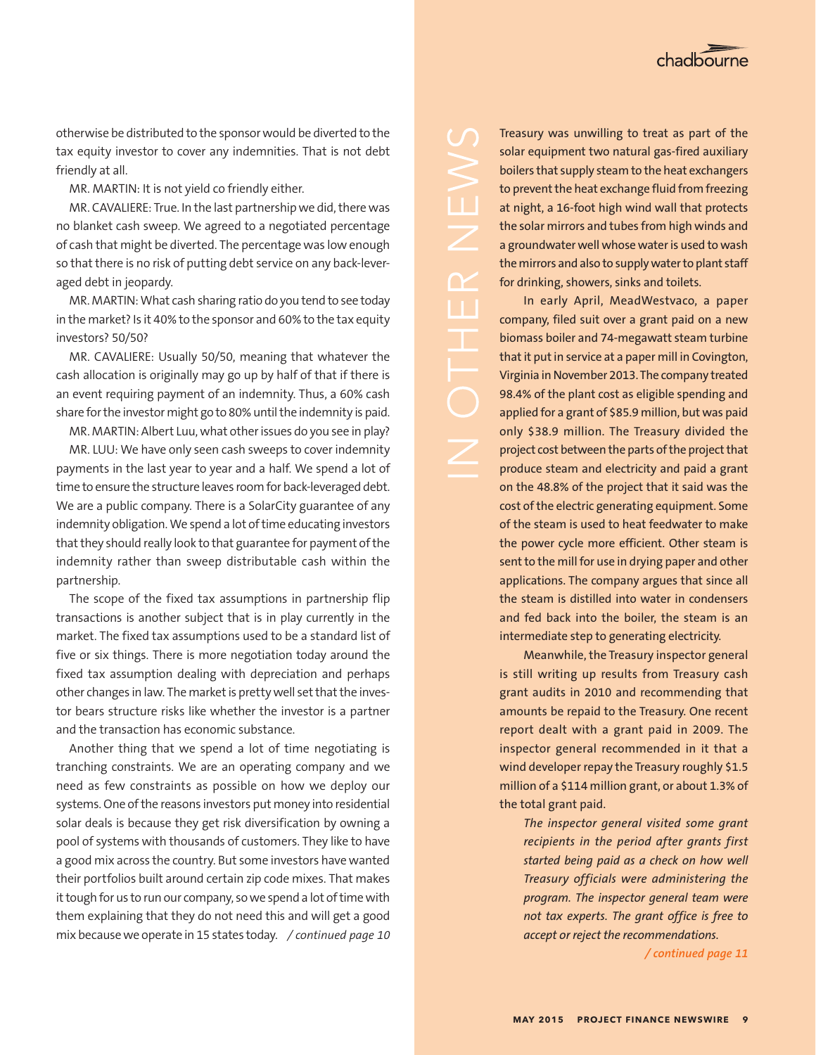otherwise be distributed to the sponsor would be diverted to the tax equity investor to cover any indemnities. That is not debt friendly at all.

MR. MARTIN: It is not yield co friendly either.

MR. CAVALIERE: True. In the last partnership we did, there was no blanket cash sweep. We agreed to a negotiated percentage of cash that might be diverted. The percentage was low enough so that there is no risk of putting debt service on any back-leveraged debt in jeopardy.

MR. MARTIN: What cash sharing ratio do you tend to see today in the market? Is it 40% to the sponsor and 60% to the tax equity investors? 50/50?

MR. CAVALIERE: Usually 50/50, meaning that whatever the cash allocation is originally may go up by half of that if there is an event requiring payment of an indemnity. Thus, a 60% cash share for the investor might go to 80% until the indemnity is paid.

MR. MARTIN: Albert Luu, what other issues do you see in play?

MR. LUU: We have only seen cash sweeps to cover indemnity payments in the last year to year and a half. We spend a lot of time to ensure the structure leaves room for back-leveraged debt. We are a public company. There is a SolarCity guarantee of any indemnity obligation. We spend a lot of time educating investors that they should really look to that guarantee for payment of the indemnity rather than sweep distributable cash within the partnership.

The scope of the fixed tax assumptions in partnership flip transactions is another subject that is in play currently in the market. The fixed tax assumptions used to be a standard list of five or six things. There is more negotiation today around the fixed tax assumption dealing with depreciation and perhaps other changes in law. The market is pretty well set that the investor bears structure risks like whether the investor is a partner and the transaction has economic substance.

Another thing that we spend a lot of time negotiating is tranching constraints. We are an operating company and we need as few constraints as possible on how we deploy our systems. One of the reasons investors put money into residential solar deals is because they get risk diversification by owning a pool of systems with thousands of customers. They like to have a good mix across the country. But some investors have wanted their portfolios built around certain zip code mixes. That makes it tough for us to run our company, so we spend a lot of time with them explaining that they do not need this and will get a good mix because we operate in 15 states today. */ continued page 10*

## IN OTHER NEWS

Treasury was unwilling to treat as part of the solar equipment two natural gas-fired auxiliary boilers that supply steam to the heat exchangers to prevent the heat exchange fluid from freezing at night, a 16-foot high wind wall that protects the solar mirrors and tubes from high winds and a groundwater well whose water is used to wash the mirrors and also to supply water to plant staff for drinking, showers, sinks and toilets.

In early April, MeadWestvaco, a paper company, filed suit over a grant paid on a new biomass boiler and 74-megawatt steam turbine that it put in service at a paper mill in Covington, Virginia in November 2013. The company treated 98.4% of the plant cost as eligible spending and applied for a grant of $85.9 million, but was paid only $38.9 million. The Treasury divided the project cost between the parts of the project that produce steam and electricity and paid a grant on the 48.8% of the project that it said was the cost of the electric generating equipment. Some of the steam is used to heat feedwater to make the power cycle more efficient. Other steam is sent to the mill for use in drying paper and other applications. The company argues that since all the steam is distilled into water in condensers and fed back into the boiler, the steam is an intermediate step to generating electricity.

Meanwhile, the Treasury inspector general is still writing up results from Treasury cash grant audits in 2010 and recommending that amounts be repaid to the Treasury. One recent report dealt with a grant paid in 2009. The inspector general recommended in it that a wind developer repay the Treasury roughly $1.5 million of a $114 million grant, or about 1.3% of the total grant paid.

*The inspector general visited some grant recipients in the period after grants first started being paid as a check on how well Treasury officials were administering the program. The inspector general team were not tax experts. The grant office is free to accept or reject the recommendations.*

*/ continued page 11*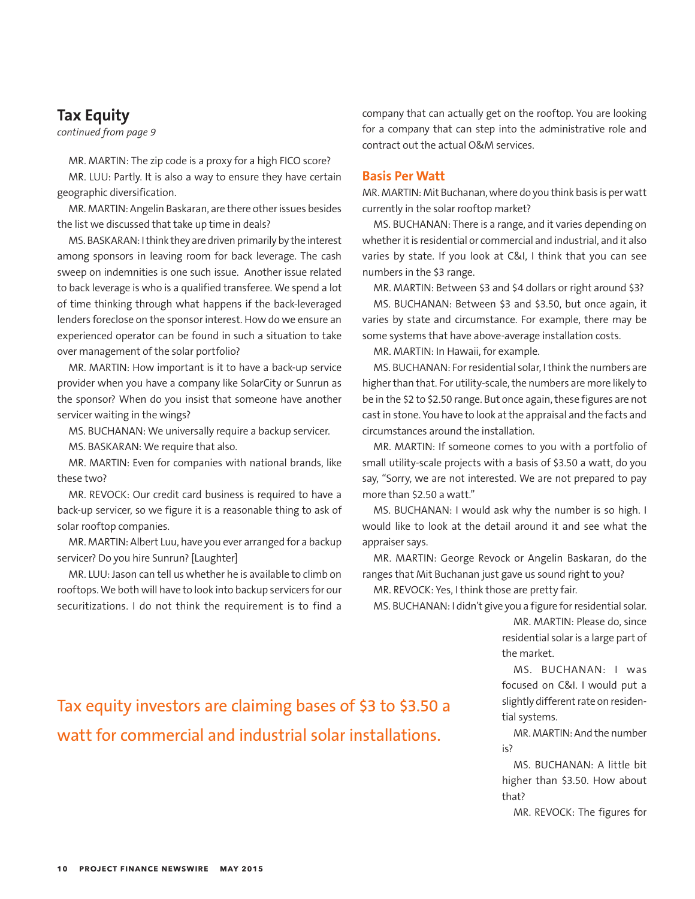## Tax Equity

*continued from page 9*

MR. MARTIN: The zip code is a proxy for a high FICO score?

MR. LUU: Partly. It is also a way to ensure they have certain geographic diversification.

MR. MARTIN: Angelin Baskaran, are there other issues besides the list we discussed that take up time in deals?

MS. BASKARAN: I think they are driven primarily by the interest among sponsors in leaving room for back leverage. The cash sweep on indemnities is one such issue. Another issue related to back leverage is who is a qualified transferee. We spend a lot of time thinking through what happens if the back-leveraged lenders foreclose on the sponsor interest. How do we ensure an experienced operator can be found in such a situation to take over management of the solar portfolio?

MR. MARTIN: How important is it to have a back-up service provider when you have a company like SolarCity or Sunrun as the sponsor? When do you insist that someone have another servicer waiting in the wings?

MS. BUCHANAN: We universally require a backup servicer.

MS. BASKARAN: We require that also.

MR. MARTIN: Even for companies with national brands, like these two?

MR. REVOCK: Our credit card business is required to have a back-up servicer, so we figure it is a reasonable thing to ask of solar rooftop companies.

MR. MARTIN: Albert Luu, have you ever arranged for a backup servicer? Do you hire Sunrun? [Laughter]

MR. LUU: Jason can tell us whether he is available to climb on rooftops. We both will have to look into backup servicers for our securitizations. I do not think the requirement is to find a company that can actually get on the rooftop. You are looking for a company that can step into the administrative role and contract out the actual O&M services.

### Basis Per Watt

MR. MARTIN: Mit Buchanan, where do you think basis is per watt currently in the solar rooftop market?

MS. BUCHANAN: There is a range, and it varies depending on whether it is residential or commercial and industrial, and it also varies by state. If you look at C&I, I think that you can see numbers in the $3 range.

MR. MARTIN: Between $3 and $4 dollars or right around $3?

MS. BUCHANAN: Between $3 and $3.50, but once again, it varies by state and circumstance. For example, there may be some systems that have above-average installation costs.

MR. MARTIN: In Hawaii, for example.

MS. BUCHANAN: For residential solar, I think the numbers are higher than that. For utility-scale, the numbers are more likely to be in the $2 to $2.50 range. But once again, these figures are not cast in stone. You have to look at the appraisal and the facts and circumstances around the installation.

MR. MARTIN: If someone comes to you with a portfolio of small utility-scale projects with a basis of $3.50 a watt, do you say, "Sorry, we are not interested. We are not prepared to pay more than $2.50 a watt."

MS. BUCHANAN: I would ask why the number is so high. I would like to look at the detail around it and see what the appraiser says.

MR. MARTIN: George Revock or Angelin Baskaran, do the ranges that Mit Buchanan just gave us sound right to you?

MR. REVOCK: Yes, I think those are pretty fair.

MS. BUCHANAN: I didn't give you a figure for residential solar.

MR. MARTIN: Please do, since residential solar is a large part of the market.

MS. BUCHANAN: I was focused on C&I. I would put a slightly different rate on residential systems.

MR. MARTIN: And the number is?

MS. BUCHANAN: A little bit higher than $3.50. How about that?

MR. REVOCK: The figures for

> Tax equity investors are claiming bases of $3 to $3.50 a watt for commercial and industrial solar installations.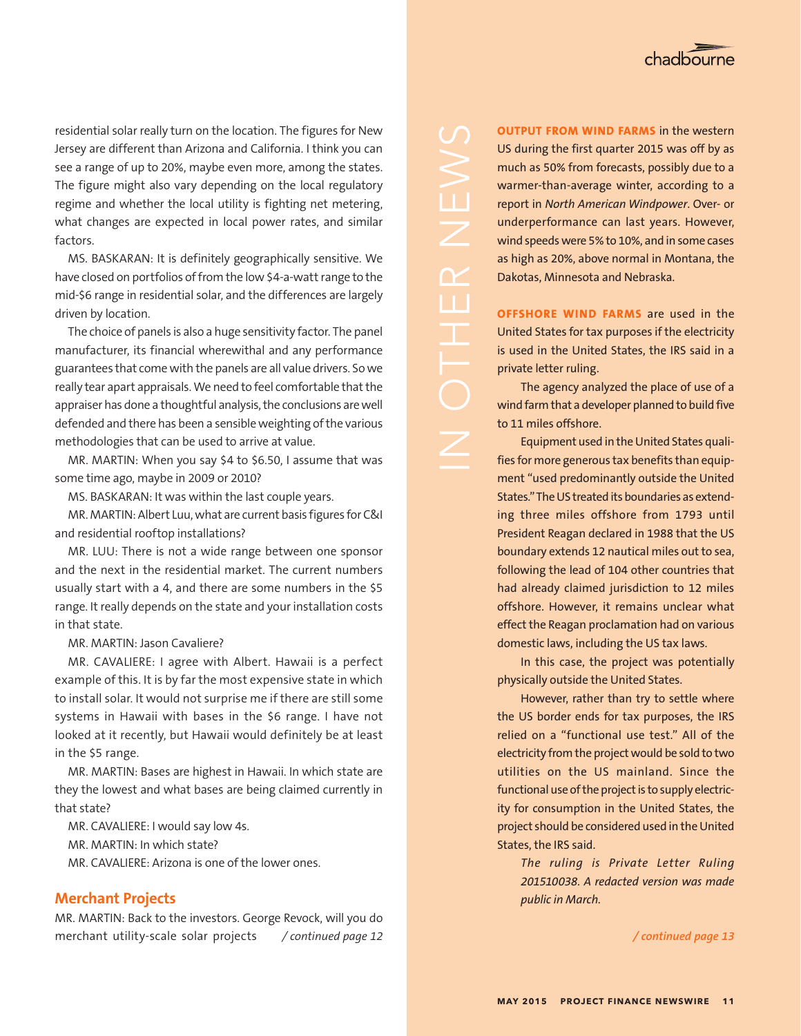residential solar really turn on the location. The figures for New Jersey are different than Arizona and California. I think you can see a range of up to 20%, maybe even more, among the states. The figure might also vary depending on the local regulatory regime and whether the local utility is fighting net metering, what changes are expected in local power rates, and similar factors.

MS. BASKARAN: It is definitely geographically sensitive. We have closed on portfolios of from the low $4-a-watt range to the mid-$6 range in residential solar, and the differences are largely driven by location.

The choice of panels is also a huge sensitivity factor. The panel manufacturer, its financial wherewithal and any performance guarantees that come with the panels are all value drivers. So we really tear apart appraisals. We need to feel comfortable that the appraiser has done a thoughtful analysis, the conclusions are well defended and there has been a sensible weighting of the various methodologies that can be used to arrive at value.

MR. MARTIN: When you say $4 to $6.50, I assume that was some time ago, maybe in 2009 or 2010?

MS. BASKARAN: It was within the last couple years.

MR. MARTIN: Albert Luu, what are current basis figures for C&I and residential rooftop installations?

MR. LUU: There is not a wide range between one sponsor and the next in the residential market. The current numbers usually start with a 4, and there are some numbers in the $5 range. It really depends on the state and your installation costs in that state.

MR. MARTIN: Jason Cavaliere?

MR. CAVALIERE: I agree with Albert. Hawaii is a perfect example of this. It is by far the most expensive state in which to install solar. It would not surprise me if there are still some systems in Hawaii with bases in the $6 range. I have not looked at it recently, but Hawaii would definitely be at least in the $5 range.

MR. MARTIN: Bases are highest in Hawaii. In which state are they the lowest and what bases are being claimed currently in that state?

MR. CAVALIERE: I would say low 4s.

MR. MARTIN: In which state?

MR. CAVALIERE: Arizona is one of the lower ones.

## Merchant Projects

MR. MARTIN: Back to the investors. George Revock, will you do merchant utility-scale solar projects *(continued page 12)*

# IN OTHER NEWS

**OUTPUT FROM WIND FARMS** in the western US during the first quarter 2015 was off by as much as 50% from forecasts, possibly due to a warmer-than-average winter, according to a report in *North American Windpower*. Over- or underperformance can last years. However, wind speeds were 5% to 10%, and in some cases as high as 20%, above normal in Montana, the Dakotas, Minnesota and Nebraska.

**OFFSHORE WIND FARMS** are used in the United States for tax purposes if the electricity is used in the United States, the IRS said in a private letter ruling.

The agency analyzed the place of use of a wind farm that a developer planned to build five to 11 miles offshore.

Equipment used in the United States qualifies for more generous tax benefits than equipment "used predominantly outside the United States." The US treated its boundaries as extending three miles offshore from 1793 until President Reagan declared in 1988 that the US boundary extends 12 nautical miles out to sea, following the lead of 104 other countries that had already claimed jurisdiction to 12 miles offshore. However, it remains unclear what effect the Reagan proclamation had on various domestic laws, including the US tax laws.

In this case, the project was potentially physically outside the United States.

However, rather than try to settle where the US border ends for tax purposes, the IRS relied on a "functional use test." All of the electricity from the project would be sold to two utilities on the US mainland. Since the functional use of the project is to supply electricity for consumption in the United States, the project should be considered used in the United States, the IRS said.

*The ruling is Private Letter Ruling 201510038. A redacted version was made public in March.*

*(continued page 13)*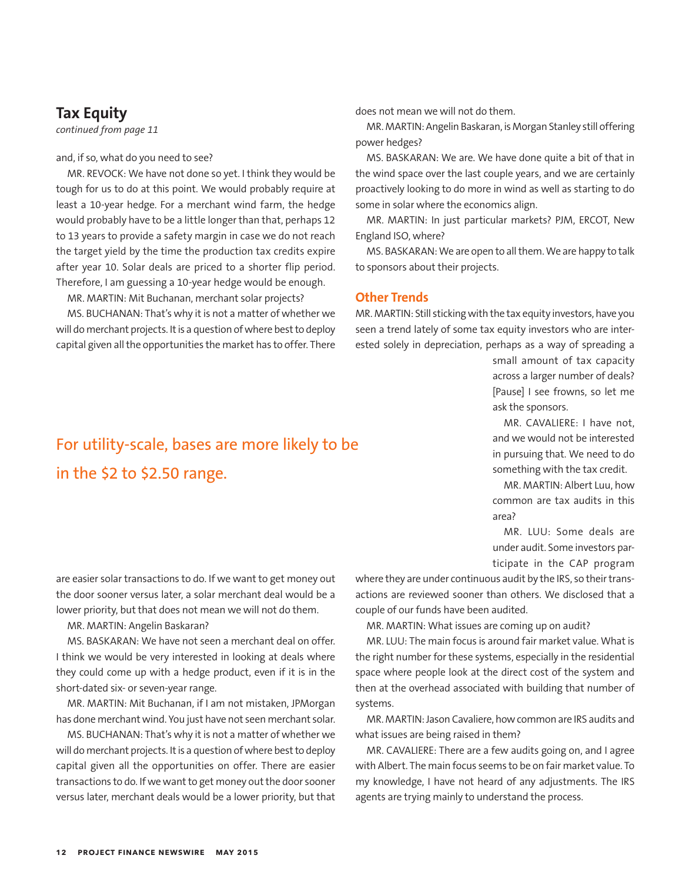## Tax Equity

*continued from page 11*

and, if so, what do you need to see?

MR. REVOCK: We have not done so yet. I think they would be tough for us to do at this point. We would probably require at least a 10-year hedge. For a merchant wind farm, the hedge would probably have to be a little longer than that, perhaps 12 to 13 years to provide a safety margin in case we do not reach the target yield by the time the production tax credits expire after year 10. Solar deals are priced to a shorter flip period. Therefore, I am guessing a 10-year hedge would be enough.

MR. MARTIN: Mit Buchanan, merchant solar projects?

MS. BUCHANAN: That's why it is not a matter of whether we will do merchant projects. It is a question of where best to deploy capital given all the opportunities the market has to offer. There are easier solar transactions to do. If we want to get money out the door sooner versus later, a solar merchant deal would be a lower priority, but that does not mean we will not do them.

MR. MARTIN: Angelin Baskaran?

MS. BASKARAN: We have not seen a merchant deal on offer. I think we would be very interested in looking at deals where they could come up with a hedge product, even if it is in the short-dated six- or seven-year range.

MR. MARTIN: Mit Buchanan, if I am not mistaken, JPMorgan has done merchant wind. You just have not seen merchant solar.

MS. BUCHANAN: That's why it is not a matter of whether we will do merchant projects. It is a question of where best to deploy capital given all the opportunities on offer. There are easier transactions to do. If we want to get money out the door sooner versus later, merchant deals would be a lower priority, but that does not mean we will not do them.

MR. MARTIN: Angelin Baskaran, is Morgan Stanley still offering power hedges?

MS. BASKARAN: We are. We have done quite a bit of that in the wind space over the last couple years, and we are certainly proactively looking to do more in wind as well as starting to do some in solar where the economics align.

MR. MARTIN: In just particular markets? PJM, ERCOT, New England ISO, where?

MS. BASKARAN: We are open to all them. We are happy to talk to sponsors about their projects.

### Other Trends

MR. MARTIN: Still sticking with the tax equity investors, have you seen a trend lately of some tax equity investors who are interested solely in depreciation, perhaps as a way of spreading a small amount of tax capacity across a larger number of deals? [Pause] I see frowns, so let me ask the sponsors.

MR. CAVALIERE: I have not, and we would not be interested in pursuing that. We need to do something with the tax credit.

MR. MARTIN: Albert Luu, how common are tax audits in this area?

MR. LUU: Some deals are under audit. Some investors participate in the CAP program where they are under continuous audit by the IRS, so their transactions are reviewed sooner than others. We disclosed that a couple of our funds have been audited.

MR. MARTIN: What issues are coming up on audit?

MR. LUU: The main focus is around fair market value. What is the right number for these systems, especially in the residential space where people look at the direct cost of the system and then at the overhead associated with building that number of systems.

MR. MARTIN: Jason Cavaliere, how common are IRS audits and what issues are being raised in them?

MR. CAVALIERE: There are a few audits going on, and I agree with Albert. The main focus seems to be on fair market value. To my knowledge, I have not heard of any adjustments. The IRS agents are trying mainly to understand the process.

For utility-scale, bases are more likely to be in the $2 to $2.50 range.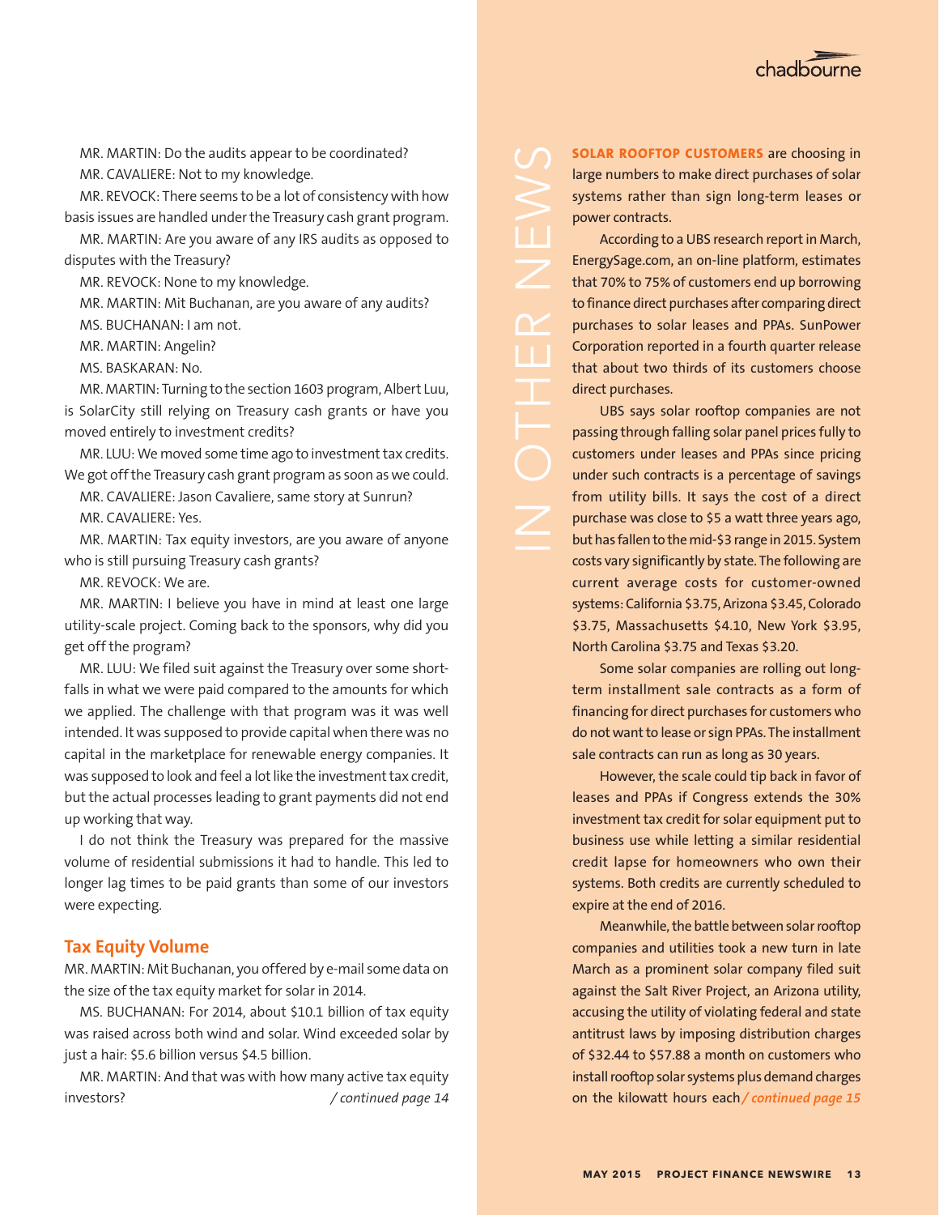MR. MARTIN: Do the audits appear to be coordinated?

MR. CAVALIERE: Not to my knowledge.

MR. REVOCK: There seems to be a lot of consistency with how basis issues are handled under the Treasury cash grant program.

MR. MARTIN: Are you aware of any IRS audits as opposed to disputes with the Treasury?

MR. REVOCK: None to my knowledge.

MR. MARTIN: Mit Buchanan, are you aware of any audits?

MS. BUCHANAN: I am not.

MR. MARTIN: Angelin?

MS. BASKARAN: No.

MR. MARTIN: Turning to the section 1603 program, Albert Luu, is SolarCity still relying on Treasury cash grants or have you moved entirely to investment credits?

MR. LUU: We moved some time ago to investment tax credits. We got off the Treasury cash grant program as soon as we could.

MR. CAVALIERE: Jason Cavaliere, same story at Sunrun?

MR. CAVALIERE: Yes.

MR. MARTIN: Tax equity investors, are you aware of anyone who is still pursuing Treasury cash grants?

MR. REVOCK: We are.

MR. MARTIN: I believe you have in mind at least one large utility-scale project. Coming back to the sponsors, why did you get off the program?

MR. LUU: We filed suit against the Treasury over some shortfalls in what we were paid compared to the amounts for which we applied. The challenge with that program was it was well intended. It was supposed to provide capital when there was no capital in the marketplace for renewable energy companies. It was supposed to look and feel a lot like the investment tax credit, but the actual processes leading to grant payments did not end up working that way.

I do not think the Treasury was prepared for the massive volume of residential submissions it had to handle. This led to longer lag times to be paid grants than some of our investors were expecting.

## Tax Equity Volume

MR. MARTIN: Mit Buchanan, you offered by e-mail some data on the size of the tax equity market for solar in 2014.

MS. BUCHANAN: For 2014, about $10.1 billion of tax equity was raised across both wind and solar. Wind exceeded solar by just a hair: $5.6 billion versus $4.5 billion.

MR. MARTIN: And that was with how many active tax equity investors? *[/ continued page 14](#)*

## IN OTHER NEWS

**SOLAR ROOFTOP CUSTOMERS** are choosing in large numbers to make direct purchases of solar systems rather than sign long-term leases or power contracts.

According to a UBS research report in March, EnergySage.com, an on-line platform, estimates that 70% to 75% of customers end up borrowing to finance direct purchases after comparing direct purchases to solar leases and PPAs. SunPower Corporation reported in a fourth quarter release that about two thirds of its customers choose direct purchases.

UBS says solar rooftop companies are not passing through falling solar panel prices fully to customers under leases and PPAs since pricing under such contracts is a percentage of savings from utility bills. It says the cost of a direct purchase was close to $5 a watt three years ago, but has fallen to the mid-$3 range in 2015. System costs vary significantly by state. The following are current average costs for customer-owned systems: California $3.75, Arizona $3.45, Colorado $3.75, Massachusetts $4.10, New York $3.95, North Carolina $3.75 and Texas $3.20.

Some solar companies are rolling out long-term installment sale contracts as a form of financing for direct purchases for customers who do not want to lease or sign PPAs. The installment sale contracts can run as long as 30 years.

However, the scale could tip back in favor of leases and PPAs if Congress extends the 30% investment tax credit for solar equipment put to business use while letting a similar residential credit lapse for homeowners who own their systems. Both credits are currently scheduled to expire at the end of 2016.

Meanwhile, the battle between solar rooftop companies and utilities took a new turn in late March as a prominent solar company filed suit against the Salt River Project, an Arizona utility, accusing the utility of violating federal and state antitrust laws by imposing distribution charges of $32.44 to $57.88 a month on customers who install rooftop solar systems plus demand charges on the kilowatt hours each *[/ continued page 15](#)*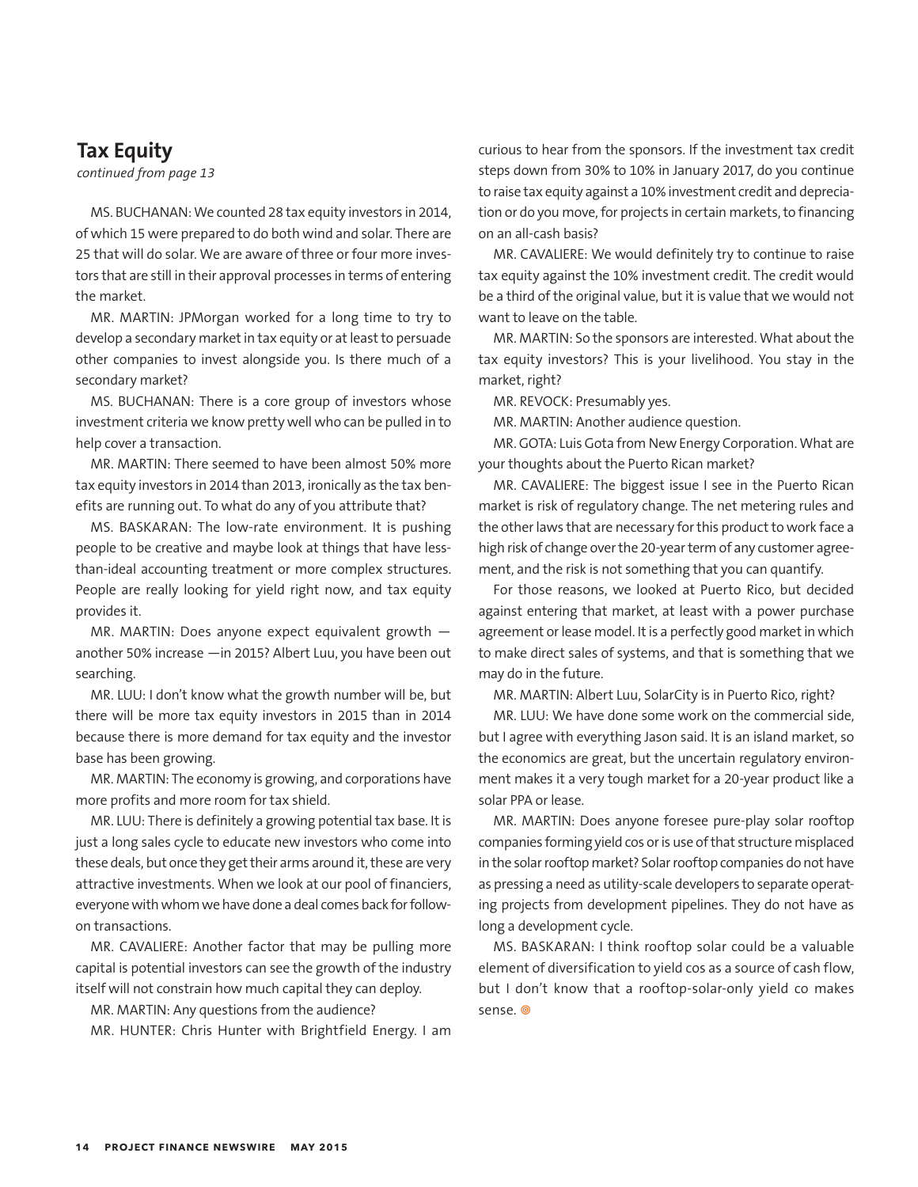## Tax Equity

*continued from page 13*

MS. BUCHANAN: We counted 28 tax equity investors in 2014, of which 15 were prepared to do both wind and solar. There are 25 that will do solar. We are aware of three or four more investors that are still in their approval processes in terms of entering the market.

MR. MARTIN: JPMorgan worked for a long time to try to develop a secondary market in tax equity or at least to persuade other companies to invest alongside you. Is there much of a secondary market?

MS. BUCHANAN: There is a core group of investors whose investment criteria we know pretty well who can be pulled in to help cover a transaction.

MR. MARTIN: There seemed to have been almost 50% more tax equity investors in 2014 than 2013, ironically as the tax benefits are running out. To what do any of you attribute that?

MS. BASKARAN: The low-rate environment. It is pushing people to be creative and maybe look at things that have less-than-ideal accounting treatment or more complex structures. People are really looking for yield right now, and tax equity provides it.

MR. MARTIN: Does anyone expect equivalent growth — another 50% increase —in 2015? Albert Luu, you have been out searching.

MR. LUU: I don't know what the growth number will be, but there will be more tax equity investors in 2015 than in 2014 because there is more demand for tax equity and the investor base has been growing.

MR. MARTIN: The economy is growing, and corporations have more profits and more room for tax shield.

MR. LUU: There is definitely a growing potential tax base. It is just a long sales cycle to educate new investors who come into these deals, but once they get their arms around it, these are very attractive investments. When we look at our pool of financiers, everyone with whom we have done a deal comes back for follow-on transactions.

MR. CAVALIERE: Another factor that may be pulling more capital is potential investors can see the growth of the industry itself will not constrain how much capital they can deploy.

MR. MARTIN: Any questions from the audience?

MR. HUNTER: Chris Hunter with Brightfield Energy. I am curious to hear from the sponsors. If the investment tax credit steps down from 30% to 10% in January 2017, do you continue to raise tax equity against a 10% investment credit and depreciation or do you move, for projects in certain markets, to financing on an all-cash basis?

MR. CAVALIERE: We would definitely try to continue to raise tax equity against the 10% investment credit. The credit would be a third of the original value, but it is value that we would not want to leave on the table.

MR. MARTIN: So the sponsors are interested. What about the tax equity investors? This is your livelihood. You stay in the market, right?

MR. REVOCK: Presumably yes.

MR. MARTIN: Another audience question.

MR. GOTA: Luis Gota from New Energy Corporation. What are your thoughts about the Puerto Rican market?

MR. CAVALIERE: The biggest issue I see in the Puerto Rican market is risk of regulatory change. The net metering rules and the other laws that are necessary for this product to work face a high risk of change over the 20-year term of any customer agreement, and the risk is not something that you can quantify.

For those reasons, we looked at Puerto Rico, but decided against entering that market, at least with a power purchase agreement or lease model. It is a perfectly good market in which to make direct sales of systems, and that is something that we may do in the future.

MR. MARTIN: Albert Luu, SolarCity is in Puerto Rico, right?

MR. LUU: We have done some work on the commercial side, but I agree with everything Jason said. It is an island market, so the economics are great, but the uncertain regulatory environment makes it a very tough market for a 20-year product like a solar PPA or lease.

MR. MARTIN: Does anyone foresee pure-play solar rooftop companies forming yield cos or is use of that structure misplaced in the solar rooftop market? Solar rooftop companies do not have as pressing a need as utility-scale developers to separate operating projects from development pipelines. They do not have as long a development cycle.

MS. BASKARAN: I think rooftop solar could be a valuable element of diversification to yield cos as a source of cash flow, but I don't know that a rooftop-solar-only yield co makes sense.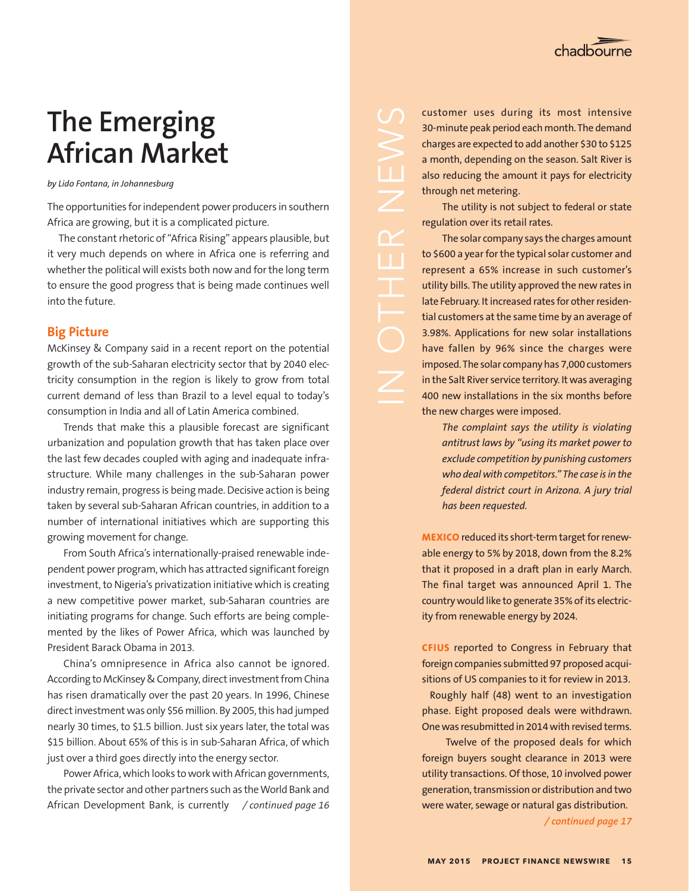# The Emerging African Market

*by Lido Fontana, in Johannesburg*

The opportunities for independent power producers in southern Africa are growing, but it is a complicated picture.

The constant rhetoric of "Africa Rising" appears plausible, but it very much depends on where in Africa one is referring and whether the political will exists both now and for the long term to ensure the good progress that is being made continues well into the future.

## Big Picture

McKinsey & Company said in a recent report on the potential growth of the sub-Saharan electricity sector that by 2040 electricity consumption in the region is likely to grow from total current demand of less than Brazil to a level equal to today's consumption in India and all of Latin America combined.

Trends that make this a plausible forecast are significant urbanization and population growth that has taken place over the last few decades coupled with aging and inadequate infrastructure. While many challenges in the sub-Saharan power industry remain, progress is being made. Decisive action is being taken by several sub-Saharan African countries, in addition to a number of international initiatives which are supporting this growing movement for change.

From South Africa's internationally-praised renewable independent power program, which has attracted significant foreign investment, to Nigeria's privatization initiative which is creating a new competitive power market, sub-Saharan countries are initiating programs for change. Such efforts are being complemented by the likes of Power Africa, which was launched by President Barack Obama in 2013.

China's omnipresence in Africa also cannot be ignored. According to McKinsey & Company, direct investment from China has risen dramatically over the past 20 years. In 1996, Chinese direct investment was only $56 million. By 2005, this had jumped nearly 30 times, to $1.5 billion. Just six years later, the total was $15 billion. About 65% of this is in sub-Saharan Africa, of which just over a third goes directly into the energy sector.

Power Africa, which looks to work with African governments, the private sector and other partners such as the World Bank and African Development Bank, is currently */ continued page 16*

## IN OTHER NEWS

customer uses during its most intensive 30-minute peak period each month. The demand charges are expected to add another $30 to $125 a month, depending on the season. Salt River is also reducing the amount it pays for electricity through net metering.

The utility is not subject to federal or state regulation over its retail rates.

The solar company says the charges amount to $600 a year for the typical solar customer and represent a 65% increase in such customer's utility bills. The utility approved the new rates in late February. It increased rates for other residential customers at the same time by an average of 3.98%. Applications for new solar installations have fallen by 96% since the charges were imposed. The solar company has 7,000 customers in the Salt River service territory. It was averaging 400 new installations in the six months before the new charges were imposed.

*The complaint says the utility is violating antitrust laws by "using its market power to exclude competition by punishing customers who deal with competitors." The case is in the federal district court in Arizona. A jury trial has been requested.*

**MEXICO** reduced its short-term target for renewable energy to 5% by 2018, down from the 8.2% that it proposed in a draft plan in early March. The final target was announced April 1. The country would like to generate 35% of its electricity from renewable energy by 2024.

**CFIUS** reported to Congress in February that foreign companies submitted 97 proposed acquisitions of US companies to it for review in 2013.

Roughly half (48) went to an investigation phase. Eight proposed deals were withdrawn. One was resubmitted in 2014 with revised terms.

Twelve of the proposed deals for which foreign buyers sought clearance in 2013 were utility transactions. Of those, 10 involved power generation, transmission or distribution and two were water, sewage or natural gas distribution.

*/ continued page 17*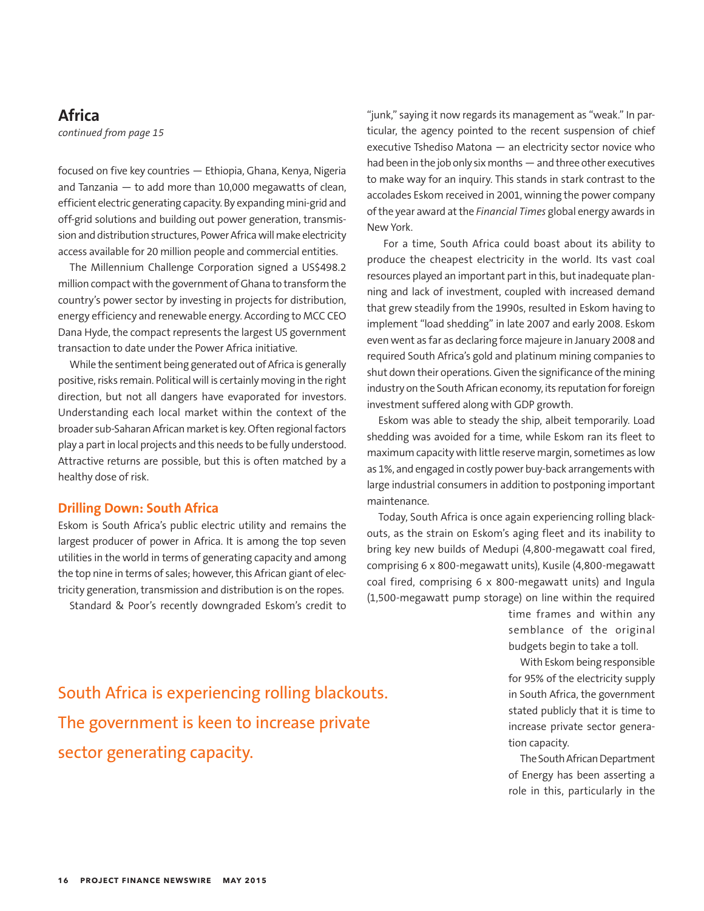## Africa

*continued from page 15*

focused on five key countries — Ethiopia, Ghana, Kenya, Nigeria and Tanzania — to add more than 10,000 megawatts of clean, efficient electric generating capacity. By expanding mini-grid and off-grid solutions and building out power generation, transmission and distribution structures, Power Africa will make electricity access available for 20 million people and commercial entities.

The Millennium Challenge Corporation signed a US$498.2 million compact with the government of Ghana to transform the country's power sector by investing in projects for distribution, energy efficiency and renewable energy. According to MCC CEO Dana Hyde, the compact represents the largest US government transaction to date under the Power Africa initiative.

While the sentiment being generated out of Africa is generally positive, risks remain. Political will is certainly moving in the right direction, but not all dangers have evaporated for investors. Understanding each local market within the context of the broader sub-Saharan African market is key. Often regional factors play a part in local projects and this needs to be fully understood. Attractive returns are possible, but this is often matched by a healthy dose of risk.

### Drilling Down: South Africa

Eskom is South Africa's public electric utility and remains the largest producer of power in Africa. It is among the top seven utilities in the world in terms of generating capacity and among the top nine in terms of sales; however, this African giant of electricity generation, transmission and distribution is on the ropes.

Standard & Poor's recently downgraded Eskom's credit to "junk," saying it now regards its management as "weak." In particular, the agency pointed to the recent suspension of chief executive Tshediso Matona — an electricity sector novice who had been in the job only six months — and three other executives to make way for an inquiry. This stands in stark contrast to the accolades Eskom received in 2001, winning the power company of the year award at the *Financial Times* global energy awards in New York.

For a time, South Africa could boast about its ability to produce the cheapest electricity in the world. Its vast coal resources played an important part in this, but inadequate planning and lack of investment, coupled with increased demand that grew steadily from the 1990s, resulted in Eskom having to implement "load shedding" in late 2007 and early 2008. Eskom even went as far as declaring force majeure in January 2008 and required South Africa's gold and platinum mining companies to shut down their operations. Given the significance of the mining industry on the South African economy, its reputation for foreign investment suffered along with GDP growth.

Eskom was able to steady the ship, albeit temporarily. Load shedding was avoided for a time, while Eskom ran its fleet to maximum capacity with little reserve margin, sometimes as low as 1%, and engaged in costly power buy-back arrangements with large industrial consumers in addition to postponing important maintenance.

Today, South Africa is once again experiencing rolling blackouts, as the strain on Eskom's aging fleet and its inability to bring key new builds of Medupi (4,800-megawatt coal fired, comprising 6 x 800-megawatt units), Kusile (4,800-megawatt coal fired, comprising 6 x 800-megawatt units) and Ingula (1,500-megawatt pump storage) on line within the required time frames and within any semblance of the original budgets begin to take a toll.

> South Africa is experiencing rolling blackouts. The government is keen to increase private sector generating capacity.

With Eskom being responsible for 95% of the electricity supply in South Africa, the government stated publicly that it is time to increase private sector generation capacity.

The South African Department of Energy has been asserting a role in this, particularly in the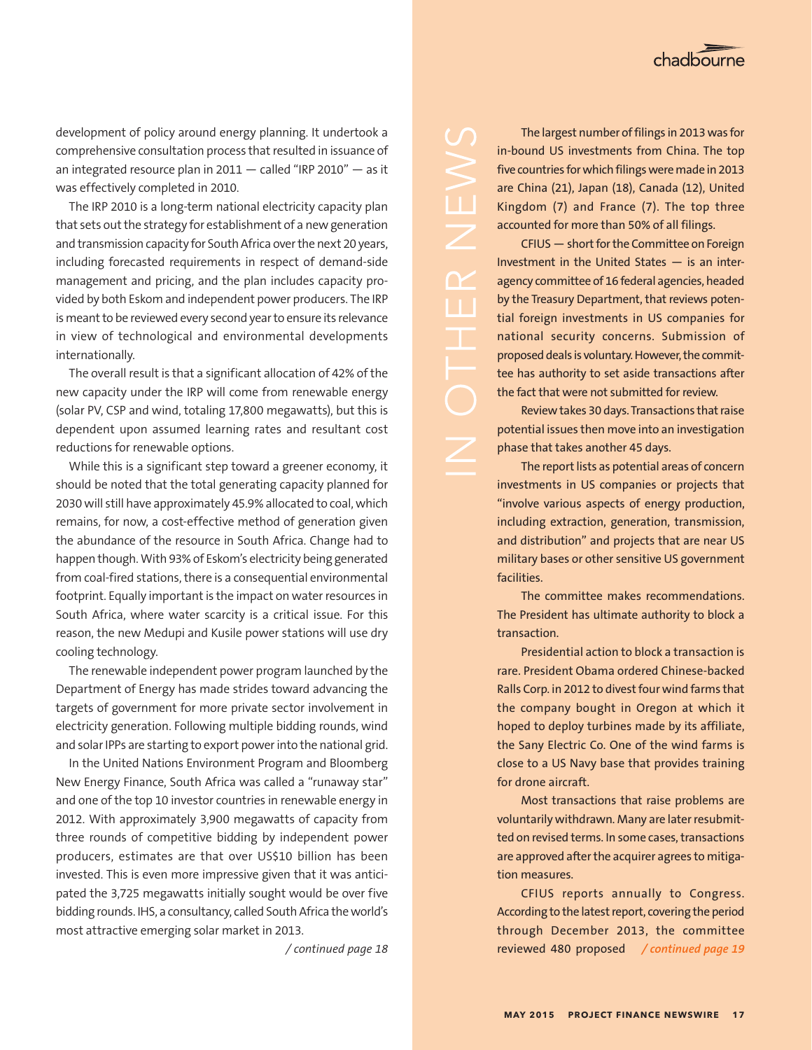development of policy around energy planning. It undertook a comprehensive consultation process that resulted in issuance of an integrated resource plan in 2011 — called "IRP 2010" — as it was effectively completed in 2010.

The IRP 2010 is a long-term national electricity capacity plan that sets out the strategy for establishment of a new generation and transmission capacity for South Africa over the next 20 years, including forecasted requirements in respect of demand-side management and pricing, and the plan includes capacity provided by both Eskom and independent power producers. The IRP is meant to be reviewed every second year to ensure its relevance in view of technological and environmental developments internationally.

The overall result is that a significant allocation of 42% of the new capacity under the IRP will come from renewable energy (solar PV, CSP and wind, totaling 17,800 megawatts), but this is dependent upon assumed learning rates and resultant cost reductions for renewable options.

While this is a significant step toward a greener economy, it should be noted that the total generating capacity planned for 2030 will still have approximately 45.9% allocated to coal, which remains, for now, a cost-effective method of generation given the abundance of the resource in South Africa. Change had to happen though. With 93% of Eskom's electricity being generated from coal-fired stations, there is a consequential environmental footprint. Equally important is the impact on water resources in South Africa, where water scarcity is a critical issue. For this reason, the new Medupi and Kusile power stations will use dry cooling technology.

The renewable independent power program launched by the Department of Energy has made strides toward advancing the targets of government for more private sector involvement in electricity generation. Following multiple bidding rounds, wind and solar IPPs are starting to export power into the national grid.

In the United Nations Environment Program and Bloomberg New Energy Finance, South Africa was called a "runaway star" and one of the top 10 investor countries in renewable energy in 2012. With approximately 3,900 megawatts of capacity from three rounds of competitive bidding by independent power producers, estimates are that over US$10 billion has been invested. This is even more impressive given that it was anticipated the 3,725 megawatts initially sought would be over five bidding rounds. IHS, a consultancy, called South Africa the world's most attractive emerging solar market in 2013.

*/ continued page 18*

## IN OTHER NEWS

The largest number of filings in 2013 was for in-bound US investments from China. The top five countries for which filings were made in 2013 are China (21), Japan (18), Canada (12), United Kingdom (7) and France (7). The top three accounted for more than 50% of all filings.

CFIUS — short for the Committee on Foreign Investment in the United States — is an interagency committee of 16 federal agencies, headed by the Treasury Department, that reviews potential foreign investments in US companies for national security concerns. Submission of proposed deals is voluntary. However, the committee has authority to set aside transactions after the fact that were not submitted for review.

Review takes 30 days. Transactions that raise potential issues then move into an investigation phase that takes another 45 days.

The report lists as potential areas of concern investments in US companies or projects that "involve various aspects of energy production, including extraction, generation, transmission, and distribution" and projects that are near US military bases or other sensitive US government facilities.

The committee makes recommendations. The President has ultimate authority to block a transaction.

Presidential action to block a transaction is rare. President Obama ordered Chinese-backed Ralls Corp. in 2012 to divest four wind farms that the company bought in Oregon at which it hoped to deploy turbines made by its affiliate, the Sany Electric Co. One of the wind farms is close to a US Navy base that provides training for drone aircraft.

Most transactions that raise problems are voluntarily withdrawn. Many are later resubmitted on revised terms. In some cases, transactions are approved after the acquirer agrees to mitigation measures.

CFIUS reports annually to Congress. According to the latest report, covering the period through December 2013, the committee reviewed 480 proposed */ continued page 19*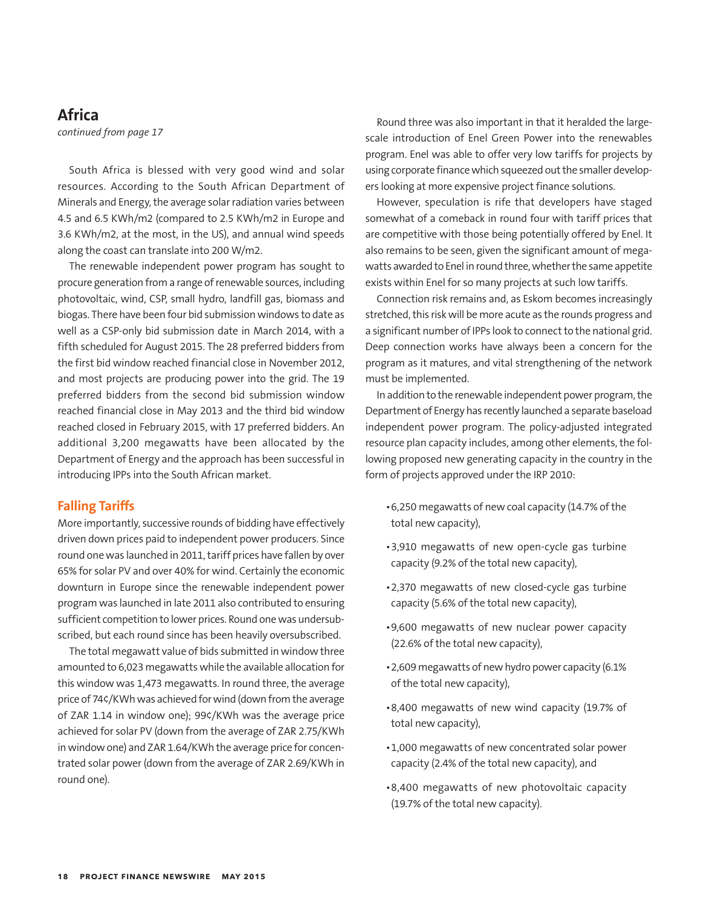## Africa

*continued from page 17*

South Africa is blessed with very good wind and solar resources. According to the South African Department of Minerals and Energy, the average solar radiation varies between 4.5 and 6.5 KWh/m2 (compared to 2.5 KWh/m2 in Europe and 3.6 KWh/m2, at the most, in the US), and annual wind speeds along the coast can translate into 200 W/m2.

The renewable independent power program has sought to procure generation from a range of renewable sources, including photovoltaic, wind, CSP, small hydro, landfill gas, biomass and biogas. There have been four bid submission windows to date as well as a CSP-only bid submission date in March 2014, with a fifth scheduled for August 2015. The 28 preferred bidders from the first bid window reached financial close in November 2012, and most projects are producing power into the grid. The 19 preferred bidders from the second bid submission window reached financial close in May 2013 and the third bid window reached closed in February 2015, with 17 preferred bidders. An additional 3,200 megawatts have been allocated by the Department of Energy and the approach has been successful in introducing IPPs into the South African market.

### Falling Tariffs

More importantly, successive rounds of bidding have effectively driven down prices paid to independent power producers. Since round one was launched in 2011, tariff prices have fallen by over 65% for solar PV and over 40% for wind. Certainly the economic downturn in Europe since the renewable independent power program was launched in late 2011 also contributed to ensuring sufficient competition to lower prices. Round one was undersubscribed, but each round since has been heavily oversubscribed.

The total megawatt value of bids submitted in window three amounted to 6,023 megawatts while the available allocation for this window was 1,473 megawatts. In round three, the average price of 74¢/KWh was achieved for wind (down from the average of ZAR 1.14 in window one); 99¢/KWh was the average price achieved for solar PV (down from the average of ZAR 2.75/KWh in window one) and ZAR 1.64/KWh the average price for concentrated solar power (down from the average of ZAR 2.69/KWh in round one).

Round three was also important in that it heralded the large-scale introduction of Enel Green Power into the renewables program. Enel was able to offer very low tariffs for projects by using corporate finance which squeezed out the smaller developers looking at more expensive project finance solutions.

However, speculation is rife that developers have staged somewhat of a comeback in round four with tariff prices that are competitive with those being potentially offered by Enel. It also remains to be seen, given the significant amount of megawatts awarded to Enel in round three, whether the same appetite exists within Enel for so many projects at such low tariffs.

Connection risk remains and, as Eskom becomes increasingly stretched, this risk will be more acute as the rounds progress and a significant number of IPPs look to connect to the national grid. Deep connection works have always been a concern for the program as it matures, and vital strengthening of the network must be implemented.

In addition to the renewable independent power program, the Department of Energy has recently launched a separate baseload independent power program. The policy-adjusted integrated resource plan capacity includes, among other elements, the following proposed new generating capacity in the country in the form of projects approved under the IRP 2010:

- 6,250 megawatts of new coal capacity (14.7% of the total new capacity),
- 3,910 megawatts of new open-cycle gas turbine capacity (9.2% of the total new capacity),
- 2,370 megawatts of new closed-cycle gas turbine capacity (5.6% of the total new capacity),
- 9,600 megawatts of new nuclear power capacity (22.6% of the total new capacity),
- 2,609 megawatts of new hydro power capacity (6.1% of the total new capacity),
- 8,400 megawatts of new wind capacity (19.7% of total new capacity),
- 1,000 megawatts of new concentrated solar power capacity (2.4% of the total new capacity), and
- 8,400 megawatts of new photovoltaic capacity (19.7% of the total new capacity).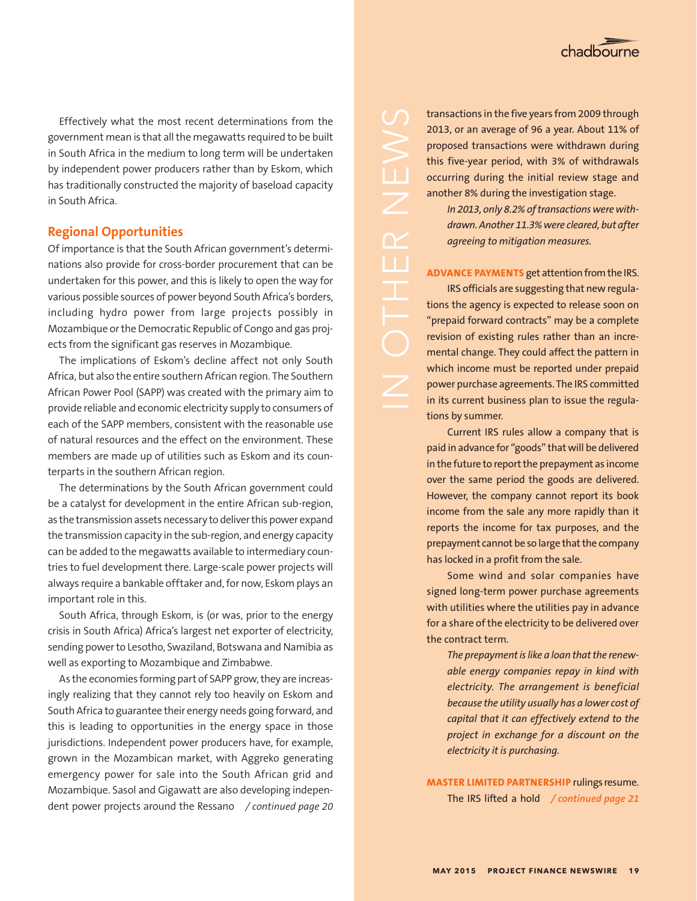Effectively what the most recent determinations from the government mean is that all the megawatts required to be built in South Africa in the medium to long term will be undertaken by independent power producers rather than by Eskom, which has traditionally constructed the majority of baseload capacity in South Africa.

## Regional Opportunities

Of importance is that the South African government's determinations also provide for cross-border procurement that can be undertaken for this power, and this is likely to open the way for various possible sources of power beyond South Africa's borders, including hydro power from large projects possibly in Mozambique or the Democratic Republic of Congo and gas projects from the significant gas reserves in Mozambique.

The implications of Eskom's decline affect not only South Africa, but also the entire southern African region. The Southern African Power Pool (SAPP) was created with the primary aim to provide reliable and economic electricity supply to consumers of each of the SAPP members, consistent with the reasonable use of natural resources and the effect on the environment. These members are made up of utilities such as Eskom and its counterparts in the southern African region.

The determinations by the South African government could be a catalyst for development in the entire African sub-region, as the transmission assets necessary to deliver this power expand the transmission capacity in the sub-region, and energy capacity can be added to the megawatts available to intermediary countries to fuel development there. Large-scale power projects will always require a bankable offtaker and, for now, Eskom plays an important role in this.

South Africa, through Eskom, is (or was, prior to the energy crisis in South Africa) Africa's largest net exporter of electricity, sending power to Lesotho, Swaziland, Botswana and Namibia as well as exporting to Mozambique and Zimbabwe.

As the economies forming part of SAPP grow, they are increasingly realizing that they cannot rely too heavily on Eskom and South Africa to guarantee their energy needs going forward, and this is leading to opportunities in the energy space in those jurisdictions. Independent power producers have, for example, grown in the Mozambican market, with Aggreko generating emergency power for sale into the South African grid and Mozambique. Sasol and Gigawatt are also developing independent power projects around the Ressano */ continued page 20*

# IN OTHER NEWS

transactions in the five years from 2009 through 2013, or an average of 96 a year. About 11% of proposed transactions were withdrawn during this five-year period, with 3% of withdrawals occurring during the initial review stage and another 8% during the investigation stage.

*In 2013, only 8.2% of transactions were withdrawn. Another 11.3% were cleared, but after agreeing to mitigation measures.*

**ADVANCE PAYMENTS** get attention from the IRS.

IRS officials are suggesting that new regulations the agency is expected to release soon on "prepaid forward contracts" may be a complete revision of existing rules rather than an incremental change. They could affect the pattern in which income must be reported under prepaid power purchase agreements. The IRS committed in its current business plan to issue the regulations by summer.

Current IRS rules allow a company that is paid in advance for "goods" that will be delivered in the future to report the prepayment as income over the same period the goods are delivered. However, the company cannot report its book income from the sale any more rapidly than it reports the income for tax purposes, and the prepayment cannot be so large that the company has locked in a profit from the sale.

Some wind and solar companies have signed long-term power purchase agreements with utilities where the utilities pay in advance for a share of the electricity to be delivered over the contract term.

*The prepayment is like a loan that the renewable energy companies repay in kind with electricity. The arrangement is beneficial because the utility usually has a lower cost of capital that it can effectively extend to the project in exchange for a discount on the electricity it is purchasing.*

**MASTER LIMITED PARTNERSHIP** rulings resume.

The IRS lifted a hold */ continued page 21*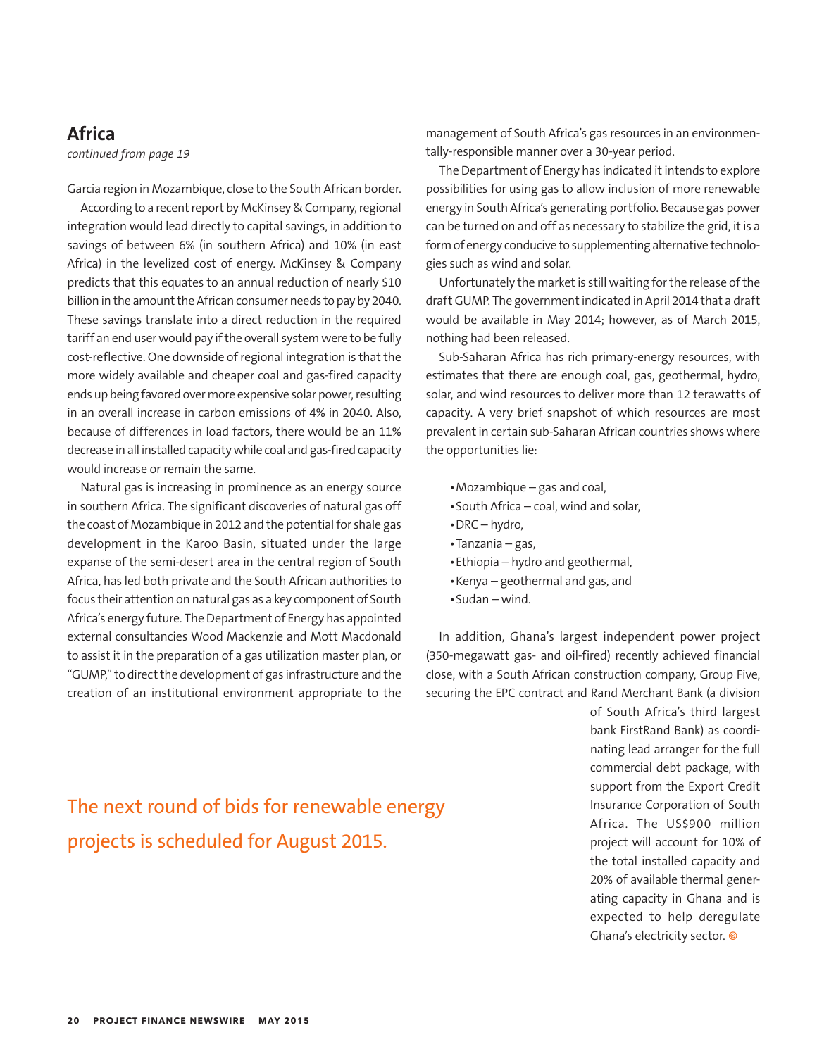## Africa

*continued from page 19*

Garcia region in Mozambique, close to the South African border.

According to a recent report by McKinsey & Company, regional integration would lead directly to capital savings, in addition to savings of between 6% (in southern Africa) and 10% (in east Africa) in the levelized cost of energy. McKinsey & Company predicts that this equates to an annual reduction of nearly $10 billion in the amount the African consumer needs to pay by 2040. These savings translate into a direct reduction in the required tariff an end user would pay if the overall system were to be fully cost-reflective. One downside of regional integration is that the more widely available and cheaper coal and gas-fired capacity ends up being favored over more expensive solar power, resulting in an overall increase in carbon emissions of 4% in 2040. Also, because of differences in load factors, there would be an 11% decrease in all installed capacity while coal and gas-fired capacity would increase or remain the same.

Natural gas is increasing in prominence as an energy source in southern Africa. The significant discoveries of natural gas off the coast of Mozambique in 2012 and the potential for shale gas development in the Karoo Basin, situated under the large expanse of the semi-desert area in the central region of South Africa, has led both private and the South African authorities to focus their attention on natural gas as a key component of South Africa's energy future. The Department of Energy has appointed external consultancies Wood Mackenzie and Mott Macdonald to assist it in the preparation of a gas utilization master plan, or "GUMP," to direct the development of gas infrastructure and the creation of an institutional environment appropriate to the management of South Africa's gas resources in an environmentally-responsible manner over a 30-year period.

The Department of Energy has indicated it intends to explore possibilities for using gas to allow inclusion of more renewable energy in South Africa's generating portfolio. Because gas power can be turned on and off as necessary to stabilize the grid, it is a form of energy conducive to supplementing alternative technologies such as wind and solar.

Unfortunately the market is still waiting for the release of the draft GUMP. The government indicated in April 2014 that a draft would be available in May 2014; however, as of March 2015, nothing had been released.

Sub-Saharan Africa has rich primary-energy resources, with estimates that there are enough coal, gas, geothermal, hydro, solar, and wind resources to deliver more than 12 terawatts of capacity. A very brief snapshot of which resources are most prevalent in certain sub-Saharan African countries shows where the opportunities lie:

- Mozambique – gas and coal,
- South Africa – coal, wind and solar,
- DRC – hydro,
- Tanzania – gas,
- Ethiopia – hydro and geothermal,
- Kenya – geothermal and gas, and
- Sudan – wind.

In addition, Ghana's largest independent power project (350-megawatt gas- and oil-fired) recently achieved financial close, with a South African construction company, Group Five, securing the EPC contract and Rand Merchant Bank (a division of South Africa's third largest bank FirstRand Bank) as coordinating lead arranger for the full commercial debt package, with support from the Export Credit Insurance Corporation of South Africa. The US$900 million project will account for 10% of the total installed capacity and 20% of available thermal generating capacity in Ghana and is expected to help deregulate Ghana's electricity sector. ◎

The next round of bids for renewable energy projects is scheduled for August 2015.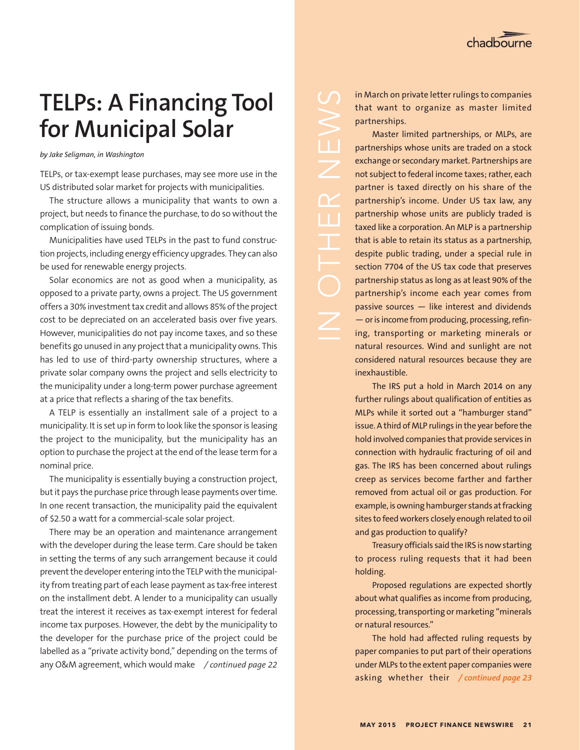# TELPs: A Financing Tool for Municipal Solar

*by Jake Seligman, in Washington*

TELPs, or tax-exempt lease purchases, may see more use in the US distributed solar market for projects with municipalities.

The structure allows a municipality that wants to own a project, but needs to finance the purchase, to do so without the complication of issuing bonds.

Municipalities have used TELPs in the past to fund construction projects, including energy efficiency upgrades. They can also be used for renewable energy projects.

Solar economics are not as good when a municipality, as opposed to a private party, owns a project. The US government offers a 30% investment tax credit and allows 85% of the project cost to be depreciated on an accelerated basis over five years. However, municipalities do not pay income taxes, and so these benefits go unused in any project that a municipality owns. This has led to use of third-party ownership structures, where a private solar company owns the project and sells electricity to the municipality under a long-term power purchase agreement at a price that reflects a sharing of the tax benefits.

A TELP is essentially an installment sale of a project to a municipality. It is set up in form to look like the sponsor is leasing the project to the municipality, but the municipality has an option to purchase the project at the end of the lease term for a nominal price.

The municipality is essentially buying a construction project, but it pays the purchase price through lease payments over time. In one recent transaction, the municipality paid the equivalent of $2.50 a watt for a commercial-scale solar project.

There may be an operation and maintenance arrangement with the developer during the lease term. Care should be taken in setting the terms of any such arrangement because it could prevent the developer entering into the TELP with the municipality from treating part of each lease payment as tax-free interest on the installment debt. A lender to a municipality can usually treat the interest it receives as tax-exempt interest for federal income tax purposes. However, the debt by the municipality to the developer for the purchase price of the project could be labelled as a "private activity bond," depending on the terms of any O&M agreement, which would make */ continued page 22*

## IN OTHER NEWS

in March on private letter rulings to companies that want to organize as master limited partnerships.

Master limited partnerships, or MLPs, are partnerships whose units are traded on a stock exchange or secondary market. Partnerships are not subject to federal income taxes; rather, each partner is taxed directly on his share of the partnership's income. Under US tax law, any partnership whose units are publicly traded is taxed like a corporation. An MLP is a partnership that is able to retain its status as a partnership, despite public trading, under a special rule in section 7704 of the US tax code that preserves partnership status as long as at least 90% of the partnership's income each year comes from passive sources — like interest and dividends — or is income from producing, processing, refining, transporting or marketing minerals or natural resources. Wind and sunlight are not considered natural resources because they are inexhaustible.

The IRS put a hold in March 2014 on any further rulings about qualification of entities as MLPs while it sorted out a "hamburger stand" issue. A third of MLP rulings in the year before the hold involved companies that provide services in connection with hydraulic fracturing of oil and gas. The IRS has been concerned about rulings creep as services become farther and farther removed from actual oil or gas production. For example, is owning hamburger stands at fracking sites to feed workers closely enough related to oil and gas production to qualify?

Treasury officials said the IRS is now starting to process ruling requests that it had been holding.

Proposed regulations are expected shortly about what qualifies as income from producing, processing, transporting or marketing "minerals or natural resources."

The hold had affected ruling requests by paper companies to put part of their operations under MLPs to the extent paper companies were asking whether their */ continued page 23*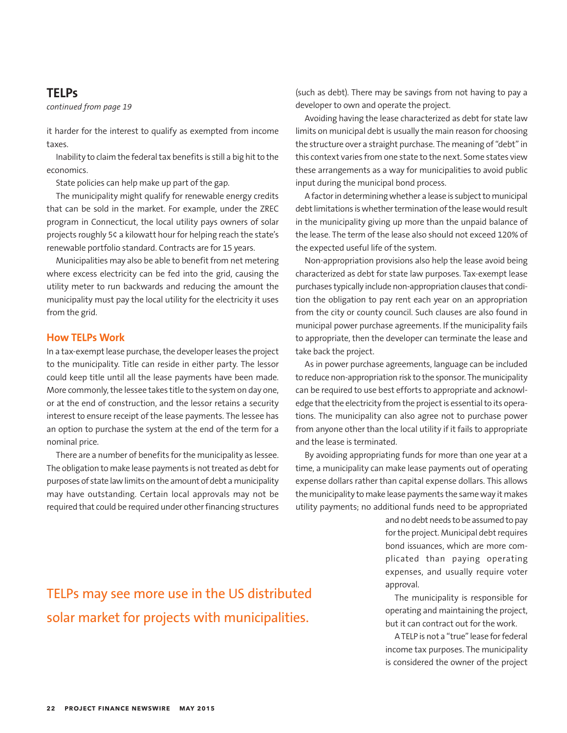## TELPs

*continued from page 19*

it harder for the interest to qualify as exempted from income taxes.

Inability to claim the federal tax benefits is still a big hit to the economics.

State policies can help make up part of the gap.

The municipality might qualify for renewable energy credits that can be sold in the market. For example, under the ZREC program in Connecticut, the local utility pays owners of solar projects roughly 5¢ a kilowatt hour for helping reach the state's renewable portfolio standard. Contracts are for 15 years.

Municipalities may also be able to benefit from net metering where excess electricity can be fed into the grid, causing the utility meter to run backwards and reducing the amount the municipality must pay the local utility for the electricity it uses from the grid.

### How TELPs Work

In a tax-exempt lease purchase, the developer leases the project to the municipality. Title can reside in either party. The lessor could keep title until all the lease payments have been made. More commonly, the lessee takes title to the system on day one, or at the end of construction, and the lessor retains a security interest to ensure receipt of the lease payments. The lessee has an option to purchase the system at the end of the term for a nominal price.

There are a number of benefits for the municipality as lessee. The obligation to make lease payments is not treated as debt for purposes of state law limits on the amount of debt a municipality may have outstanding. Certain local approvals may not be required that could be required under other financing structures (such as debt). There may be savings from not having to pay a developer to own and operate the project.

Avoiding having the lease characterized as debt for state law limits on municipal debt is usually the main reason for choosing the structure over a straight purchase. The meaning of "debt" in this context varies from one state to the next. Some states view these arrangements as a way for municipalities to avoid public input during the municipal bond process.

A factor in determining whether a lease is subject to municipal debt limitations is whether termination of the lease would result in the municipality giving up more than the unpaid balance of the lease. The term of the lease also should not exceed 120% of the expected useful life of the system.

Non-appropriation provisions also help the lease avoid being characterized as debt for state law purposes. Tax-exempt lease purchases typically include non-appropriation clauses that condition the obligation to pay rent each year on an appropriation from the city or county council. Such clauses are also found in municipal power purchase agreements. If the municipality fails to appropriate, then the developer can terminate the lease and take back the project.

As in power purchase agreements, language can be included to reduce non-appropriation risk to the sponsor. The municipality can be required to use best efforts to appropriate and acknowledge that the electricity from the project is essential to its operations. The municipality can also agree not to purchase power from anyone other than the local utility if it fails to appropriate and the lease is terminated.

By avoiding appropriating funds for more than one year at a time, a municipality can make lease payments out of operating expense dollars rather than capital expense dollars. This allows the municipality to make lease payments the same way it makes utility payments; no additional funds need to be appropriated and no debt needs to be assumed to pay for the project. Municipal debt requires bond issuances, which are more complicated than paying operating expenses, and usually require voter approval.

The municipality is responsible for operating and maintaining the project, but it can contract out for the work.

A TELP is not a "true" lease for federal income tax purposes. The municipality is considered the owner of the project

TELPs may see more use in the US distributed solar market for projects with municipalities.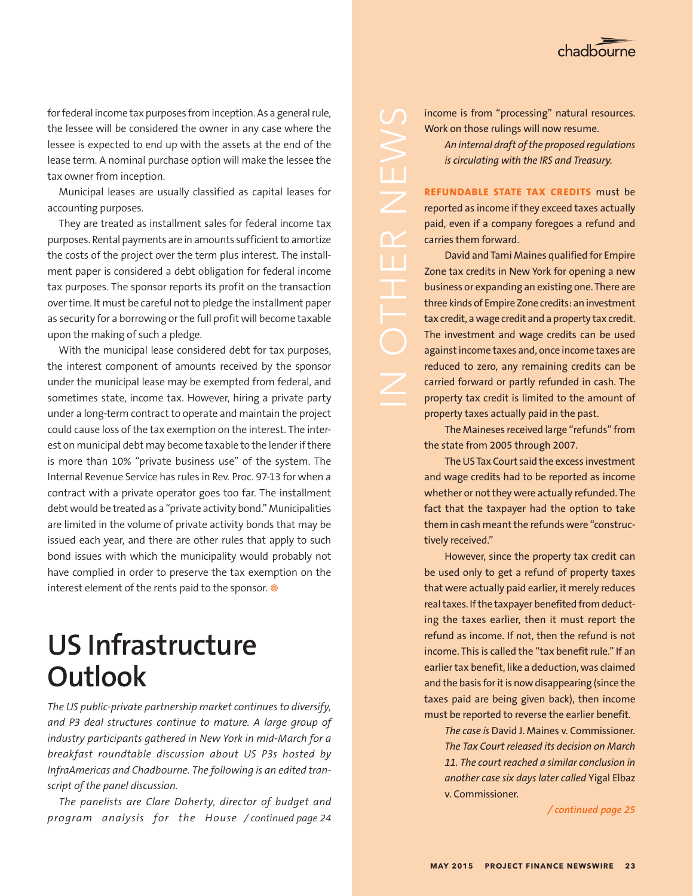for federal income tax purposes from inception. As a general rule, the lessee will be considered the owner in any case where the lessee is expected to end up with the assets at the end of the lease term. A nominal purchase option will make the lessee the tax owner from inception.

Municipal leases are usually classified as capital leases for accounting purposes.

They are treated as installment sales for federal income tax purposes. Rental payments are in amounts sufficient to amortize the costs of the project over the term plus interest. The installment paper is considered a debt obligation for federal income tax purposes. The sponsor reports its profit on the transaction over time. It must be careful not to pledge the installment paper as security for a borrowing or the full profit will become taxable upon the making of such a pledge.

With the municipal lease considered debt for tax purposes, the interest component of amounts received by the sponsor under the municipal lease may be exempted from federal, and sometimes state, income tax. However, hiring a private party under a long-term contract to operate and maintain the project could cause loss of the tax exemption on the interest. The interest on municipal debt may become taxable to the lender if there is more than 10% "private business use" of the system. The Internal Revenue Service has rules in Rev. Proc. 97-13 for when a contract with a private operator goes too far. The installment debt would be treated as a "private activity bond." Municipalities are limited in the volume of private activity bonds that may be issued each year, and there are other rules that apply to such bond issues with which the municipality would probably not have complied in order to preserve the tax exemption on the interest element of the rents paid to the sponsor. ◎

# US Infrastructure Outlook

*The US public-private partnership market continues to diversify, and P3 deal structures continue to mature. A large group of industry participants gathered in New York in mid-March for a breakfast roundtable discussion about US P3s hosted by InfraAmericas and Chadbourne. The following is an edited transcript of the panel discussion.*

*The panelists are Clare Doherty, director of budget and program analysis for the House / continued page 24*

## IN OTHER NEWS

income is from "processing" natural resources. Work on those rulings will now resume.

*An internal draft of the proposed regulations is circulating with the IRS and Treasury.*

**REFUNDABLE STATE TAX CREDITS** must be reported as income if they exceed taxes actually paid, even if a company foregoes a refund and carries them forward.

David and Tami Maines qualified for Empire Zone tax credits in New York for opening a new business or expanding an existing one. There are three kinds of Empire Zone credits: an investment tax credit, a wage credit and a property tax credit. The investment and wage credits can be used against income taxes and, once income taxes are reduced to zero, any remaining credits can be carried forward or partly refunded in cash. The property tax credit is limited to the amount of property taxes actually paid in the past.

The Maineses received large "refunds" from the state from 2005 through 2007.

The US Tax Court said the excess investment and wage credits had to be reported as income whether or not they were actually refunded. The fact that the taxpayer had the option to take them in cash meant the refunds were "constructively received."

However, since the property tax credit can be used only to get a refund of property taxes that were actually paid earlier, it merely reduces real taxes. If the taxpayer benefited from deducting the taxes earlier, then it must report the refund as income. If not, then the refund is not income. This is called the "tax benefit rule." If an earlier tax benefit, like a deduction, was claimed and the basis for it is now disappearing (since the taxes paid are being given back), then income must be reported to reverse the earlier benefit.

*The case is* David J. Maines v. Commissioner. *The Tax Court released its decision on March 11. The court reached a similar conclusion in another case six days later called* Yigal Elbaz v. Commissioner.

*/ continued page 25*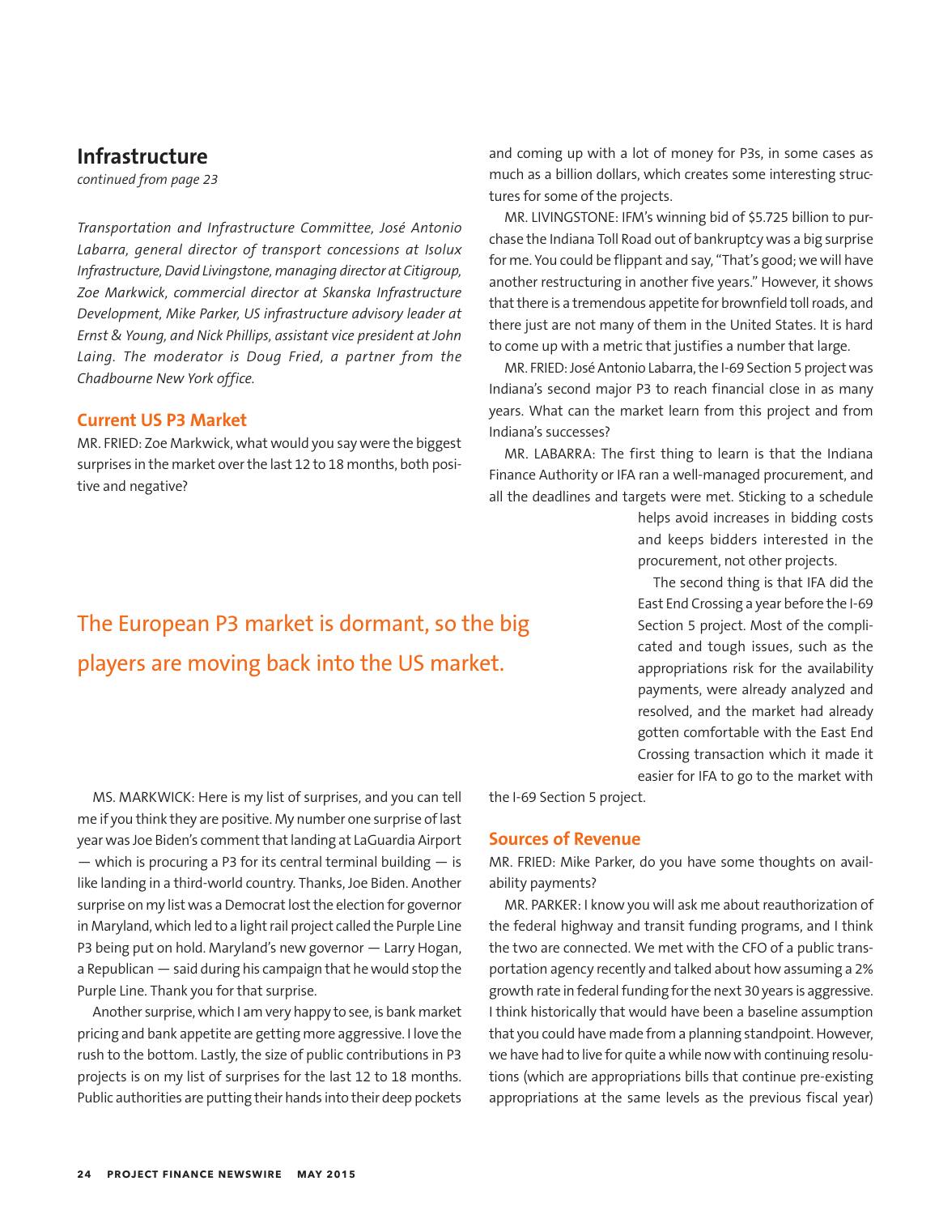## Infrastructure

*continued from page 23*

*Transportation and Infrastructure Committee, José Antonio Labarra, general director of transport concessions at Isolux Infrastructure, David Livingstone, managing director at Citigroup, Zoe Markwick, commercial director at Skanska Infrastructure Development, Mike Parker, US infrastructure advisory leader at Ernst & Young, and Nick Phillips, assistant vice president at John Laing. The moderator is Doug Fried, a partner from the Chadbourne New York office.*

### Current US P3 Market

MR. FRIED: Zoe Markwick, what would you say were the biggest surprises in the market over the last 12 to 18 months, both positive and negative?

MS. MARKWICK: Here is my list of surprises, and you can tell me if you think they are positive. My number one surprise of last year was Joe Biden's comment that landing at LaGuardia Airport — which is procuring a P3 for its central terminal building — is like landing in a third-world country. Thanks, Joe Biden. Another surprise on my list was a Democrat lost the election for governor in Maryland, which led to a light rail project called the Purple Line P3 being put on hold. Maryland's new governor — Larry Hogan, a Republican — said during his campaign that he would stop the Purple Line. Thank you for that surprise.

Another surprise, which I am very happy to see, is bank market pricing and bank appetite are getting more aggressive. I love the rush to the bottom. Lastly, the size of public contributions in P3 projects is on my list of surprises for the last 12 to 18 months. Public authorities are putting their hands into their deep pockets and coming up with a lot of money for P3s, in some cases as much as a billion dollars, which creates some interesting structures for some of the projects.

> The European P3 market is dormant, so the big players are moving back into the US market.

MR. LIVINGSTONE: IFM's winning bid of $5.725 billion to purchase the Indiana Toll Road out of bankruptcy was a big surprise for me. You could be flippant and say, "That's good; we will have another restructuring in another five years." However, it shows that there is a tremendous appetite for brownfield toll roads, and there just are not many of them in the United States. It is hard to come up with a metric that justifies a number that large.

MR. FRIED: José Antonio Labarra, the I-69 Section 5 project was Indiana's second major P3 to reach financial close in as many years. What can the market learn from this project and from Indiana's successes?

MR. LABARRA: The first thing to learn is that the Indiana Finance Authority or IFA ran a well-managed procurement, and all the deadlines and targets were met. Sticking to a schedule helps avoid increases in bidding costs and keeps bidders interested in the procurement, not other projects.

The second thing is that IFA did the East End Crossing a year before the I-69 Section 5 project. Most of the complicated and tough issues, such as the appropriations risk for the availability payments, were already analyzed and resolved, and the market had already gotten comfortable with the East End Crossing transaction which it made it easier for IFA to go to the market with the I-69 Section 5 project.

### Sources of Revenue

MR. FRIED: Mike Parker, do you have some thoughts on availability payments?

MR. PARKER: I know you will ask me about reauthorization of the federal highway and transit funding programs, and I think the two are connected. We met with the CFO of a public transportation agency recently and talked about how assuming a 2% growth rate in federal funding for the next 30 years is aggressive. I think historically that would have been a baseline assumption that you could have made from a planning standpoint. However, we have had to live for quite a while now with continuing resolutions (which are appropriations bills that continue pre-existing appropriations at the same levels as the previous fiscal year)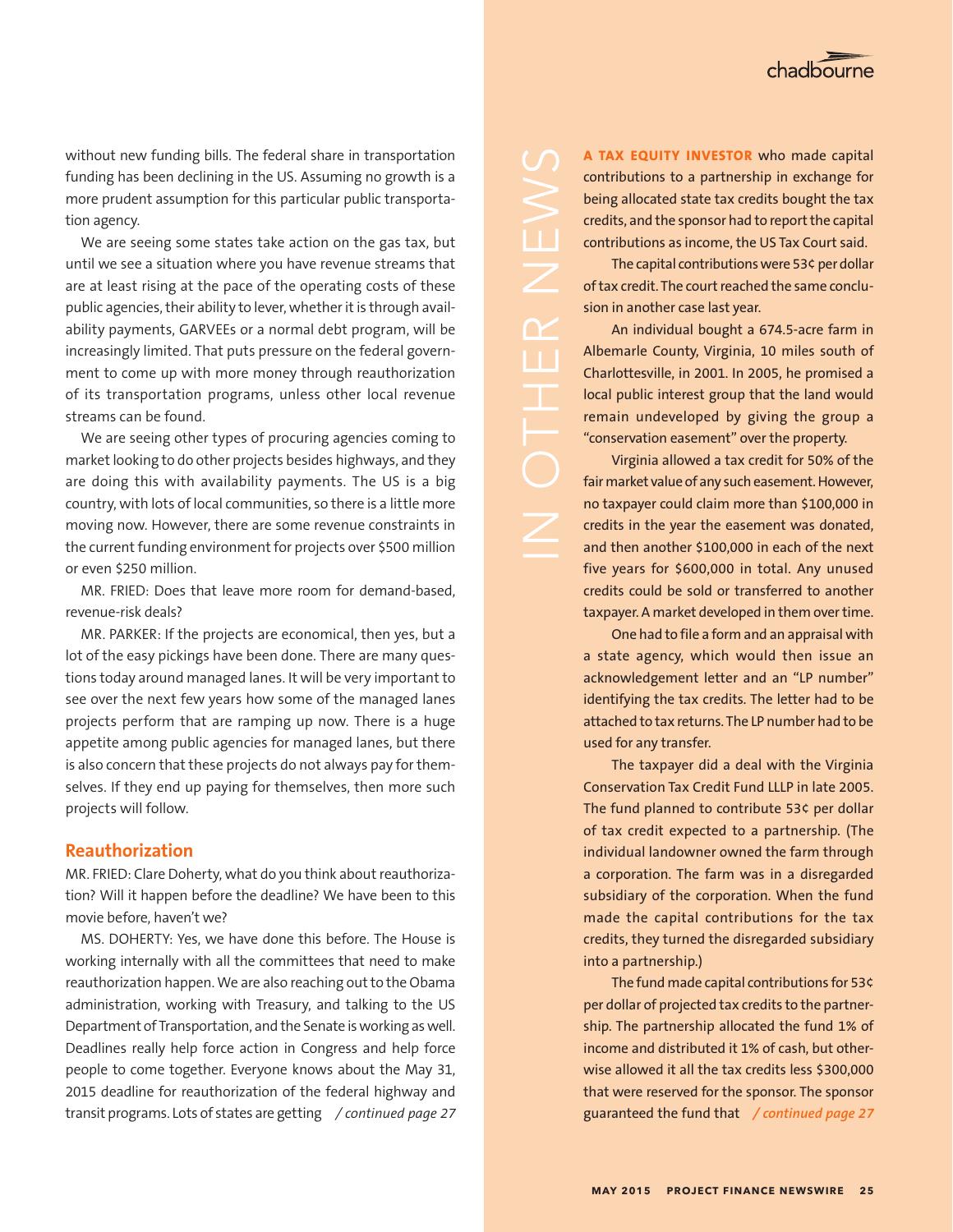without new funding bills. The federal share in transportation funding has been declining in the US. Assuming no growth is a more prudent assumption for this particular public transportation agency.

We are seeing some states take action on the gas tax, but until we see a situation where you have revenue streams that are at least rising at the pace of the operating costs of these public agencies, their ability to lever, whether it is through availability payments, GARVEEs or a normal debt program, will be increasingly limited. That puts pressure on the federal government to come up with more money through reauthorization of its transportation programs, unless other local revenue streams can be found.

We are seeing other types of procuring agencies coming to market looking to do other projects besides highways, and they are doing this with availability payments. The US is a big country, with lots of local communities, so there is a little more moving now. However, there are some revenue constraints in the current funding environment for projects over $500 million or even $250 million.

MR. FRIED: Does that leave more room for demand-based, revenue-risk deals?

MR. PARKER: If the projects are economical, then yes, but a lot of the easy pickings have been done. There are many questions today around managed lanes. It will be very important to see over the next few years how some of the managed lanes projects perform that are ramping up now. There is a huge appetite among public agencies for managed lanes, but there is also concern that these projects do not always pay for themselves. If they end up paying for themselves, then more such projects will follow.

## Reauthorization

MR. FRIED: Clare Doherty, what do you think about reauthorization? Will it happen before the deadline? We have been to this movie before, haven't we?

MS. DOHERTY: Yes, we have done this before. The House is working internally with all the committees that need to make reauthorization happen. We are also reaching out to the Obama administration, working with Treasury, and talking to the US Department of Transportation, and the Senate is working as well. Deadlines really help force action in Congress and help force people to come together. Everyone knows about the May 31, 2015 deadline for reauthorization of the federal highway and transit programs. Lots of states are getting */ continued page 27*

# IN OTHER NEWS

**A TAX EQUITY INVESTOR** who made capital contributions to a partnership in exchange for being allocated state tax credits bought the tax credits, and the sponsor had to report the capital contributions as income, the US Tax Court said.

The capital contributions were 53¢ per dollar of tax credit. The court reached the same conclusion in another case last year.

An individual bought a 674.5-acre farm in Albemarle County, Virginia, 10 miles south of Charlottesville, in 2001. In 2005, he promised a local public interest group that the land would remain undeveloped by giving the group a "conservation easement" over the property.

Virginia allowed a tax credit for 50% of the fair market value of any such easement. However, no taxpayer could claim more than $100,000 in credits in the year the easement was donated, and then another $100,000 in each of the next five years for $600,000 in total. Any unused credits could be sold or transferred to another taxpayer. A market developed in them over time.

One had to file a form and an appraisal with a state agency, which would then issue an acknowledgement letter and an "LP number" identifying the tax credits. The letter had to be attached to tax returns. The LP number had to be used for any transfer.

The taxpayer did a deal with the Virginia Conservation Tax Credit Fund LLLP in late 2005. The fund planned to contribute 53¢ per dollar of tax credit expected to a partnership. (The individual landowner owned the farm through a corporation. The farm was in a disregarded subsidiary of the corporation. When the fund made the capital contributions for the tax credits, they turned the disregarded subsidiary into a partnership.)

The fund made capital contributions for 53¢ per dollar of projected tax credits to the partnership. The partnership allocated the fund 1% of income and distributed it 1% of cash, but otherwise allowed it all the tax credits less $300,000 that were reserved for the sponsor. The sponsor guaranteed the fund that */ continued page 27*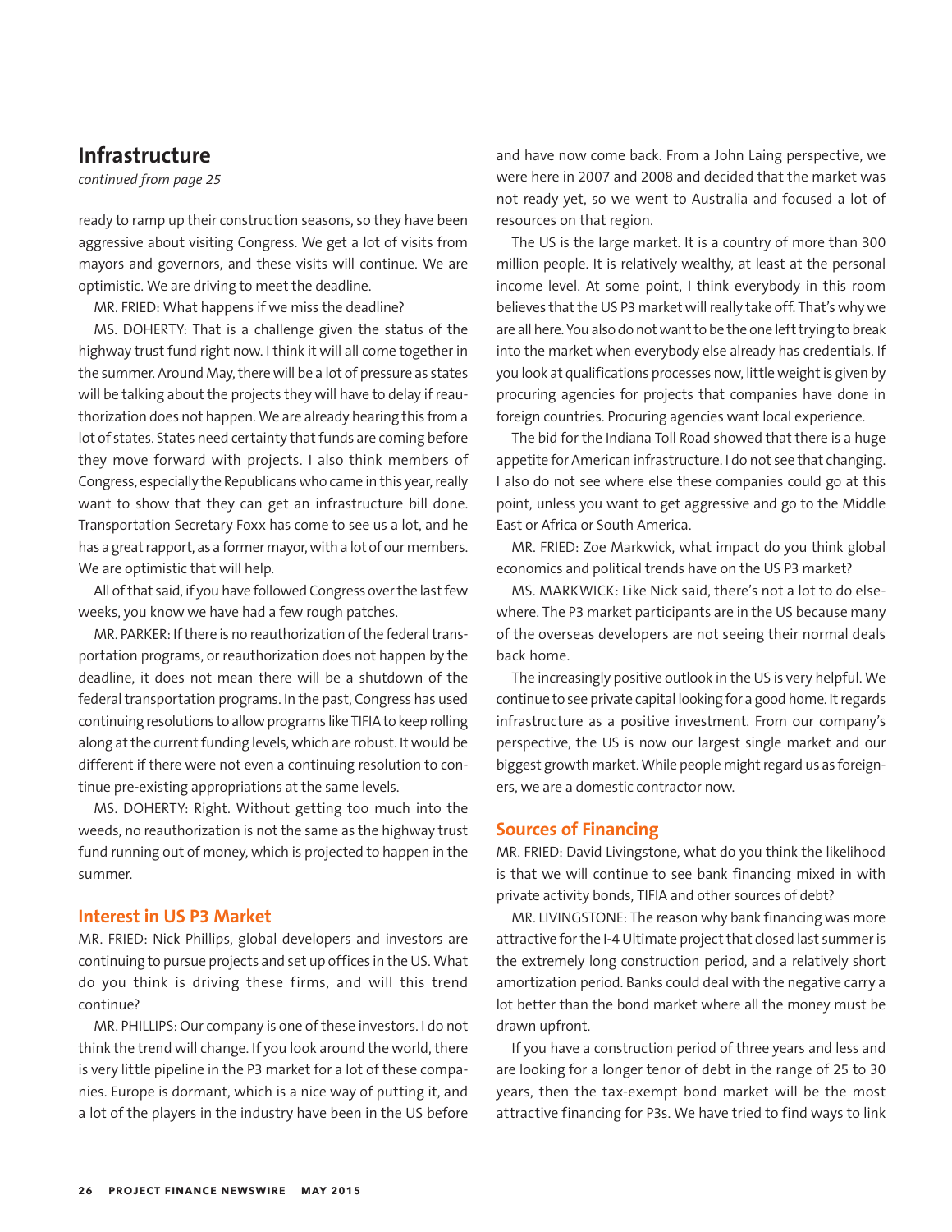## Infrastructure

*continued from page 25*

ready to ramp up their construction seasons, so they have been aggressive about visiting Congress. We get a lot of visits from mayors and governors, and these visits will continue. We are optimistic. We are driving to meet the deadline.

MR. FRIED: What happens if we miss the deadline?

MS. DOHERTY: That is a challenge given the status of the highway trust fund right now. I think it will all come together in the summer. Around May, there will be a lot of pressure as states will be talking about the projects they will have to delay if reauthorization does not happen. We are already hearing this from a lot of states. States need certainty that funds are coming before they move forward with projects. I also think members of Congress, especially the Republicans who came in this year, really want to show that they can get an infrastructure bill done. Transportation Secretary Foxx has come to see us a lot, and he has a great rapport, as a former mayor, with a lot of our members. We are optimistic that will help.

All of that said, if you have followed Congress over the last few weeks, you know we have had a few rough patches.

MR. PARKER: If there is no reauthorization of the federal transportation programs, or reauthorization does not happen by the deadline, it does not mean there will be a shutdown of the federal transportation programs. In the past, Congress has used continuing resolutions to allow programs like TIFIA to keep rolling along at the current funding levels, which are robust. It would be different if there were not even a continuing resolution to continue pre-existing appropriations at the same levels.

MS. DOHERTY: Right. Without getting too much into the weeds, no reauthorization is not the same as the highway trust fund running out of money, which is projected to happen in the summer.

### Interest in US P3 Market

MR. FRIED: Nick Phillips, global developers and investors are continuing to pursue projects and set up offices in the US. What do you think is driving these firms, and will this trend continue?

MR. PHILLIPS: Our company is one of these investors. I do not think the trend will change. If you look around the world, there is very little pipeline in the P3 market for a lot of these companies. Europe is dormant, which is a nice way of putting it, and a lot of the players in the industry have been in the US before and have now come back. From a John Laing perspective, we were here in 2007 and 2008 and decided that the market was not ready yet, so we went to Australia and focused a lot of resources on that region.

The US is the large market. It is a country of more than 300 million people. It is relatively wealthy, at least at the personal income level. At some point, I think everybody in this room believes that the US P3 market will really take off. That's why we are all here. You also do not want to be the one left trying to break into the market when everybody else already has credentials. If you look at qualifications processes now, little weight is given by procuring agencies for projects that companies have done in foreign countries. Procuring agencies want local experience.

The bid for the Indiana Toll Road showed that there is a huge appetite for American infrastructure. I do not see that changing. I also do not see where else these companies could go at this point, unless you want to get aggressive and go to the Middle East or Africa or South America.

MR. FRIED: Zoe Markwick, what impact do you think global economics and political trends have on the US P3 market?

MS. MARKWICK: Like Nick said, there's not a lot to do elsewhere. The P3 market participants are in the US because many of the overseas developers are not seeing their normal deals back home.

The increasingly positive outlook in the US is very helpful. We continue to see private capital looking for a good home. It regards infrastructure as a positive investment. From our company's perspective, the US is now our largest single market and our biggest growth market. While people might regard us as foreigners, we are a domestic contractor now.

### Sources of Financing

MR. FRIED: David Livingstone, what do you think the likelihood is that we will continue to see bank financing mixed in with private activity bonds, TIFIA and other sources of debt?

MR. LIVINGSTONE: The reason why bank financing was more attractive for the I-4 Ultimate project that closed last summer is the extremely long construction period, and a relatively short amortization period. Banks could deal with the negative carry a lot better than the bond market where all the money must be drawn upfront.

If you have a construction period of three years and less and are looking for a longer tenor of debt in the range of 25 to 30 years, then the tax-exempt bond market will be the most attractive financing for P3s. We have tried to find ways to link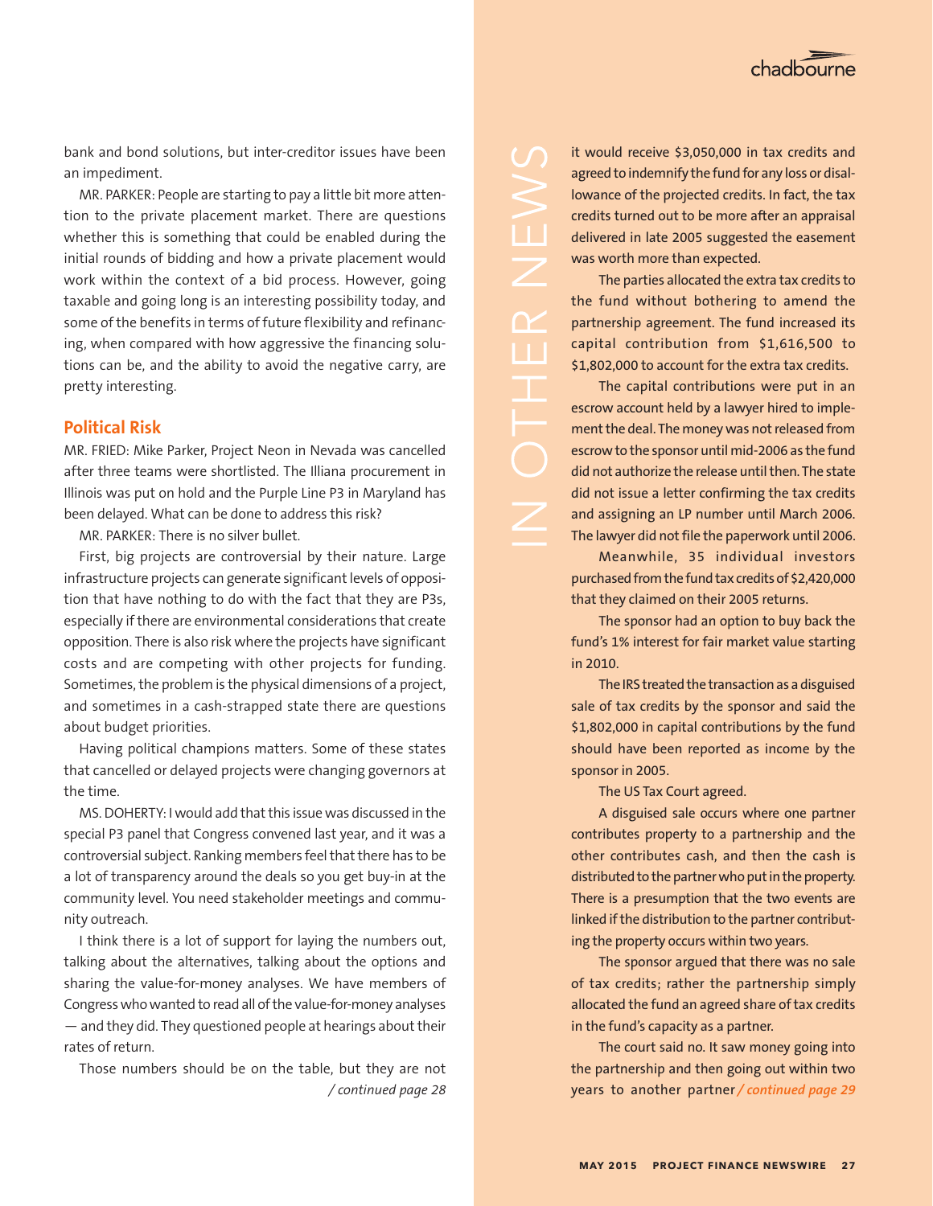bank and bond solutions, but inter-creditor issues have been an impediment.

MR. PARKER: People are starting to pay a little bit more attention to the private placement market. There are questions whether this is something that could be enabled during the initial rounds of bidding and how a private placement would work within the context of a bid process. However, going taxable and going long is an interesting possibility today, and some of the benefits in terms of future flexibility and refinancing, when compared with how aggressive the financing solutions can be, and the ability to avoid the negative carry, are pretty interesting.

## Political Risk

MR. FRIED: Mike Parker, Project Neon in Nevada was cancelled after three teams were shortlisted. The Illiana procurement in Illinois was put on hold and the Purple Line P3 in Maryland has been delayed. What can be done to address this risk?

MR. PARKER: There is no silver bullet.

First, big projects are controversial by their nature. Large infrastructure projects can generate significant levels of opposition that have nothing to do with the fact that they are P3s, especially if there are environmental considerations that create opposition. There is also risk where the projects have significant costs and are competing with other projects for funding. Sometimes, the problem is the physical dimensions of a project, and sometimes in a cash-strapped state there are questions about budget priorities.

Having political champions matters. Some of these states that cancelled or delayed projects were changing governors at the time.

MS. DOHERTY: I would add that this issue was discussed in the special P3 panel that Congress convened last year, and it was a controversial subject. Ranking members feel that there has to be a lot of transparency around the deals so you get buy-in at the community level. You need stakeholder meetings and community outreach.

I think there is a lot of support for laying the numbers out, talking about the alternatives, talking about the options and sharing the value-for-money analyses. We have members of Congress who wanted to read all of the value-for-money analyses — and they did. They questioned people at hearings about their rates of return.

Those numbers should be on the table, but they are not */ continued page 28*

## IN OTHER NEWS

it would receive $3,050,000 in tax credits and agreed to indemnify the fund for any loss or disallowance of the projected credits. In fact, the tax credits turned out to be more after an appraisal delivered in late 2005 suggested the easement was worth more than expected.

The parties allocated the extra tax credits to the fund without bothering to amend the partnership agreement. The fund increased its capital contribution from $1,616,500 to $1,802,000 to account for the extra tax credits.

The capital contributions were put in an escrow account held by a lawyer hired to implement the deal. The money was not released from escrow to the sponsor until mid-2006 as the fund did not authorize the release until then. The state did not issue a letter confirming the tax credits and assigning an LP number until March 2006. The lawyer did not file the paperwork until 2006.

Meanwhile, 35 individual investors purchased from the fund tax credits of $2,420,000 that they claimed on their 2005 returns.

The sponsor had an option to buy back the fund's 1% interest for fair market value starting in 2010.

The IRS treated the transaction as a disguised sale of tax credits by the sponsor and said the $1,802,000 in capital contributions by the fund should have been reported as income by the sponsor in 2005.

The US Tax Court agreed.

A disguised sale occurs where one partner contributes property to a partnership and the other contributes cash, and then the cash is distributed to the partner who put in the property. There is a presumption that the two events are linked if the distribution to the partner contributing the property occurs within two years.

The sponsor argued that there was no sale of tax credits; rather the partnership simply allocated the fund an agreed share of tax credits in the fund's capacity as a partner.

The court said no. It saw money going into the partnership and then going out within two years to another partner */ continued page 29*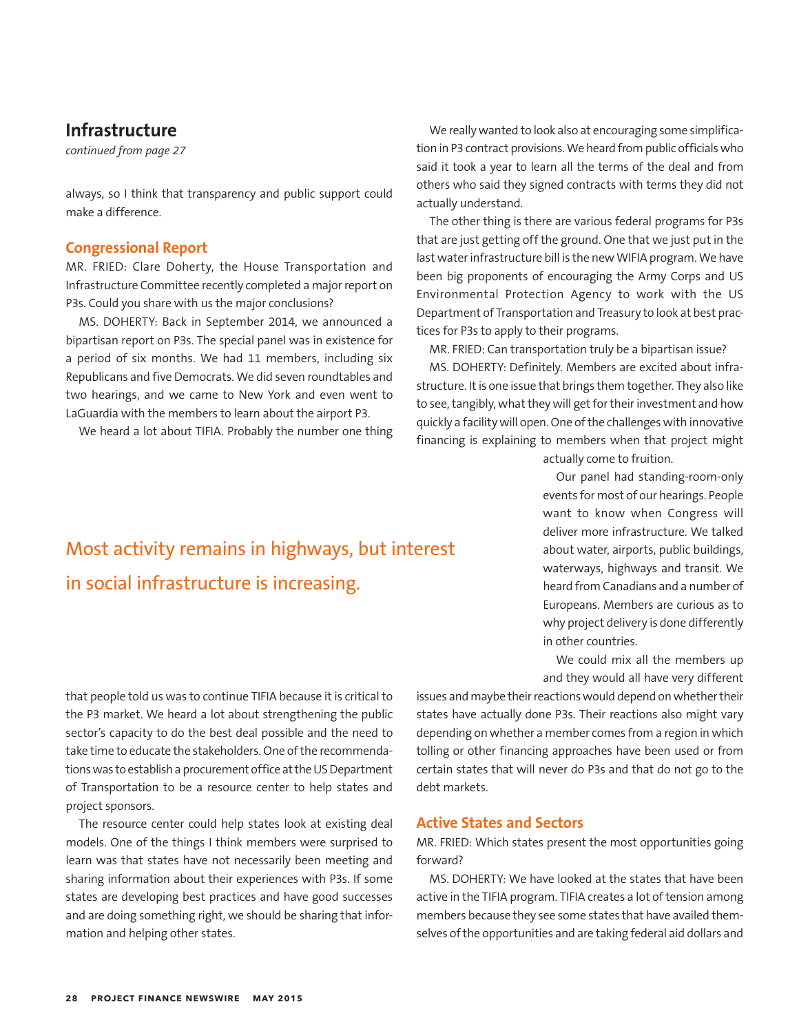## Infrastructure

*continued from page 27*

always, so I think that transparency and public support could make a difference.

### Congressional Report

MR. FRIED: Clare Doherty, the House Transportation and Infrastructure Committee recently completed a major report on P3s. Could you share with us the major conclusions?

MS. DOHERTY: Back in September 2014, we announced a bipartisan report on P3s. The special panel was in existence for a period of six months. We had 11 members, including six Republicans and five Democrats. We did seven roundtables and two hearings, and we came to New York and even went to LaGuardia with the members to learn about the airport P3.

We heard a lot about TIFIA. Probably the number one thing that people told us was to continue TIFIA because it is critical to the P3 market. We heard a lot about strengthening the public sector's capacity to do the best deal possible and the need to take time to educate the stakeholders. One of the recommendations was to establish a procurement office at the US Department of Transportation to be a resource center to help states and project sponsors.

The resource center could help states look at existing deal models. One of the things I think members were surprised to learn was that states have not necessarily been meeting and sharing information about their experiences with P3s. If some states are developing best practices and have good successes and are doing something right, we should be sharing that information and helping other states.

We really wanted to look also at encouraging some simplification in P3 contract provisions. We heard from public officials who said it took a year to learn all the terms of the deal and from others who said they signed contracts with terms they did not actually understand.

The other thing is there are various federal programs for P3s that are just getting off the ground. One that we just put in the last water infrastructure bill is the new WIFIA program. We have been big proponents of encouraging the Army Corps and US Environmental Protection Agency to work with the US Department of Transportation and Treasury to look at best practices for P3s to apply to their programs.

MR. FRIED: Can transportation truly be a bipartisan issue?

MS. DOHERTY: Definitely. Members are excited about infrastructure. It is one issue that brings them together. They also like to see, tangibly, what they will get for their investment and how quickly a facility will open. One of the challenges with innovative financing is explaining to members when that project might actually come to fruition.

Our panel had standing-room-only events for most of our hearings. People want to know when Congress will deliver more infrastructure. We talked about water, airports, public buildings, waterways, highways and transit. We heard from Canadians and a number of Europeans. Members are curious as to why project delivery is done differently in other countries.

We could mix all the members up and they would all have very different issues and maybe their reactions would depend on whether their states have actually done P3s. Their reactions also might vary depending on whether a member comes from a region in which tolling or other financing approaches have been used or from certain states that will never do P3s and that do not go to the debt markets.

> Most activity remains in highways, but interest in social infrastructure is increasing.

### Active States and Sectors

MR. FRIED: Which states present the most opportunities going forward?

MS. DOHERTY: We have looked at the states that have been active in the TIFIA program. TIFIA creates a lot of tension among members because they see some states that have availed themselves of the opportunities and are taking federal aid dollars and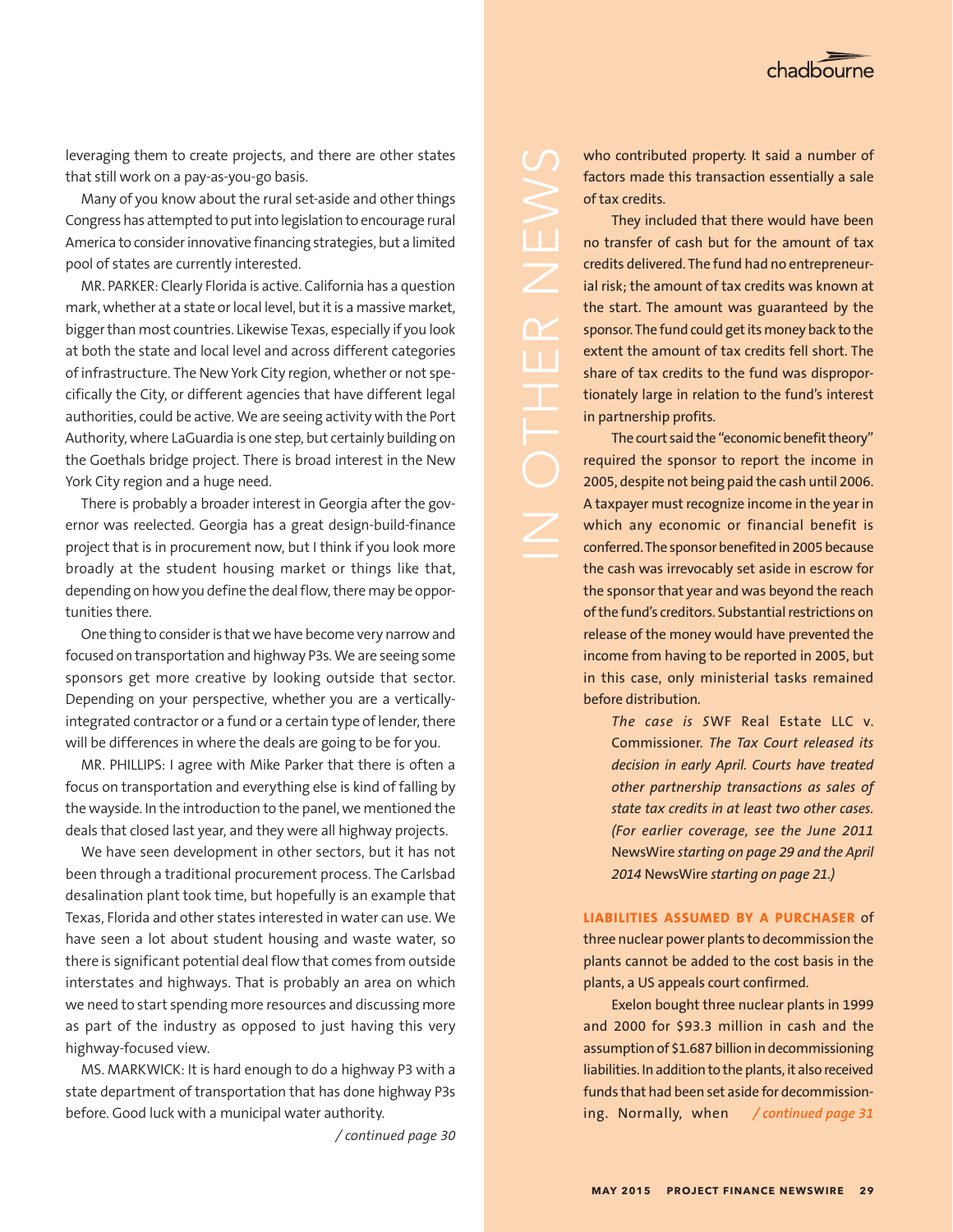leveraging them to create projects, and there are other states that still work on a pay-as-you-go basis.

Many of you know about the rural set-aside and other things Congress has attempted to put into legislation to encourage rural America to consider innovative financing strategies, but a limited pool of states are currently interested.

MR. PARKER: Clearly Florida is active. California has a question mark, whether at a state or local level, but it is a massive market, bigger than most countries. Likewise Texas, especially if you look at both the state and local level and across different categories of infrastructure. The New York City region, whether or not specifically the City, or different agencies that have different legal authorities, could be active. We are seeing activity with the Port Authority, where LaGuardia is one step, but certainly building on the Goethals bridge project. There is broad interest in the New York City region and a huge need.

There is probably a broader interest in Georgia after the governor was reelected. Georgia has a great design-build-finance project that is in procurement now, but I think if you look more broadly at the student housing market or things like that, depending on how you define the deal flow, there may be opportunities there.

One thing to consider is that we have become very narrow and focused on transportation and highway P3s. We are seeing some sponsors get more creative by looking outside that sector. Depending on your perspective, whether you are a vertically-integrated contractor or a fund or a certain type of lender, there will be differences in where the deals are going to be for you.

MR. PHILLIPS: I agree with Mike Parker that there is often a focus on transportation and everything else is kind of falling by the wayside. In the introduction to the panel, we mentioned the deals that closed last year, and they were all highway projects.

We have seen development in other sectors, but it has not been through a traditional procurement process. The Carlsbad desalination plant took time, but hopefully is an example that Texas, Florida and other states interested in water can use. We have seen a lot about student housing and waste water, so there is significant potential deal flow that comes from outside interstates and highways. That is probably an area on which we need to start spending more resources and discussing more as part of the industry as opposed to just having this very highway-focused view.

MS. MARKWICK: It is hard enough to do a highway P3 with a state department of transportation that has done highway P3s before. Good luck with a municipal water authority.

*/ continued page 30*

## IN OTHER NEWS

who contributed property. It said a number of factors made this transaction essentially a sale of tax credits.

They included that there would have been no transfer of cash but for the amount of tax credits delivered. The fund had no entrepreneurial risk; the amount of tax credits was known at the start. The amount was guaranteed by the sponsor. The fund could get its money back to the extent the amount of tax credits fell short. The share of tax credits to the fund was disproportionately large in relation to the fund's interest in partnership profits.

The court said the "economic benefit theory" required the sponsor to report the income in 2005, despite not being paid the cash until 2006. A taxpayer must recognize income in the year in which any economic or financial benefit is conferred. The sponsor benefited in 2005 because the cash was irrevocably set aside in escrow for the sponsor that year and was beyond the reach of the fund's creditors. Substantial restrictions on release of the money would have prevented the income from having to be reported in 2005, but in this case, only ministerial tasks remained before distribution.

> *The case is* SWF Real Estate LLC v. Commissioner. *The Tax Court released its decision in early April. Courts have treated other partnership transactions as sales of state tax credits in at least two other cases. (For earlier coverage, see the June 2011* NewsWire *starting on page 29 and the April 2014* NewsWire *starting on page 21.)*

**LIABILITIES ASSUMED BY A PURCHASER** of three nuclear power plants to decommission the plants cannot be added to the cost basis in the plants, a US appeals court confirmed.

Exelon bought three nuclear plants in 1999 and 2000 for $93.3 million in cash and the assumption of $1.687 billion in decommissioning liabilities. In addition to the plants, it also received funds that had been set aside for decommissioning. Normally, when */ continued page 31*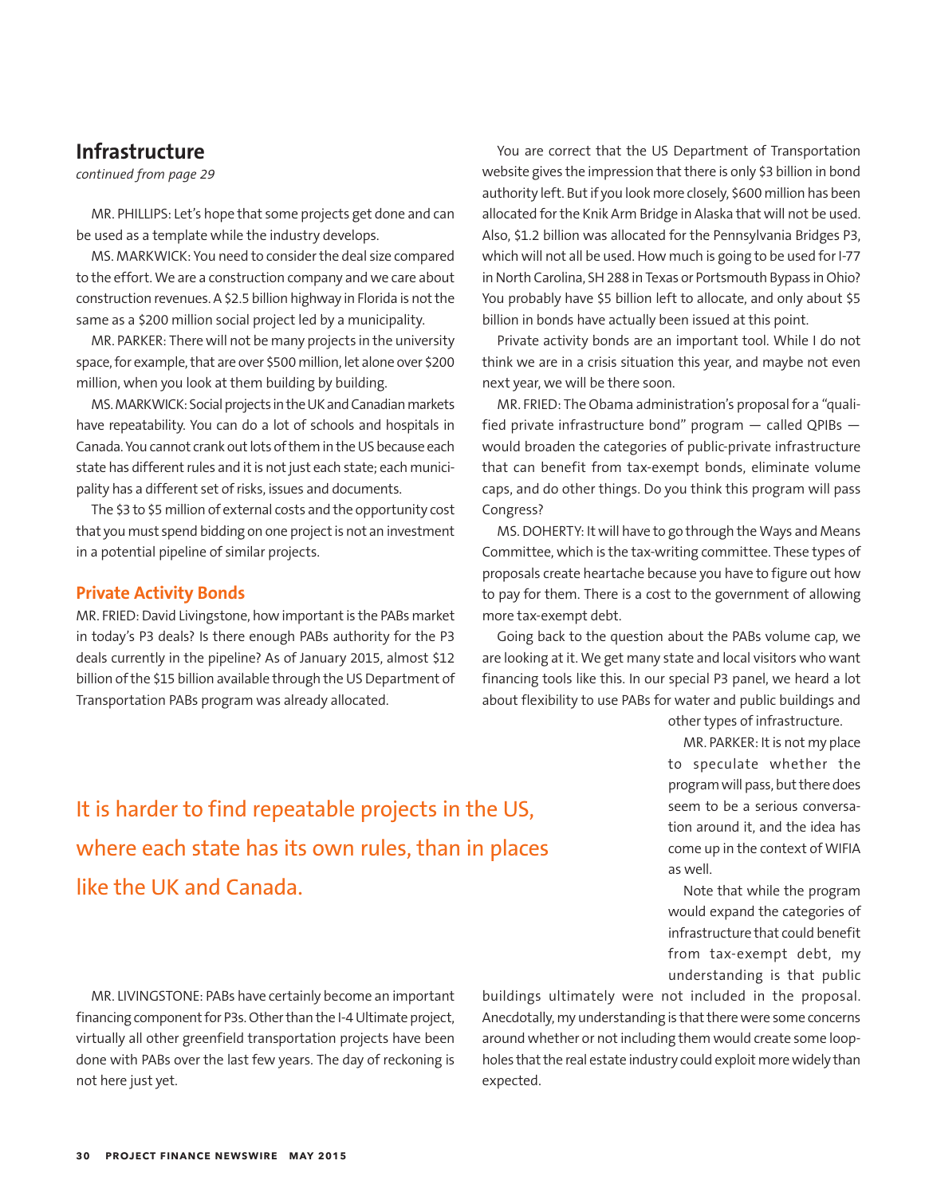## Infrastructure

*continued from page 29*

MR. PHILLIPS: Let's hope that some projects get done and can be used as a template while the industry develops.

MS. MARKWICK: You need to consider the deal size compared to the effort. We are a construction company and we care about construction revenues. A $2.5 billion highway in Florida is not the same as a $200 million social project led by a municipality.

MR. PARKER: There will not be many projects in the university space, for example, that are over $500 million, let alone over $200 million, when you look at them building by building.

MS. MARKWICK: Social projects in the UK and Canadian markets have repeatability. You can do a lot of schools and hospitals in Canada. You cannot crank out lots of them in the US because each state has different rules and it is not just each state; each municipality has a different set of risks, issues and documents.

The $3 to $5 million of external costs and the opportunity cost that you must spend bidding on one project is not an investment in a potential pipeline of similar projects.

### Private Activity Bonds

MR. FRIED: David Livingstone, how important is the PABs market in today's P3 deals? Is there enough PABs authority for the P3 deals currently in the pipeline? As of January 2015, almost $12 billion of the $15 billion available through the US Department of Transportation PABs program was already allocated.

MR. LIVINGSTONE: PABs have certainly become an important financing component for P3s. Other than the I-4 Ultimate project, virtually all other greenfield transportation projects have been done with PABs over the last few years. The day of reckoning is not here just yet.

You are correct that the US Department of Transportation website gives the impression that there is only $3 billion in bond authority left. But if you look more closely, $600 million has been allocated for the Knik Arm Bridge in Alaska that will not be used. Also, $1.2 billion was allocated for the Pennsylvania Bridges P3, which will not all be used. How much is going to be used for I-77 in North Carolina, SH 288 in Texas or Portsmouth Bypass in Ohio? You probably have $5 billion left to allocate, and only about $5 billion in bonds have actually been issued at this point.

Private activity bonds are an important tool. While I do not think we are in a crisis situation this year, and maybe not even next year, we will be there soon.

MR. FRIED: The Obama administration's proposal for a "qualified private infrastructure bond" program — called QPIBs — would broaden the categories of public-private infrastructure that can benefit from tax-exempt bonds, eliminate volume caps, and do other things. Do you think this program will pass Congress?

MS. DOHERTY: It will have to go through the Ways and Means Committee, which is the tax-writing committee. These types of proposals create heartache because you have to figure out how to pay for them. There is a cost to the government of allowing more tax-exempt debt.

Going back to the question about the PABs volume cap, we are looking at it. We get many state and local visitors who want financing tools like this. In our special P3 panel, we heard a lot about flexibility to use PABs for water and public buildings and other types of infrastructure.

> It is harder to find repeatable projects in the US, where each state has its own rules, than in places like the UK and Canada.

MR. PARKER: It is not my place to speculate whether the program will pass, but there does seem to be a serious conversation around it, and the idea has come up in the context of WIFIA as well.

Note that while the program would expand the categories of infrastructure that could benefit from tax-exempt debt, my understanding is that public buildings ultimately were not included in the proposal. Anecdotally, my understanding is that there were some concerns around whether or not including them would create some loopholes that the real estate industry could exploit more widely than expected.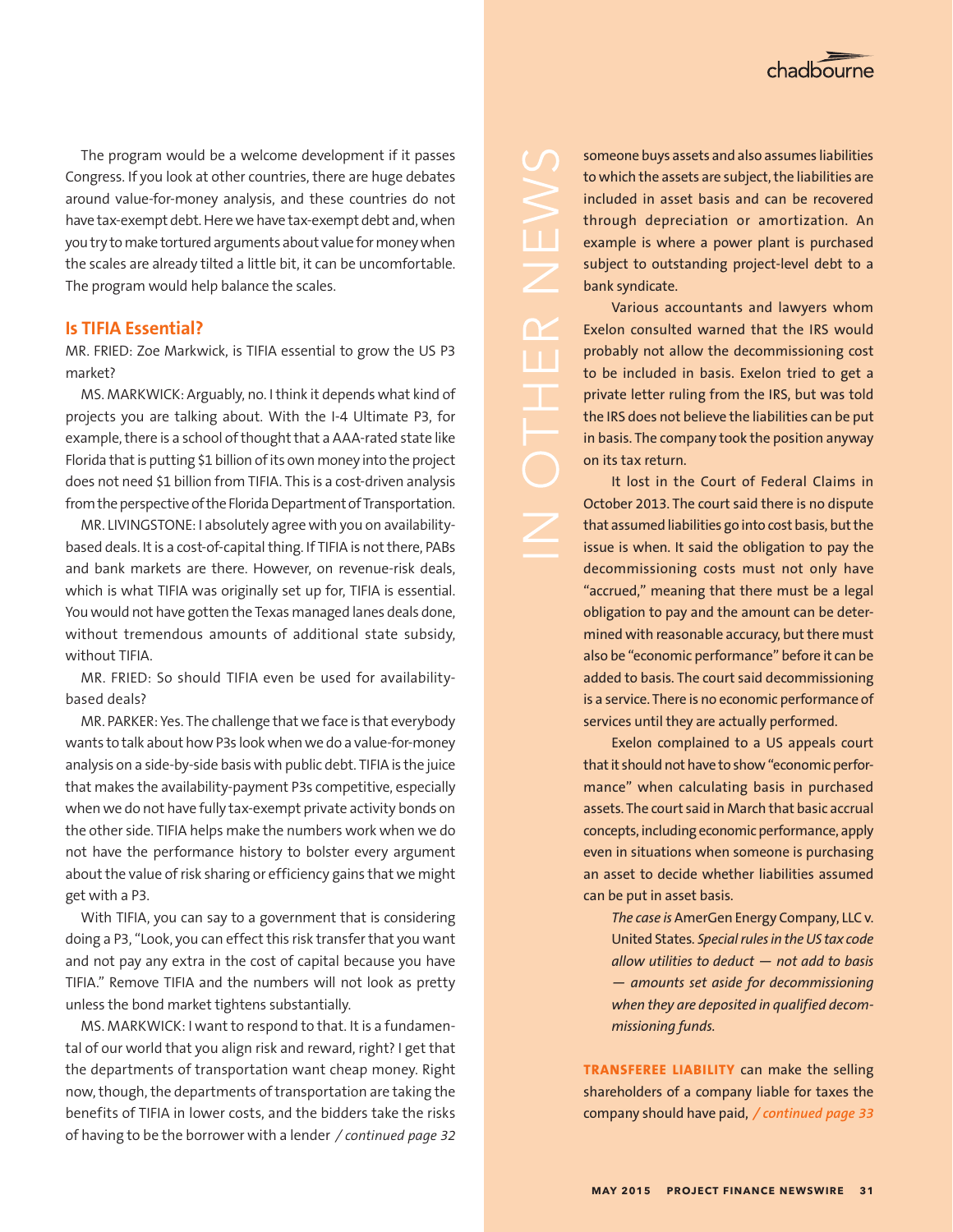The program would be a welcome development if it passes Congress. If you look at other countries, there are huge debates around value-for-money analysis, and these countries do not have tax-exempt debt. Here we have tax-exempt debt and, when you try to make tortured arguments about value for money when the scales are already tilted a little bit, it can be uncomfortable. The program would help balance the scales.

## Is TIFIA Essential?

MR. FRIED: Zoe Markwick, is TIFIA essential to grow the US P3 market?

MS. MARKWICK: Arguably, no. I think it depends what kind of projects you are talking about. With the I-4 Ultimate P3, for example, there is a school of thought that a AAA-rated state like Florida that is putting $1 billion of its own money into the project does not need $1 billion from TIFIA. This is a cost-driven analysis from the perspective of the Florida Department of Transportation.

MR. LIVINGSTONE: I absolutely agree with you on availability-based deals. It is a cost-of-capital thing. If TIFIA is not there, PABs and bank markets are there. However, on revenue-risk deals, which is what TIFIA was originally set up for, TIFIA is essential. You would not have gotten the Texas managed lanes deals done, without tremendous amounts of additional state subsidy, without TIFIA.

MR. FRIED: So should TIFIA even be used for availability-based deals?

MR. PARKER: Yes. The challenge that we face is that everybody wants to talk about how P3s look when we do a value-for-money analysis on a side-by-side basis with public debt. TIFIA is the juice that makes the availability-payment P3s competitive, especially when we do not have fully tax-exempt private activity bonds on the other side. TIFIA helps make the numbers work when we do not have the performance history to bolster every argument about the value of risk sharing or efficiency gains that we might get with a P3.

With TIFIA, you can say to a government that is considering doing a P3, "Look, you can effect this risk transfer that you want and not pay any extra in the cost of capital because you have TIFIA." Remove TIFIA and the numbers will not look as pretty unless the bond market tightens substantially.

MS. MARKWICK: I want to respond to that. It is a fundamental of our world that you align risk and reward, right? I get that the departments of transportation want cheap money. Right now, though, the departments of transportation are taking the benefits of TIFIA in lower costs, and the bidders take the risks of having to be the borrower with a lender */ continued page 32*

IN OTHER NEWS

someone buys assets and also assumes liabilities to which the assets are subject, the liabilities are included in asset basis and can be recovered through depreciation or amortization. An example is where a power plant is purchased subject to outstanding project-level debt to a bank syndicate.

Various accountants and lawyers whom Exelon consulted warned that the IRS would probably not allow the decommissioning cost to be included in basis. Exelon tried to get a private letter ruling from the IRS, but was told the IRS does not believe the liabilities can be put in basis. The company took the position anyway on its tax return.

It lost in the Court of Federal Claims in October 2013. The court said there is no dispute that assumed liabilities go into cost basis, but the issue is when. It said the obligation to pay the decommissioning costs must not only have "accrued," meaning that there must be a legal obligation to pay and the amount can be determined with reasonable accuracy, but there must also be "economic performance" before it can be added to basis. The court said decommissioning is a service. There is no economic performance of services until they are actually performed.

Exelon complained to a US appeals court that it should not have to show "economic performance" when calculating basis in purchased assets. The court said in March that basic accrual concepts, including economic performance, apply even in situations when someone is purchasing an asset to decide whether liabilities assumed can be put in asset basis.

> *The case is* AmerGen Energy Company, LLC v. United States. *Special rules in the US tax code allow utilities to deduct — not add to basis — amounts set aside for decommissioning when they are deposited in qualified decommissioning funds.*

**TRANSFEREE LIABILITY** can make the selling shareholders of a company liable for taxes the company should have paid, */ continued page 33*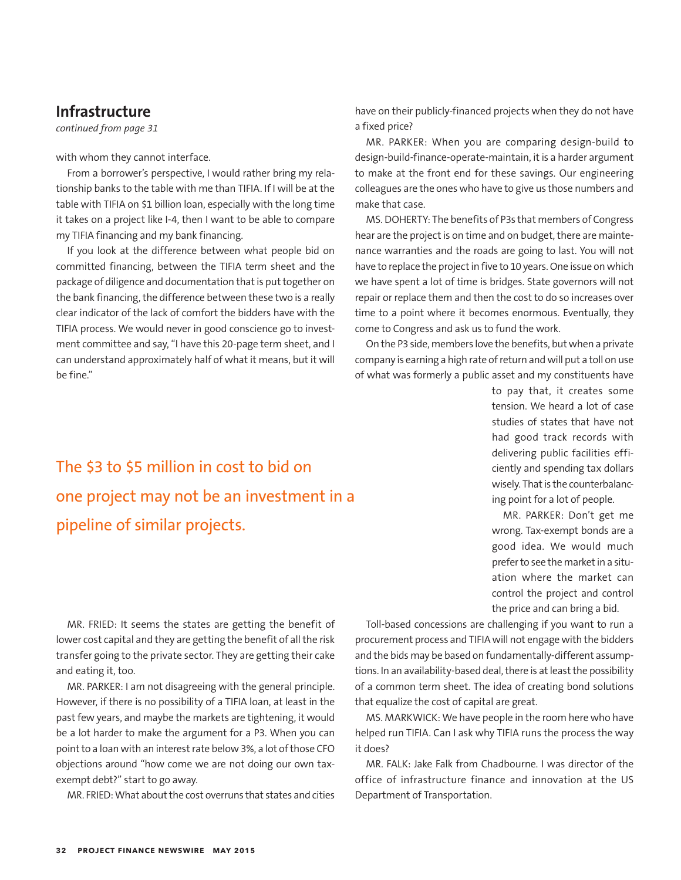## Infrastructure

*continued from page 31*

with whom they cannot interface.

From a borrower's perspective, I would rather bring my relationship banks to the table with me than TIFIA. If I will be at the table with TIFIA on $1 billion loan, especially with the long time it takes on a project like I-4, then I want to be able to compare my TIFIA financing and my bank financing.

If you look at the difference between what people bid on committed financing, between the TIFIA term sheet and the package of diligence and documentation that is put together on the bank financing, the difference between these two is a really clear indicator of the lack of comfort the bidders have with the TIFIA process. We would never in good conscience go to investment committee and say, "I have this 20-page term sheet, and I can understand approximately half of what it means, but it will be fine."

> The $3 to $5 million in cost to bid on one project may not be an investment in a pipeline of similar projects.

MR. FRIED: It seems the states are getting the benefit of lower cost capital and they are getting the benefit of all the risk transfer going to the private sector. They are getting their cake and eating it, too.

MR. PARKER: I am not disagreeing with the general principle. However, if there is no possibility of a TIFIA loan, at least in the past few years, and maybe the markets are tightening, it would be a lot harder to make the argument for a P3. When you can point to a loan with an interest rate below 3%, a lot of those CFO objections around "how come we are not doing our own tax-exempt debt?" start to go away.

MR. FRIED: What about the cost overruns that states and cities have on their publicly-financed projects when they do not have a fixed price?

MR. PARKER: When you are comparing design-build to design-build-finance-operate-maintain, it is a harder argument to make at the front end for these savings. Our engineering colleagues are the ones who have to give us those numbers and make that case.

MS. DOHERTY: The benefits of P3s that members of Congress hear are the project is on time and on budget, there are maintenance warranties and the roads are going to last. You will not have to replace the project in five to 10 years. One issue on which we have spent a lot of time is bridges. State governors will not repair or replace them and then the cost to do so increases over time to a point where it becomes enormous. Eventually, they come to Congress and ask us to fund the work.

On the P3 side, members love the benefits, but when a private company is earning a high rate of return and will put a toll on use of what was formerly a public asset and my constituents have to pay that, it creates some tension. We heard a lot of case studies of states that have not had good track records with delivering public facilities efficiently and spending tax dollars wisely. That is the counterbalancing point for a lot of people.

MR. PARKER: Don't get me wrong. Tax-exempt bonds are a good idea. We would much prefer to see the market in a situation where the market can control the project and control the price and can bring a bid.

Toll-based concessions are challenging if you want to run a procurement process and TIFIA will not engage with the bidders and the bids may be based on fundamentally-different assumptions. In an availability-based deal, there is at least the possibility of a common term sheet. The idea of creating bond solutions that equalize the cost of capital are great.

MS. MARKWICK: We have people in the room here who have helped run TIFIA. Can I ask why TIFIA runs the process the way it does?

MR. FALK: Jake Falk from Chadbourne. I was director of the office of infrastructure finance and innovation at the US Department of Transportation.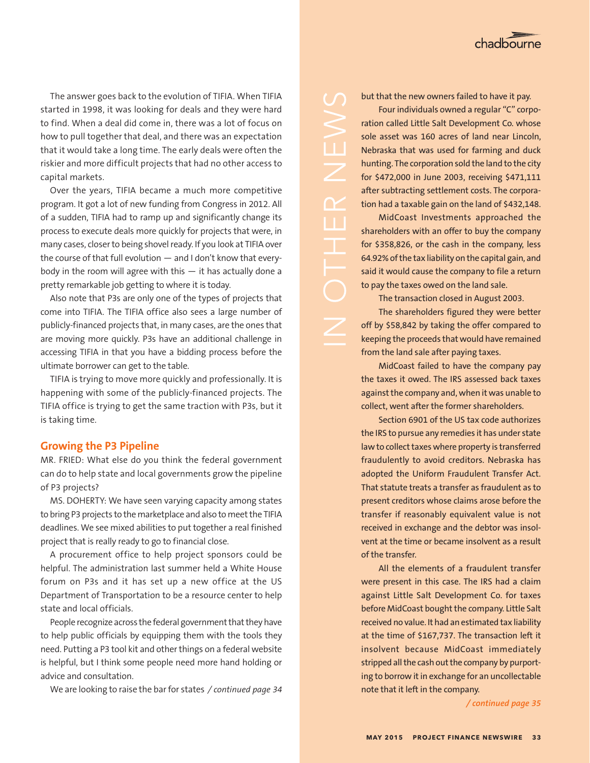The answer goes back to the evolution of TIFIA. When TIFIA started in 1998, it was looking for deals and they were hard to find. When a deal did come in, there was a lot of focus on how to pull together that deal, and there was an expectation that it would take a long time. The early deals were often the riskier and more difficult projects that had no other access to capital markets.

Over the years, TIFIA became a much more competitive program. It got a lot of new funding from Congress in 2012. All of a sudden, TIFIA had to ramp up and significantly change its process to execute deals more quickly for projects that were, in many cases, closer to being shovel ready. If you look at TIFIA over the course of that full evolution — and I don't know that everybody in the room will agree with this — it has actually done a pretty remarkable job getting to where it is today.

Also note that P3s are only one of the types of projects that come into TIFIA. The TIFIA office also sees a large number of publicly-financed projects that, in many cases, are the ones that are moving more quickly. P3s have an additional challenge in accessing TIFIA in that you have a bidding process before the ultimate borrower can get to the table.

TIFIA is trying to move more quickly and professionally. It is happening with some of the publicly-financed projects. The TIFIA office is trying to get the same traction with P3s, but it is taking time.

## Growing the P3 Pipeline

MR. FRIED: What else do you think the federal government can do to help state and local governments grow the pipeline of P3 projects?

MS. DOHERTY: We have seen varying capacity among states to bring P3 projects to the marketplace and also to meet the TIFIA deadlines. We see mixed abilities to put together a real finished project that is really ready to go to financial close.

A procurement office to help project sponsors could be helpful. The administration last summer held a White House forum on P3s and it has set up a new office at the US Department of Transportation to be a resource center to help state and local officials.

People recognize across the federal government that they have to help public officials by equipping them with the tools they need. Putting a P3 tool kit and other things on a federal website is helpful, but I think some people need more hand holding or advice and consultation.

We are looking to raise the bar for states */ continued page 34*

IN OTHER NEWS

but that the new owners failed to have it pay.

Four individuals owned a regular "C" corporation called Little Salt Development Co. whose sole asset was 160 acres of land near Lincoln, Nebraska that was used for farming and duck hunting. The corporation sold the land to the city for $472,000 in June 2003, receiving $471,111 after subtracting settlement costs. The corporation had a taxable gain on the land of $432,148.

MidCoast Investments approached the shareholders with an offer to buy the company for $358,826, or the cash in the company, less 64.92% of the tax liability on the capital gain, and said it would cause the company to file a return to pay the taxes owed on the land sale.

The transaction closed in August 2003.

The shareholders figured they were better off by $58,842 by taking the offer compared to keeping the proceeds that would have remained from the land sale after paying taxes.

MidCoast failed to have the company pay the taxes it owed. The IRS assessed back taxes against the company and, when it was unable to collect, went after the former shareholders.

Section 6901 of the US tax code authorizes the IRS to pursue any remedies it has under state law to collect taxes where property is transferred fraudulently to avoid creditors. Nebraska has adopted the Uniform Fraudulent Transfer Act. That statute treats a transfer as fraudulent as to present creditors whose claims arose before the transfer if reasonably equivalent value is not received in exchange and the debtor was insolvent at the time or became insolvent as a result of the transfer.

All the elements of a fraudulent transfer were present in this case. The IRS had a claim against Little Salt Development Co. for taxes before MidCoast bought the company. Little Salt received no value. It had an estimated tax liability at the time of $167,737. The transaction left it insolvent because MidCoast immediately stripped all the cash out the company by purporting to borrow it in exchange for an uncollectable note that it left in the company.

*/ continued page 35*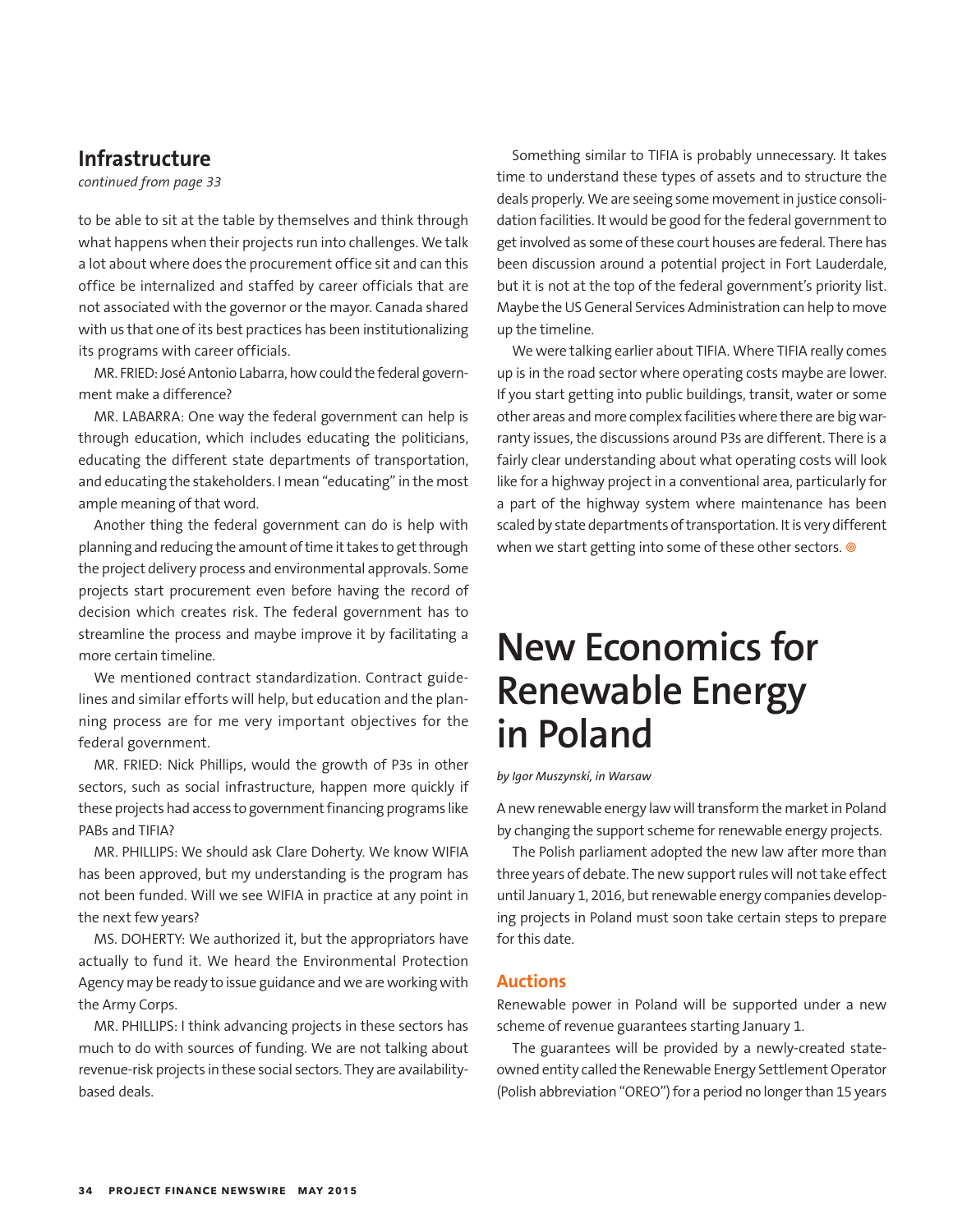## Infrastructure

*continued from page 33*

to be able to sit at the table by themselves and think through what happens when their projects run into challenges. We talk a lot about where does the procurement office sit and can this office be internalized and staffed by career officials that are not associated with the governor or the mayor. Canada shared with us that one of its best practices has been institutionalizing its programs with career officials.

MR. FRIED: José Antonio Labarra, how could the federal government make a difference?

MR. LABARRA: One way the federal government can help is through education, which includes educating the politicians, educating the different state departments of transportation, and educating the stakeholders. I mean "educating" in the most ample meaning of that word.

Another thing the federal government can do is help with planning and reducing the amount of time it takes to get through the project delivery process and environmental approvals. Some projects start procurement even before having the record of decision which creates risk. The federal government has to streamline the process and maybe improve it by facilitating a more certain timeline.

We mentioned contract standardization. Contract guidelines and similar efforts will help, but education and the planning process are for me very important objectives for the federal government.

MR. FRIED: Nick Phillips, would the growth of P3s in other sectors, such as social infrastructure, happen more quickly if these projects had access to government financing programs like PABs and TIFIA?

MR. PHILLIPS: We should ask Clare Doherty. We know WIFIA has been approved, but my understanding is the program has not been funded. Will we see WIFIA in practice at any point in the next few years?

MS. DOHERTY: We authorized it, but the appropriators have actually to fund it. We heard the Environmental Protection Agency may be ready to issue guidance and we are working with the Army Corps.

MR. PHILLIPS: I think advancing projects in these sectors has much to do with sources of funding. We are not talking about revenue-risk projects in these social sectors. They are availability-based deals.

Something similar to TIFIA is probably unnecessary. It takes time to understand these types of assets and to structure the deals properly. We are seeing some movement in justice consolidation facilities. It would be good for the federal government to get involved as some of these court houses are federal. There has been discussion around a potential project in Fort Lauderdale, but it is not at the top of the federal government's priority list. Maybe the US General Services Administration can help to move up the timeline.

We were talking earlier about TIFIA. Where TIFIA really comes up is in the road sector where operating costs maybe are lower. If you start getting into public buildings, transit, water or some other areas and more complex facilities where there are big warranty issues, the discussions around P3s are different. There is a fairly clear understanding about what operating costs will look like for a highway project in a conventional area, particularly for a part of the highway system where maintenance has been scaled by state departments of transportation. It is very different when we start getting into some of these other sectors. ◎

# New Economics for Renewable Energy in Poland

*by Igor Muszynski, in Warsaw*

A new renewable energy law will transform the market in Poland by changing the support scheme for renewable energy projects.

The Polish parliament adopted the new law after more than three years of debate. The new support rules will not take effect until January 1, 2016, but renewable energy companies developing projects in Poland must soon take certain steps to prepare for this date.

### Auctions

Renewable power in Poland will be supported under a new scheme of revenue guarantees starting January 1.

The guarantees will be provided by a newly-created state-owned entity called the Renewable Energy Settlement Operator (Polish abbreviation "OREO") for a period no longer than 15 years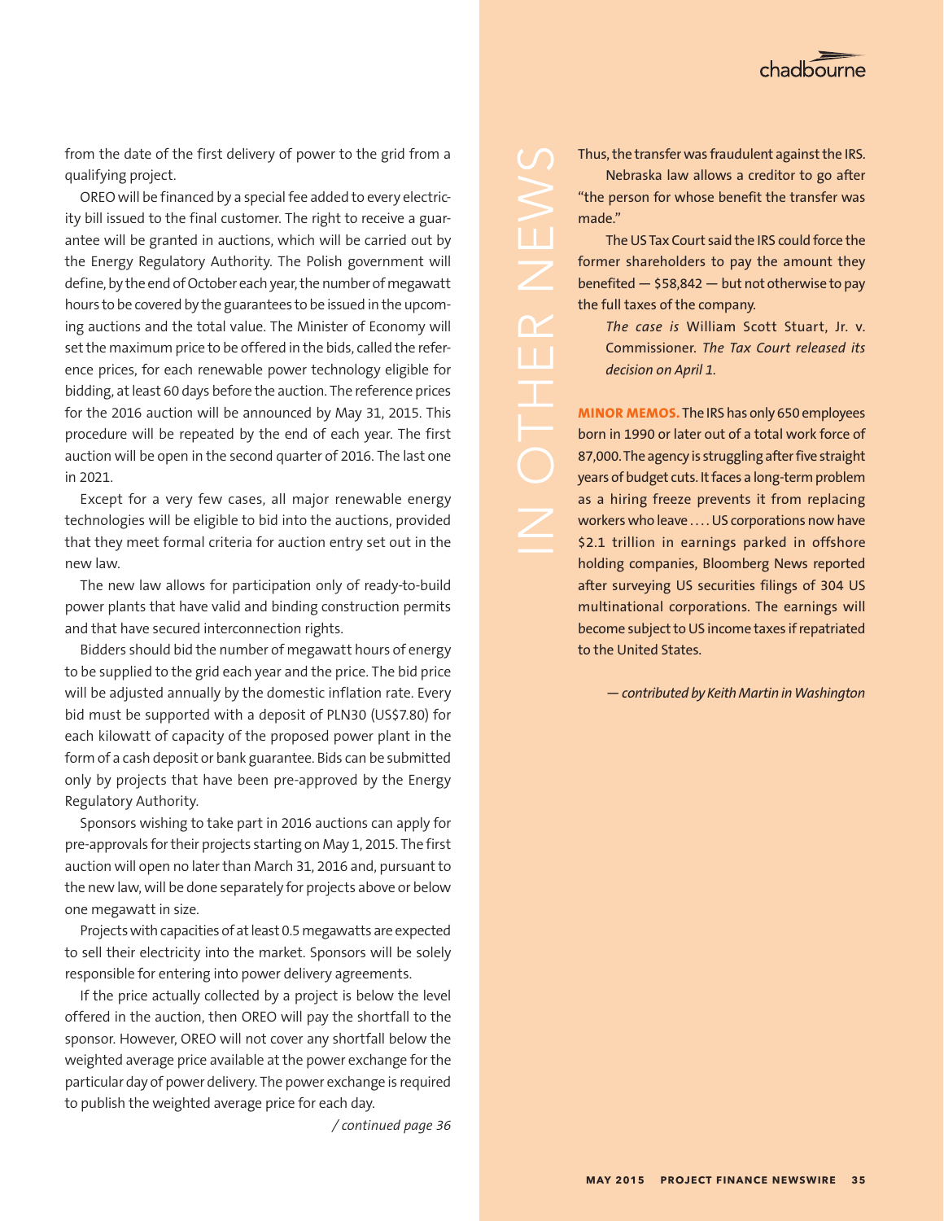from the date of the first delivery of power to the grid from a qualifying project.

OREO will be financed by a special fee added to every electricity bill issued to the final customer. The right to receive a guarantee will be granted in auctions, which will be carried out by the Energy Regulatory Authority. The Polish government will define, by the end of October each year, the number of megawatt hours to be covered by the guarantees to be issued in the upcoming auctions and the total value. The Minister of Economy will set the maximum price to be offered in the bids, called the reference prices, for each renewable power technology eligible for bidding, at least 60 days before the auction. The reference prices for the 2016 auction will be announced by May 31, 2015. This procedure will be repeated by the end of each year. The first auction will be open in the second quarter of 2016. The last one in 2021.

Except for a very few cases, all major renewable energy technologies will be eligible to bid into the auctions, provided that they meet formal criteria for auction entry set out in the new law.

The new law allows for participation only of ready-to-build power plants that have valid and binding construction permits and that have secured interconnection rights.

Bidders should bid the number of megawatt hours of energy to be supplied to the grid each year and the price. The bid price will be adjusted annually by the domestic inflation rate. Every bid must be supported with a deposit of PLN30 (US$7.80) for each kilowatt of capacity of the proposed power plant in the form of a cash deposit or bank guarantee. Bids can be submitted only by projects that have been pre-approved by the Energy Regulatory Authority.

Sponsors wishing to take part in 2016 auctions can apply for pre-approvals for their projects starting on May 1, 2015. The first auction will open no later than March 31, 2016 and, pursuant to the new law, will be done separately for projects above or below one megawatt in size.

Projects with capacities of at least 0.5 megawatts are expected to sell their electricity into the market. Sponsors will be solely responsible for entering into power delivery agreements.

If the price actually collected by a project is below the level offered in the auction, then OREO will pay the shortfall to the sponsor. However, OREO will not cover any shortfall below the weighted average price available at the power exchange for the particular day of power delivery. The power exchange is required to publish the weighted average price for each day.

*/ continued page 36*

## IN OTHER NEWS

Thus, the transfer was fraudulent against the IRS.

Nebraska law allows a creditor to go after "the person for whose benefit the transfer was made."

The US Tax Court said the IRS could force the former shareholders to pay the amount they benefited — $58,842 — but not otherwise to pay the full taxes of the company.

*The case is* William Scott Stuart, Jr. v. Commissioner. *The Tax Court released its decision on April 1.*

**MINOR MEMOS.** The IRS has only 650 employees born in 1990 or later out of a total work force of 87,000. The agency is struggling after five straight years of budget cuts. It faces a long-term problem as a hiring freeze prevents it from replacing workers who leave . . . . US corporations now have $2.1 trillion in earnings parked in offshore holding companies, Bloomberg News reported after surveying US securities filings of 304 US multinational corporations. The earnings will become subject to US income taxes if repatriated to the United States.

*— contributed by Keith Martin in Washington*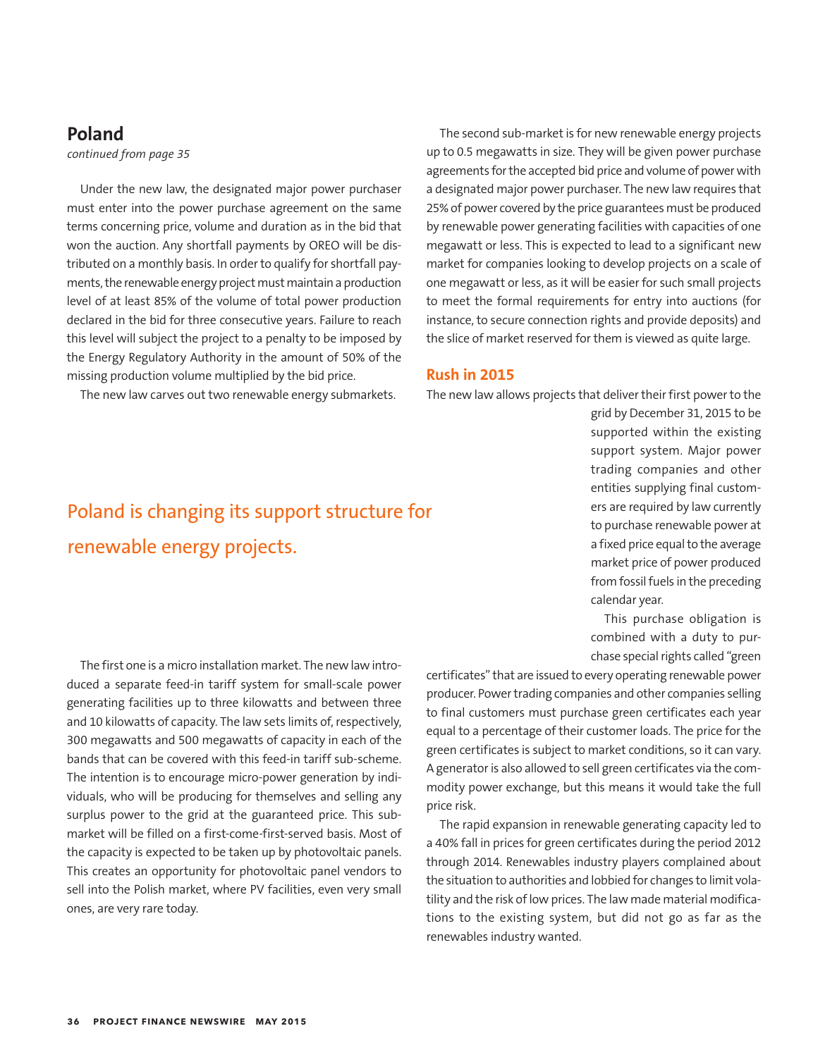## Poland

*continued from page 35*

Under the new law, the designated major power purchaser must enter into the power purchase agreement on the same terms concerning price, volume and duration as in the bid that won the auction. Any shortfall payments by OREO will be distributed on a monthly basis. In order to qualify for shortfall payments, the renewable energy project must maintain a production level of at least 85% of the volume of total power production declared in the bid for three consecutive years. Failure to reach this level will subject the project to a penalty to be imposed by the Energy Regulatory Authority in the amount of 50% of the missing production volume multiplied by the bid price.

The new law carves out two renewable energy submarkets.

Poland is changing its support structure for renewable energy projects.

The first one is a micro installation market. The new law introduced a separate feed-in tariff system for small-scale power generating facilities up to three kilowatts and between three and 10 kilowatts of capacity. The law sets limits of, respectively, 300 megawatts and 500 megawatts of capacity in each of the bands that can be covered with this feed-in tariff sub-scheme. The intention is to encourage micro-power generation by individuals, who will be producing for themselves and selling any surplus power to the grid at the guaranteed price. This submarket will be filled on a first-come-first-served basis. Most of the capacity is expected to be taken up by photovoltaic panels. This creates an opportunity for photovoltaic panel vendors to sell into the Polish market, where PV facilities, even very small ones, are very rare today.

The second sub-market is for new renewable energy projects up to 0.5 megawatts in size. They will be given power purchase agreements for the accepted bid price and volume of power with a designated major power purchaser. The new law requires that 25% of power covered by the price guarantees must be produced by renewable power generating facilities with capacities of one megawatt or less. This is expected to lead to a significant new market for companies looking to develop projects on a scale of one megawatt or less, as it will be easier for such small projects to meet the formal requirements for entry into auctions (for instance, to secure connection rights and provide deposits) and the slice of market reserved for them is viewed as quite large.

### Rush in 2015

The new law allows projects that deliver their first power to the grid by December 31, 2015 to be supported within the existing support system. Major power trading companies and other entities supplying final customers are required by law currently to purchase renewable power at a fixed price equal to the average market price of power produced from fossil fuels in the preceding calendar year.

This purchase obligation is combined with a duty to purchase special rights called "green certificates" that are issued to every operating renewable power producer. Power trading companies and other companies selling to final customers must purchase green certificates each year equal to a percentage of their customer loads. The price for the green certificates is subject to market conditions, so it can vary. A generator is also allowed to sell green certificates via the commodity power exchange, but this means it would take the full price risk.

The rapid expansion in renewable generating capacity led to a 40% fall in prices for green certificates during the period 2012 through 2014. Renewables industry players complained about the situation to authorities and lobbied for changes to limit volatility and the risk of low prices. The law made material modifications to the existing system, but did not go as far as the renewables industry wanted.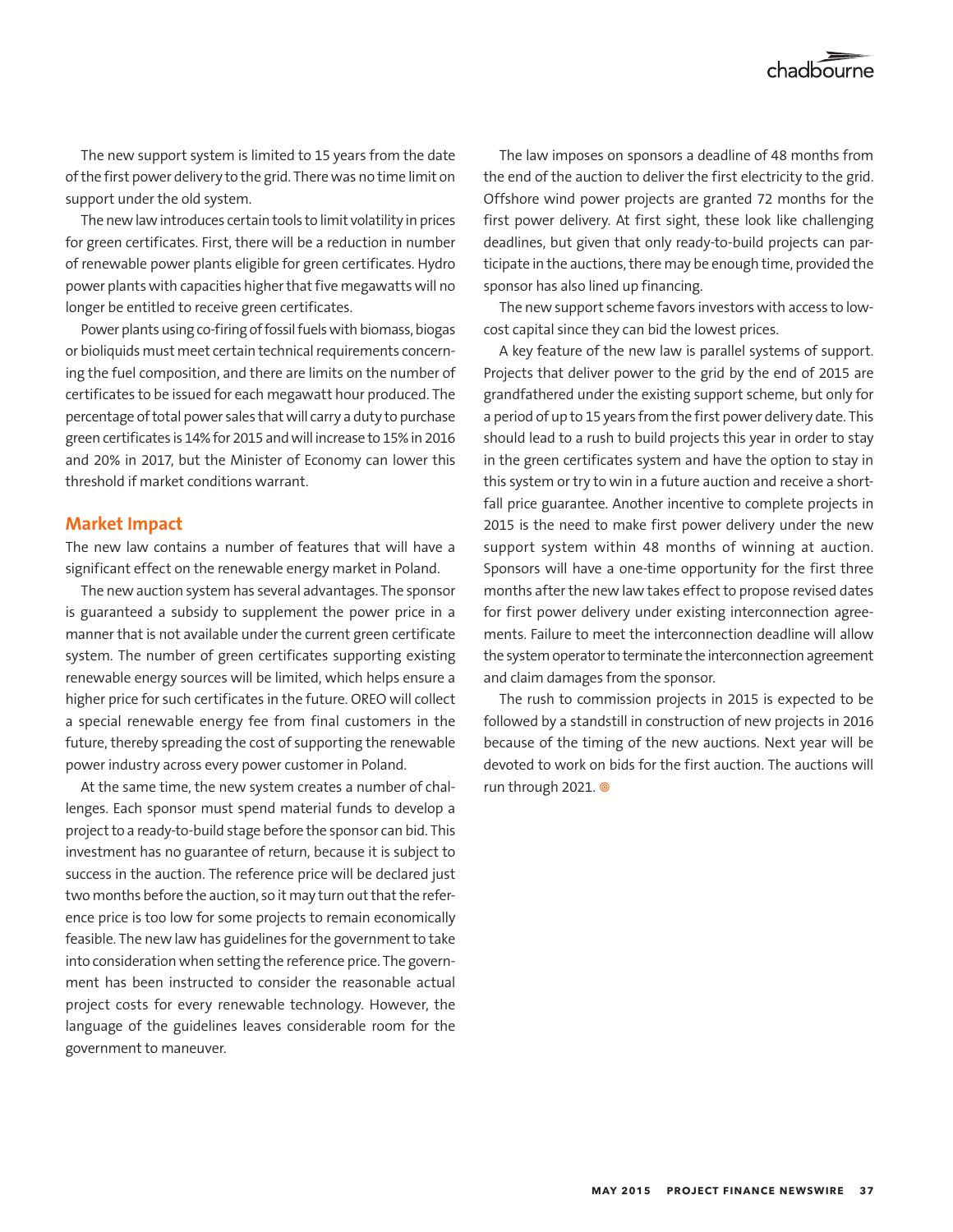The new support system is limited to 15 years from the date of the first power delivery to the grid. There was no time limit on support under the old system.

The new law introduces certain tools to limit volatility in prices for green certificates. First, there will be a reduction in number of renewable power plants eligible for green certificates. Hydro power plants with capacities higher that five megawatts will no longer be entitled to receive green certificates.

Power plants using co-firing of fossil fuels with biomass, biogas or bioliquids must meet certain technical requirements concerning the fuel composition, and there are limits on the number of certificates to be issued for each megawatt hour produced. The percentage of total power sales that will carry a duty to purchase green certificates is 14% for 2015 and will increase to 15% in 2016 and 20% in 2017, but the Minister of Economy can lower this threshold if market conditions warrant.

## Market Impact

The new law contains a number of features that will have a significant effect on the renewable energy market in Poland.

The new auction system has several advantages. The sponsor is guaranteed a subsidy to supplement the power price in a manner that is not available under the current green certificate system. The number of green certificates supporting existing renewable energy sources will be limited, which helps ensure a higher price for such certificates in the future. OREO will collect a special renewable energy fee from final customers in the future, thereby spreading the cost of supporting the renewable power industry across every power customer in Poland.

At the same time, the new system creates a number of challenges. Each sponsor must spend material funds to develop a project to a ready-to-build stage before the sponsor can bid. This investment has no guarantee of return, because it is subject to success in the auction. The reference price will be declared just two months before the auction, so it may turn out that the reference price is too low for some projects to remain economically feasible. The new law has guidelines for the government to take into consideration when setting the reference price. The government has been instructed to consider the reasonable actual project costs for every renewable technology. However, the language of the guidelines leaves considerable room for the government to maneuver.

The law imposes on sponsors a deadline of 48 months from the end of the auction to deliver the first electricity to the grid. Offshore wind power projects are granted 72 months for the first power delivery. At first sight, these look like challenging deadlines, but given that only ready-to-build projects can participate in the auctions, there may be enough time, provided the sponsor has also lined up financing.

The new support scheme favors investors with access to low-cost capital since they can bid the lowest prices.

A key feature of the new law is parallel systems of support. Projects that deliver power to the grid by the end of 2015 are grandfathered under the existing support scheme, but only for a period of up to 15 years from the first power delivery date. This should lead to a rush to build projects this year in order to stay in the green certificates system and have the option to stay in this system or try to win in a future auction and receive a shortfall price guarantee. Another incentive to complete projects in 2015 is the need to make first power delivery under the new support system within 48 months of winning at auction. Sponsors will have a one-time opportunity for the first three months after the new law takes effect to propose revised dates for first power delivery under existing interconnection agreements. Failure to meet the interconnection deadline will allow the system operator to terminate the interconnection agreement and claim damages from the sponsor.

The rush to commission projects in 2015 is expected to be followed by a standstill in construction of new projects in 2016 because of the timing of the new auctions. Next year will be devoted to work on bids for the first auction. The auctions will run through 2021.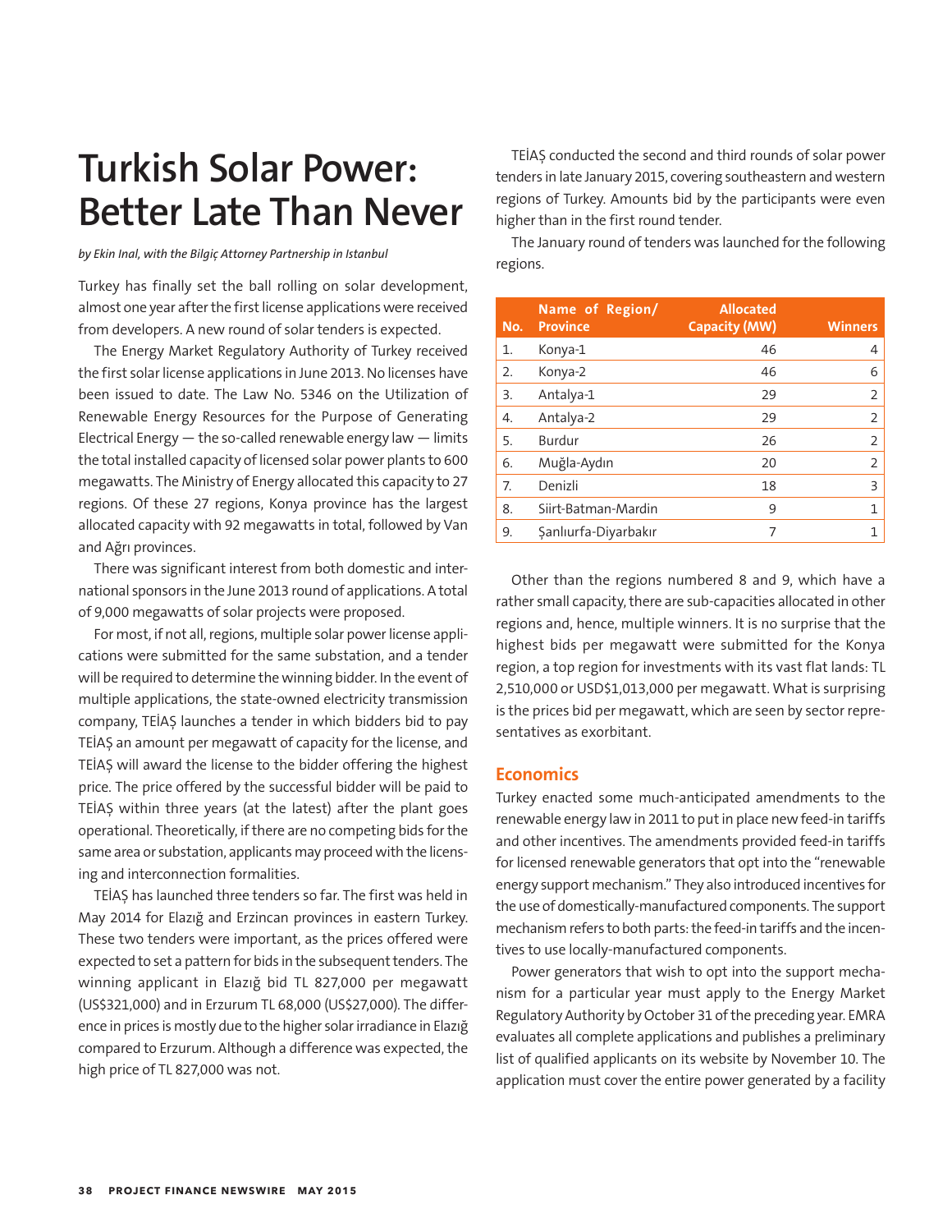# Turkish Solar Power: Better Late Than Never

*by Ekin Inal, with the Bilgiç Attorney Partnership in Istanbul*

Turkey has finally set the ball rolling on solar development, almost one year after the first license applications were received from developers. A new round of solar tenders is expected.

The Energy Market Regulatory Authority of Turkey received the first solar license applications in June 2013. No licenses have been issued to date. The Law No. 5346 on the Utilization of Renewable Energy Resources for the Purpose of Generating Electrical Energy — the so-called renewable energy law — limits the total installed capacity of licensed solar power plants to 600 megawatts. The Ministry of Energy allocated this capacity to 27 regions. Of these 27 regions, Konya province has the largest allocated capacity with 92 megawatts in total, followed by Van and Ağrı provinces.

There was significant interest from both domestic and international sponsors in the June 2013 round of applications. A total of 9,000 megawatts of solar projects were proposed.

For most, if not all, regions, multiple solar power license applications were submitted for the same substation, and a tender will be required to determine the winning bidder. In the event of multiple applications, the state-owned electricity transmission company, TEİAŞ launches a tender in which bidders bid to pay TEİAŞ an amount per megawatt of capacity for the license, and TEİAŞ will award the license to the bidder offering the highest price. The price offered by the successful bidder will be paid to TEİAŞ within three years (at the latest) after the plant goes operational. Theoretically, if there are no competing bids for the same area or substation, applicants may proceed with the licensing and interconnection formalities.

TEİAŞ has launched three tenders so far. The first was held in May 2014 for Elazığ and Erzincan provinces in eastern Turkey. These two tenders were important, as the prices offered were expected to set a pattern for bids in the subsequent tenders. The winning applicant in Elazığ bid TL 827,000 per megawatt (US$321,000) and in Erzurum TL 68,000 (US$27,000). The difference in prices is mostly due to the higher solar irradiance in Elazığ compared to Erzurum. Although a difference was expected, the high price of TL 827,000 was not.

TEİAŞ conducted the second and third rounds of solar power tenders in late January 2015, covering southeastern and western regions of Turkey. Amounts bid by the participants were even higher than in the first round tender.

The January round of tenders was launched for the following regions.

| No. | Name of Region/ Province | Allocated Capacity (MW) | Winners |
|---|---|---|---|
| 1. | Konya-1 | 46 | 4 |
| 2. | Konya-2 | 46 | 6 |
| 3. | Antalya-1 | 29 | 2 |
| 4. | Antalya-2 | 29 | 2 |
| 5. | Burdur | 26 | 2 |
| 6. | Muğla-Aydın | 20 | 2 |
| 7. | Denizli | 18 | 3 |
| 8. | Siirt-Batman-Mardin | 9 | 1 |
| 9. | Şanlıurfa-Diyarbakır | 7 | 1 |

Other than the regions numbered 8 and 9, which have a rather small capacity, there are sub-capacities allocated in other regions and, hence, multiple winners. It is no surprise that the highest bids per megawatt were submitted for the Konya region, a top region for investments with its vast flat lands: TL 2,510,000 or USD$1,013,000 per megawatt. What is surprising is the prices bid per megawatt, which are seen by sector representatives as exorbitant.

## Economics

Turkey enacted some much-anticipated amendments to the renewable energy law in 2011 to put in place new feed-in tariffs and other incentives. The amendments provided feed-in tariffs for licensed renewable generators that opt into the "renewable energy support mechanism." They also introduced incentives for the use of domestically-manufactured components. The support mechanism refers to both parts: the feed-in tariffs and the incentives to use locally-manufactured components.

Power generators that wish to opt into the support mechanism for a particular year must apply to the Energy Market Regulatory Authority by October 31 of the preceding year. EMRA evaluates all complete applications and publishes a preliminary list of qualified applicants on its website by November 10. The application must cover the entire power generated by a facility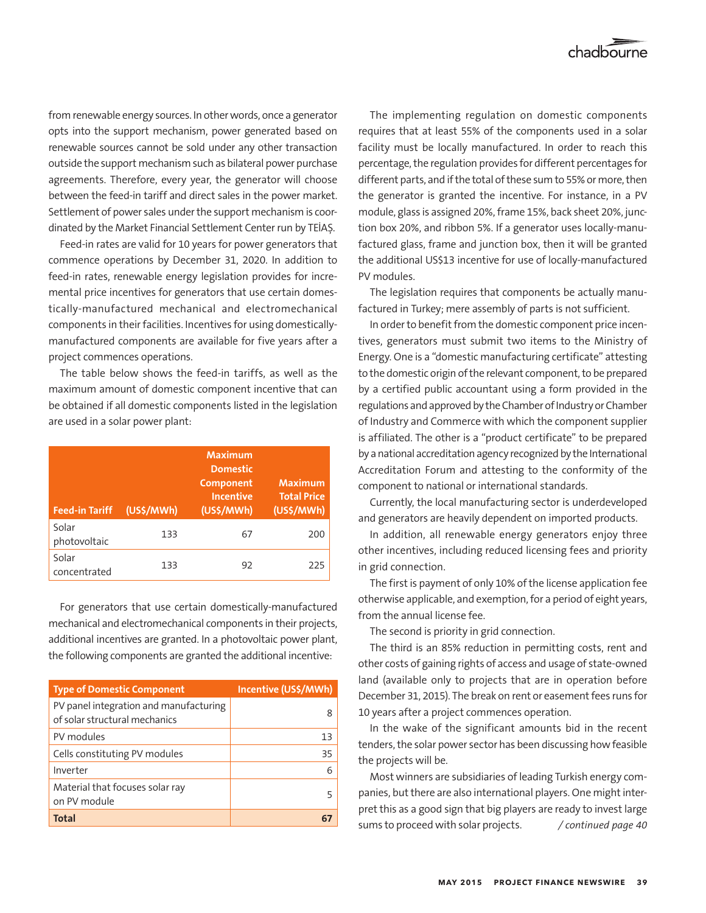from renewable energy sources. In other words, once a generator opts into the support mechanism, power generated based on renewable sources cannot be sold under any other transaction outside the support mechanism such as bilateral power purchase agreements. Therefore, every year, the generator will choose between the feed-in tariff and direct sales in the power market. Settlement of power sales under the support mechanism is coordinated by the Market Financial Settlement Center run by TEİAŞ.

Feed-in rates are valid for 10 years for power generators that commence operations by December 31, 2020. In addition to feed-in rates, renewable energy legislation provides for incremental price incentives for generators that use certain domestically-manufactured mechanical and electromechanical components in their facilities. Incentives for using domestically-manufactured components are available for five years after a project commences operations.

The table below shows the feed-in tariffs, as well as the maximum amount of domestic component incentive that can be obtained if all domestic components listed in the legislation are used in a solar power plant:

| Feed-in Tariff | (US$/MWh) | Maximum Domestic Component Incentive (US$/MWh) | Maximum Total Price (US$/MWh) |
|---|---|---|---|
| Solar photovoltaic | 133 | 67 | 200 |
| Solar concentrated | 133 | 92 | 225 |

For generators that use certain domestically-manufactured mechanical and electromechanical components in their projects, additional incentives are granted. In a photovoltaic power plant, the following components are granted the additional incentive:

| Type of Domestic Component | Incentive (US$/MWh) |
|---|---|
| PV panel integration and manufacturing of solar structural mechanics | 8 |
| PV modules | 13 |
| Cells constituting PV modules | 35 |
| Inverter | 6 |
| Material that focuses solar ray on PV module | 5 |
| **Total** | **67** |

The implementing regulation on domestic components requires that at least 55% of the components used in a solar facility must be locally manufactured. In order to reach this percentage, the regulation provides for different percentages for different parts, and if the total of these sum to 55% or more, then the generator is granted the incentive. For instance, in a PV module, glass is assigned 20%, frame 15%, back sheet 20%, junction box 20%, and ribbon 5%. If a generator uses locally-manufactured glass, frame and junction box, then it will be granted the additional US$13 incentive for use of locally-manufactured PV modules.

The legislation requires that components be actually manufactured in Turkey; mere assembly of parts is not sufficient.

In order to benefit from the domestic component price incentives, generators must submit two items to the Ministry of Energy. One is a "domestic manufacturing certificate" attesting to the domestic origin of the relevant component, to be prepared by a certified public accountant using a form provided in the regulations and approved by the Chamber of Industry or Chamber of Industry and Commerce with which the component supplier is affiliated. The other is a "product certificate" to be prepared by a national accreditation agency recognized by the International Accreditation Forum and attesting to the conformity of the component to national or international standards.

Currently, the local manufacturing sector is underdeveloped and generators are heavily dependent on imported products.

In addition, all renewable energy generators enjoy three other incentives, including reduced licensing fees and priority in grid connection.

The first is payment of only 10% of the license application fee otherwise applicable, and exemption, for a period of eight years, from the annual license fee.

The second is priority in grid connection.

The third is an 85% reduction in permitting costs, rent and other costs of gaining rights of access and usage of state-owned land (available only to projects that are in operation before December 31, 2015). The break on rent or easement fees runs for 10 years after a project commences operation.

In the wake of the significant amounts bid in the recent tenders, the solar power sector has been discussing how feasible the projects will be.

Most winners are subsidiaries of leading Turkish energy companies, but there are also international players. One might interpret this as a good sign that big players are ready to invest large sums to proceed with solar projects. */ continued page 40*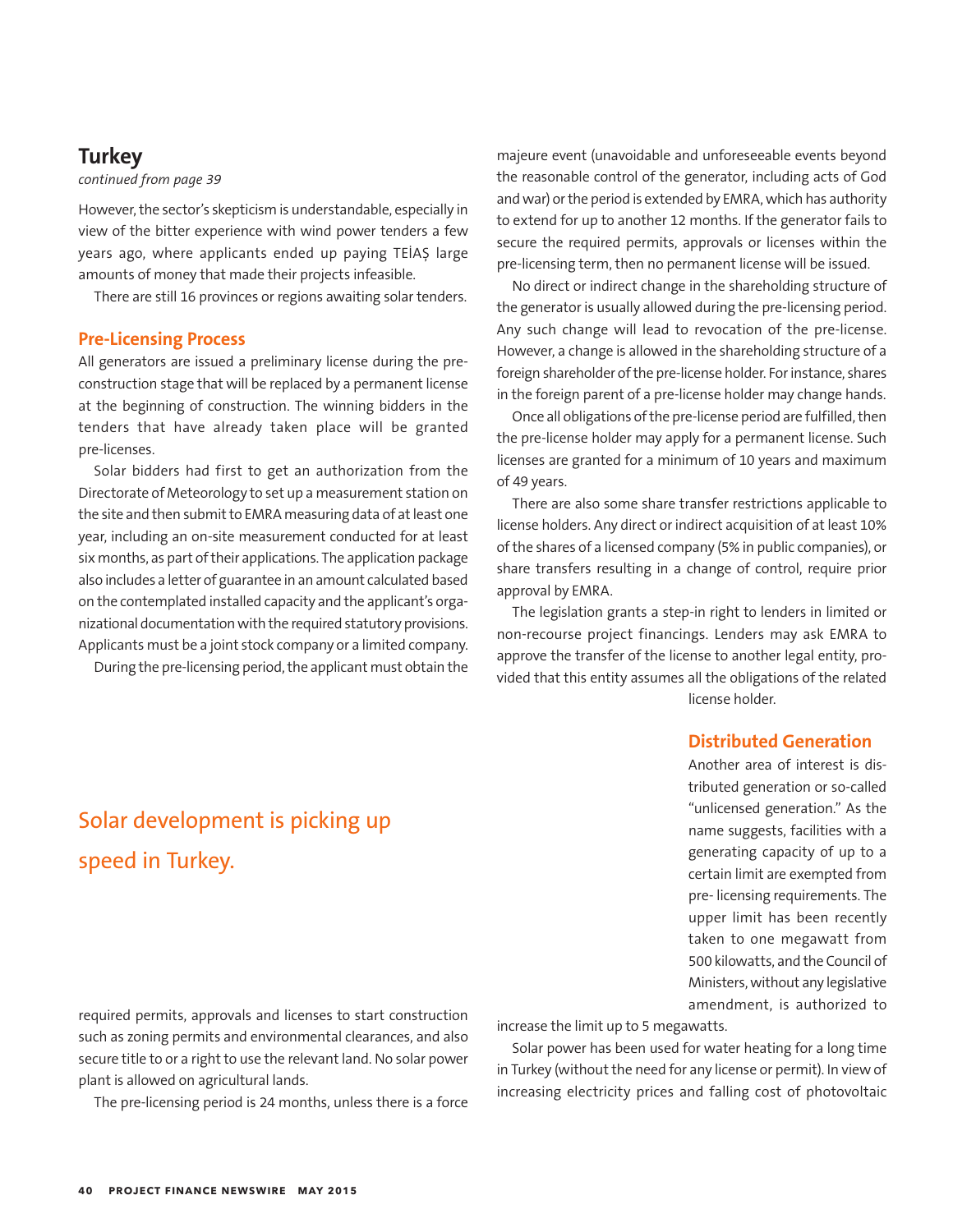## Turkey

*continued from page 39*

However, the sector's skepticism is understandable, especially in view of the bitter experience with wind power tenders a few years ago, where applicants ended up paying TEİAŞ large amounts of money that made their projects infeasible.

There are still 16 provinces or regions awaiting solar tenders.

### Pre-Licensing Process

All generators are issued a preliminary license during the pre-construction stage that will be replaced by a permanent license at the beginning of construction. The winning bidders in the tenders that have already taken place will be granted pre-licenses.

Solar bidders had first to get an authorization from the Directorate of Meteorology to set up a measurement station on the site and then submit to EMRA measuring data of at least one year, including an on-site measurement conducted for at least six months, as part of their applications. The application package also includes a letter of guarantee in an amount calculated based on the contemplated installed capacity and the applicant's organizational documentation with the required statutory provisions. Applicants must be a joint stock company or a limited company.

During the pre-licensing period, the applicant must obtain the required permits, approvals and licenses to start construction such as zoning permits and environmental clearances, and also secure title to or a right to use the relevant land. No solar power plant is allowed on agricultural lands.

The pre-licensing period is 24 months, unless there is a force majeure event (unavoidable and unforeseeable events beyond the reasonable control of the generator, including acts of God and war) or the period is extended by EMRA, which has authority to extend for up to another 12 months. If the generator fails to secure the required permits, approvals or licenses within the pre-licensing term, then no permanent license will be issued.

No direct or indirect change in the shareholding structure of the generator is usually allowed during the pre-licensing period. Any such change will lead to revocation of the pre-license. However, a change is allowed in the shareholding structure of a foreign shareholder of the pre-license holder. For instance, shares in the foreign parent of a pre-license holder may change hands.

Once all obligations of the pre-license period are fulfilled, then the pre-license holder may apply for a permanent license. Such licenses are granted for a minimum of 10 years and maximum of 49 years.

There are also some share transfer restrictions applicable to license holders. Any direct or indirect acquisition of at least 10% of the shares of a licensed company (5% in public companies), or share transfers resulting in a change of control, require prior approval by EMRA.

The legislation grants a step-in right to lenders in limited or non-recourse project financings. Lenders may ask EMRA to approve the transfer of the license to another legal entity, provided that this entity assumes all the obligations of the related license holder.

Solar development is picking up speed in Turkey.

### Distributed Generation

Another area of interest is distributed generation or so-called "unlicensed generation." As the name suggests, facilities with a generating capacity of up to a certain limit are exempted from pre- licensing requirements. The upper limit has been recently taken to one megawatt from 500 kilowatts, and the Council of Ministers, without any legislative amendment, is authorized to increase the limit up to 5 megawatts.

Solar power has been used for water heating for a long time in Turkey (without the need for any license or permit). In view of increasing electricity prices and falling cost of photovoltaic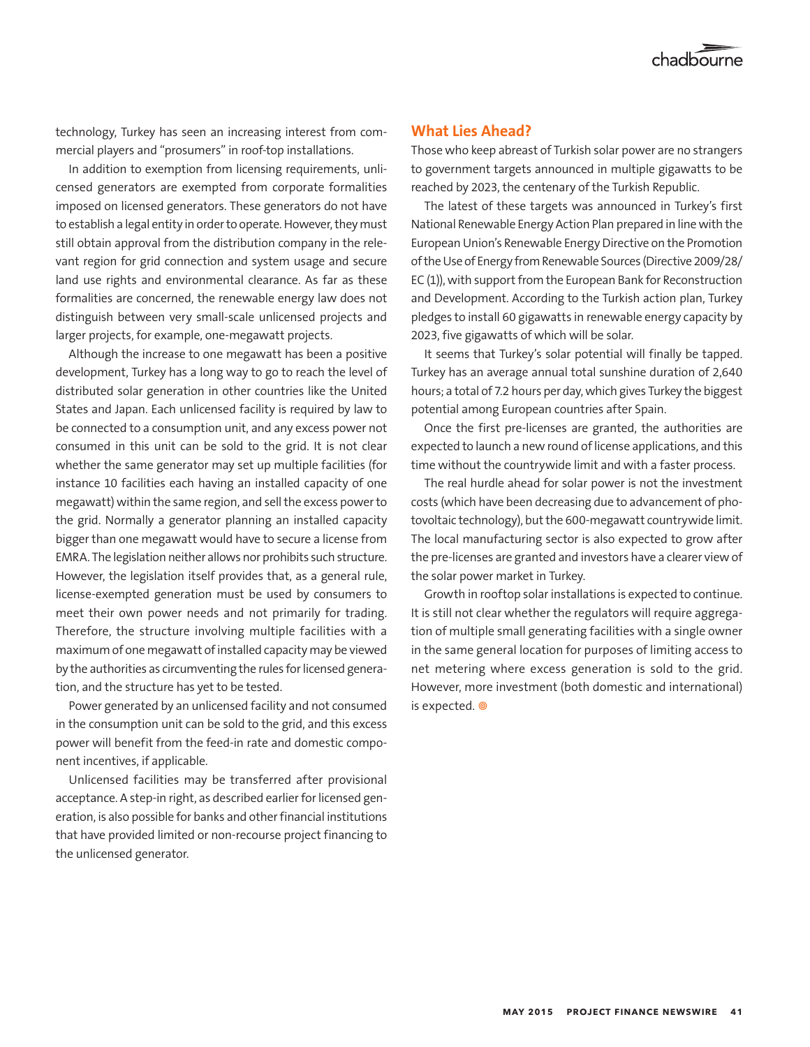technology, Turkey has seen an increasing interest from commercial players and "prosumers" in roof-top installations.

In addition to exemption from licensing requirements, unlicensed generators are exempted from corporate formalities imposed on licensed generators. These generators do not have to establish a legal entity in order to operate. However, they must still obtain approval from the distribution company in the relevant region for grid connection and system usage and secure land use rights and environmental clearance. As far as these formalities are concerned, the renewable energy law does not distinguish between very small-scale unlicensed projects and larger projects, for example, one-megawatt projects.

Although the increase to one megawatt has been a positive development, Turkey has a long way to go to reach the level of distributed solar generation in other countries like the United States and Japan. Each unlicensed facility is required by law to be connected to a consumption unit, and any excess power not consumed in this unit can be sold to the grid. It is not clear whether the same generator may set up multiple facilities (for instance 10 facilities each having an installed capacity of one megawatt) within the same region, and sell the excess power to the grid. Normally a generator planning an installed capacity bigger than one megawatt would have to secure a license from EMRA. The legislation neither allows nor prohibits such structure. However, the legislation itself provides that, as a general rule, license-exempted generation must be used by consumers to meet their own power needs and not primarily for trading. Therefore, the structure involving multiple facilities with a maximum of one megawatt of installed capacity may be viewed by the authorities as circumventing the rules for licensed generation, and the structure has yet to be tested.

Power generated by an unlicensed facility and not consumed in the consumption unit can be sold to the grid, and this excess power will benefit from the feed-in rate and domestic component incentives, if applicable.

Unlicensed facilities may be transferred after provisional acceptance. A step-in right, as described earlier for licensed generation, is also possible for banks and other financial institutions that have provided limited or non-recourse project financing to the unlicensed generator.

## What Lies Ahead?

Those who keep abreast of Turkish solar power are no strangers to government targets announced in multiple gigawatts to be reached by 2023, the centenary of the Turkish Republic.

The latest of these targets was announced in Turkey's first National Renewable Energy Action Plan prepared in line with the European Union's Renewable Energy Directive on the Promotion of the Use of Energy from Renewable Sources (Directive 2009/28/EC (1)), with support from the European Bank for Reconstruction and Development. According to the Turkish action plan, Turkey pledges to install 60 gigawatts in renewable energy capacity by 2023, five gigawatts of which will be solar.

It seems that Turkey's solar potential will finally be tapped. Turkey has an average annual total sunshine duration of 2,640 hours; a total of 7.2 hours per day, which gives Turkey the biggest potential among European countries after Spain.

Once the first pre-licenses are granted, the authorities are expected to launch a new round of license applications, and this time without the countrywide limit and with a faster process.

The real hurdle ahead for solar power is not the investment costs (which have been decreasing due to advancement of photovoltaic technology), but the 600-megawatt countrywide limit. The local manufacturing sector is also expected to grow after the pre-licenses are granted and investors have a clearer view of the solar power market in Turkey.

Growth in rooftop solar installations is expected to continue. It is still not clear whether the regulators will require aggregation of multiple small generating facilities with a single owner in the same general location for purposes of limiting access to net metering where excess generation is sold to the grid. However, more investment (both domestic and international) is expected.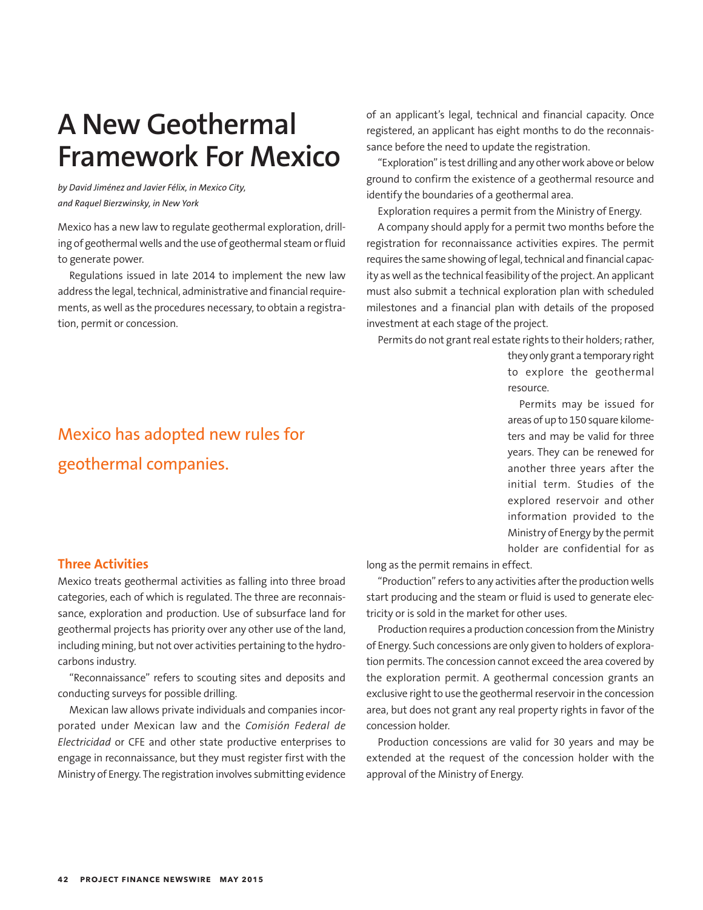# A New Geothermal Framework For Mexico

*by David Jiménez and Javier Félix, in Mexico City, and Raquel Bierzwinsky, in New York*

Mexico has a new law to regulate geothermal exploration, drilling of geothermal wells and the use of geothermal steam or fluid to generate power.

Regulations issued in late 2014 to implement the new law address the legal, technical, administrative and financial requirements, as well as the procedures necessary, to obtain a registration, permit or concession.

Mexico has adopted new rules for geothermal companies.

## Three Activities

Mexico treats geothermal activities as falling into three broad categories, each of which is regulated. The three are reconnaissance, exploration and production. Use of subsurface land for geothermal projects has priority over any other use of the land, including mining, but not over activities pertaining to the hydrocarbons industry.

"Reconnaissance" refers to scouting sites and deposits and conducting surveys for possible drilling.

Mexican law allows private individuals and companies incorporated under Mexican law and the *Comisión Federal de Electricidad* or CFE and other state productive enterprises to engage in reconnaissance, but they must register first with the Ministry of Energy. The registration involves submitting evidence of an applicant's legal, technical and financial capacity. Once registered, an applicant has eight months to do the reconnaissance before the need to update the registration.

"Exploration" is test drilling and any other work above or below ground to confirm the existence of a geothermal resource and identify the boundaries of a geothermal area.

Exploration requires a permit from the Ministry of Energy.

A company should apply for a permit two months before the registration for reconnaissance activities expires. The permit requires the same showing of legal, technical and financial capacity as well as the technical feasibility of the project. An applicant must also submit a technical exploration plan with scheduled milestones and a financial plan with details of the proposed investment at each stage of the project.

Permits do not grant real estate rights to their holders; rather, they only grant a temporary right to explore the geothermal resource.

Permits may be issued for areas of up to 150 square kilometers and may be valid for three years. They can be renewed for another three years after the initial term. Studies of the explored reservoir and other information provided to the Ministry of Energy by the permit holder are confidential for as long as the permit remains in effect.

"Production" refers to any activities after the production wells start producing and the steam or fluid is used to generate electricity or is sold in the market for other uses.

Production requires a production concession from the Ministry of Energy. Such concessions are only given to holders of exploration permits. The concession cannot exceed the area covered by the exploration permit. A geothermal concession grants an exclusive right to use the geothermal reservoir in the concession area, but does not grant any real property rights in favor of the concession holder.

Production concessions are valid for 30 years and may be extended at the request of the concession holder with the approval of the Ministry of Energy.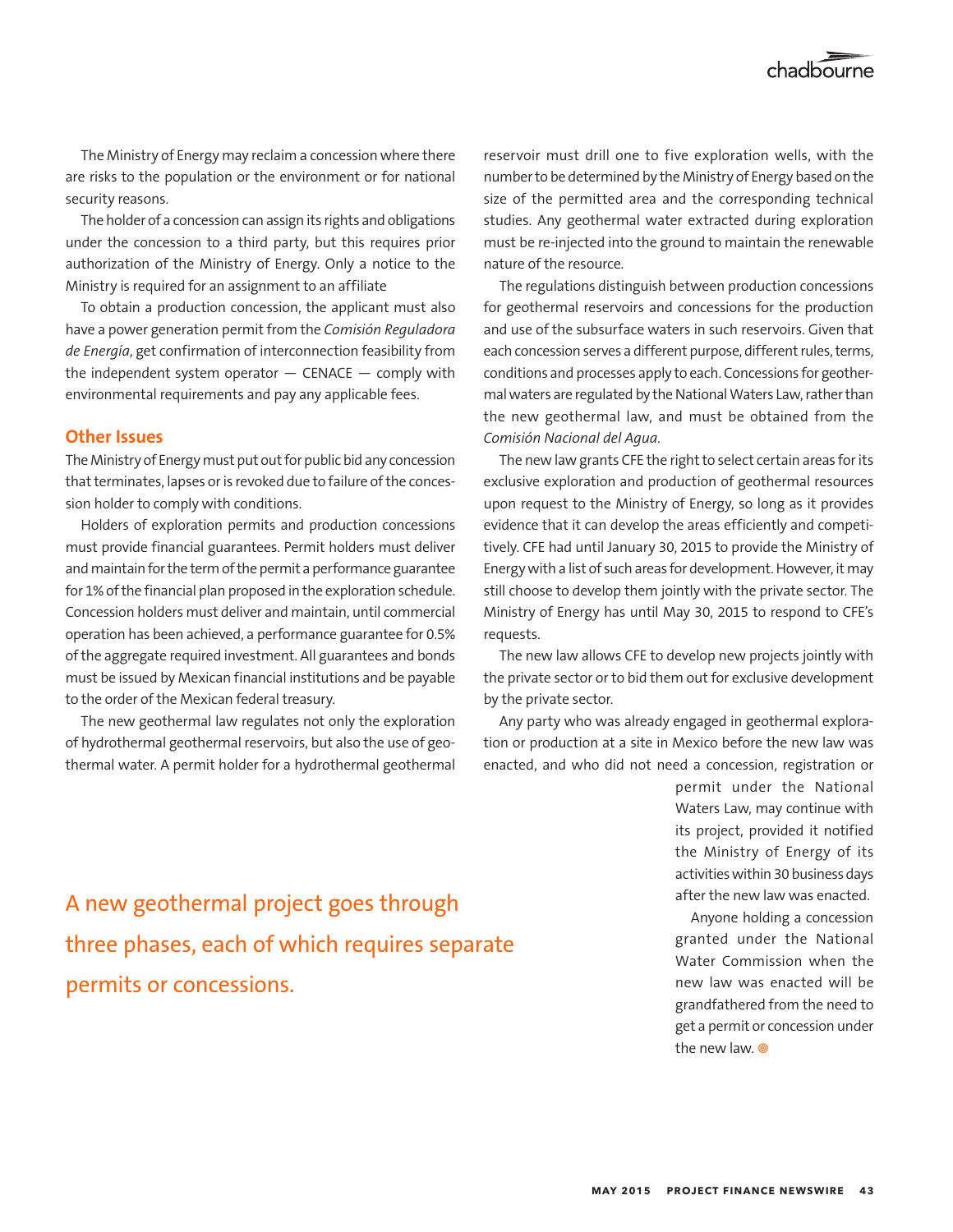The Ministry of Energy may reclaim a concession where there are risks to the population or the environment or for national security reasons.

The holder of a concession can assign its rights and obligations under the concession to a third party, but this requires prior authorization of the Ministry of Energy. Only a notice to the Ministry is required for an assignment to an affiliate

To obtain a production concession, the applicant must also have a power generation permit from the *Comisión Reguladora de Energía*, get confirmation of interconnection feasibility from the independent system operator — CENACE — comply with environmental requirements and pay any applicable fees.

## Other Issues

The Ministry of Energy must put out for public bid any concession that terminates, lapses or is revoked due to failure of the concession holder to comply with conditions.

Holders of exploration permits and production concessions must provide financial guarantees. Permit holders must deliver and maintain for the term of the permit a performance guarantee for 1% of the financial plan proposed in the exploration schedule. Concession holders must deliver and maintain, until commercial operation has been achieved, a performance guarantee for 0.5% of the aggregate required investment. All guarantees and bonds must be issued by Mexican financial institutions and be payable to the order of the Mexican federal treasury.

The new geothermal law regulates not only the exploration of hydrothermal geothermal reservoirs, but also the use of geothermal water. A permit holder for a hydrothermal geothermal reservoir must drill one to five exploration wells, with the number to be determined by the Ministry of Energy based on the size of the permitted area and the corresponding technical studies. Any geothermal water extracted during exploration must be re-injected into the ground to maintain the renewable nature of the resource.

The regulations distinguish between production concessions for geothermal reservoirs and concessions for the production and use of the subsurface waters in such reservoirs. Given that each concession serves a different purpose, different rules, terms, conditions and processes apply to each. Concessions for geothermal waters are regulated by the National Waters Law, rather than the new geothermal law, and must be obtained from the *Comisión Nacional del Agua*.

The new law grants CFE the right to select certain areas for its exclusive exploration and production of geothermal resources upon request to the Ministry of Energy, so long as it provides evidence that it can develop the areas efficiently and competitively. CFE had until January 30, 2015 to provide the Ministry of Energy with a list of such areas for development. However, it may still choose to develop them jointly with the private sector. The Ministry of Energy has until May 30, 2015 to respond to CFE's requests.

The new law allows CFE to develop new projects jointly with the private sector or to bid them out for exclusive development by the private sector.

Any party who was already engaged in geothermal exploration or production at a site in Mexico before the new law was enacted, and who did not need a concession, registration or permit under the National Waters Law, may continue with its project, provided it notified the Ministry of Energy of its activities within 30 business days after the new law was enacted.

Anyone holding a concession granted under the National Water Commission when the new law was enacted will be grandfathered from the need to get a permit or concession under the new law.

A new geothermal project goes through three phases, each of which requires separate permits or concessions.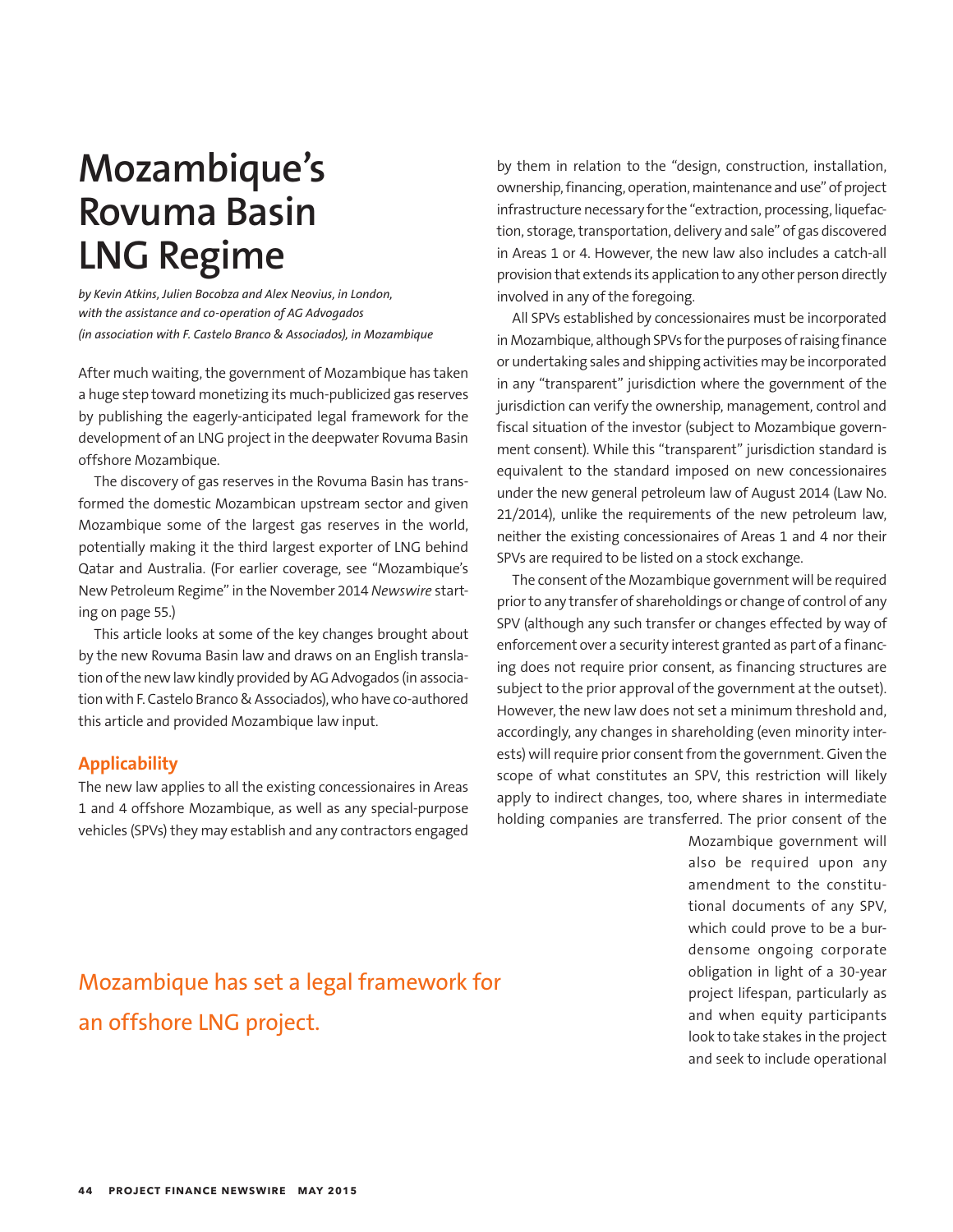# Mozambique's Rovuma Basin LNG Regime

*by Kevin Atkins, Julien Bocobza and Alex Neovius, in London, with the assistance and co-operation of AG Advogados (in association with F. Castelo Branco & Associados), in Mozambique*

After much waiting, the government of Mozambique has taken a huge step toward monetizing its much-publicized gas reserves by publishing the eagerly-anticipated legal framework for the development of an LNG project in the deepwater Rovuma Basin offshore Mozambique.

The discovery of gas reserves in the Rovuma Basin has transformed the domestic Mozambican upstream sector and given Mozambique some of the largest gas reserves in the world, potentially making it the third largest exporter of LNG behind Qatar and Australia. (For earlier coverage, see "Mozambique's New Petroleum Regime" in the November 2014 *Newswire* starting on page 55.)

This article looks at some of the key changes brought about by the new Rovuma Basin law and draws on an English translation of the new law kindly provided by AG Advogados (in association with F. Castelo Branco & Associados), who have co-authored this article and provided Mozambique law input.

## Applicability

The new law applies to all the existing concessionaires in Areas 1 and 4 offshore Mozambique, as well as any special-purpose vehicles (SPVs) they may establish and any contractors engaged by them in relation to the "design, construction, installation, ownership, financing, operation, maintenance and use" of project infrastructure necessary for the "extraction, processing, liquefaction, storage, transportation, delivery and sale" of gas discovered in Areas 1 or 4. However, the new law also includes a catch-all provision that extends its application to any other person directly involved in any of the foregoing.

All SPVs established by concessionaires must be incorporated in Mozambique, although SPVs for the purposes of raising finance or undertaking sales and shipping activities may be incorporated in any "transparent" jurisdiction where the government of the jurisdiction can verify the ownership, management, control and fiscal situation of the investor (subject to Mozambique government consent). While this "transparent" jurisdiction standard is equivalent to the standard imposed on new concessionaires under the new general petroleum law of August 2014 (Law No. 21/2014), unlike the requirements of the new petroleum law, neither the existing concessionaires of Areas 1 and 4 nor their SPVs are required to be listed on a stock exchange.

The consent of the Mozambique government will be required prior to any transfer of shareholdings or change of control of any SPV (although any such transfer or changes effected by way of enforcement over a security interest granted as part of a financing does not require prior consent, as financing structures are subject to the prior approval of the government at the outset). However, the new law does not set a minimum threshold and, accordingly, any changes in shareholding (even minority interests) will require prior consent from the government. Given the scope of what constitutes an SPV, this restriction will likely apply to indirect changes, too, where shares in intermediate holding companies are transferred. The prior consent of the Mozambique government will also be required upon any amendment to the constitutional documents of any SPV, which could prove to be a burdensome ongoing corporate obligation in light of a 30-year project lifespan, particularly as and when equity participants look to take stakes in the project and seek to include operational

Mozambique has set a legal framework for an offshore LNG project.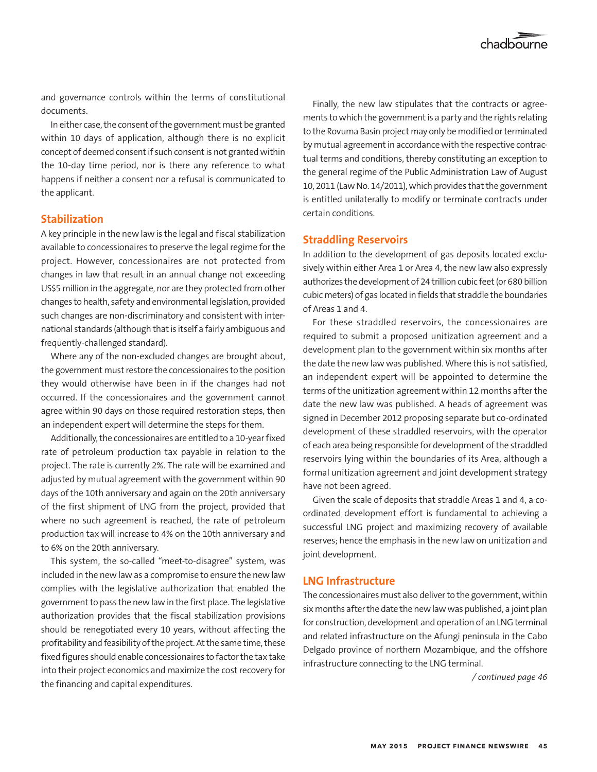and governance controls within the terms of constitutional documents.

In either case, the consent of the government must be granted within 10 days of application, although there is no explicit concept of deemed consent if such consent is not granted within the 10-day time period, nor is there any reference to what happens if neither a consent nor a refusal is communicated to the applicant.

## Stabilization

A key principle in the new law is the legal and fiscal stabilization available to concessionaires to preserve the legal regime for the project. However, concessionaires are not protected from changes in law that result in an annual change not exceeding US$5 million in the aggregate, nor are they protected from other changes to health, safety and environmental legislation, provided such changes are non-discriminatory and consistent with international standards (although that is itself a fairly ambiguous and frequently-challenged standard).

Where any of the non-excluded changes are brought about, the government must restore the concessionaires to the position they would otherwise have been in if the changes had not occurred. If the concessionaires and the government cannot agree within 90 days on those required restoration steps, then an independent expert will determine the steps for them.

Additionally, the concessionaires are entitled to a 10-year fixed rate of petroleum production tax payable in relation to the project. The rate is currently 2%. The rate will be examined and adjusted by mutual agreement with the government within 90 days of the 10th anniversary and again on the 20th anniversary of the first shipment of LNG from the project, provided that where no such agreement is reached, the rate of petroleum production tax will increase to 4% on the 10th anniversary and to 6% on the 20th anniversary.

This system, the so-called "meet-to-disagree" system, was included in the new law as a compromise to ensure the new law complies with the legislative authorization that enabled the government to pass the new law in the first place. The legislative authorization provides that the fiscal stabilization provisions should be renegotiated every 10 years, without affecting the profitability and feasibility of the project. At the same time, these fixed figures should enable concessionaires to factor the tax take into their project economics and maximize the cost recovery for the financing and capital expenditures.

Finally, the new law stipulates that the contracts or agreements to which the government is a party and the rights relating to the Rovuma Basin project may only be modified or terminated by mutual agreement in accordance with the respective contractual terms and conditions, thereby constituting an exception to the general regime of the Public Administration Law of August 10, 2011 (Law No. 14/2011), which provides that the government is entitled unilaterally to modify or terminate contracts under certain conditions.

## Straddling Reservoirs

In addition to the development of gas deposits located exclusively within either Area 1 or Area 4, the new law also expressly authorizes the development of 24 trillion cubic feet (or 680 billion cubic meters) of gas located in fields that straddle the boundaries of Areas 1 and 4.

For these straddled reservoirs, the concessionaires are required to submit a proposed unitization agreement and a development plan to the government within six months after the date the new law was published. Where this is not satisfied, an independent expert will be appointed to determine the terms of the unitization agreement within 12 months after the date the new law was published. A heads of agreement was signed in December 2012 proposing separate but co-ordinated development of these straddled reservoirs, with the operator of each area being responsible for development of the straddled reservoirs lying within the boundaries of its Area, although a formal unitization agreement and joint development strategy have not been agreed.

Given the scale of deposits that straddle Areas 1 and 4, a co-ordinated development effort is fundamental to achieving a successful LNG project and maximizing recovery of available reserves; hence the emphasis in the new law on unitization and joint development.

## LNG Infrastructure

The concessionaires must also deliver to the government, within six months after the date the new law was published, a joint plan for construction, development and operation of an LNG terminal and related infrastructure on the Afungi peninsula in the Cabo Delgado province of northern Mozambique, and the offshore infrastructure connecting to the LNG terminal.

*/ continued page 46*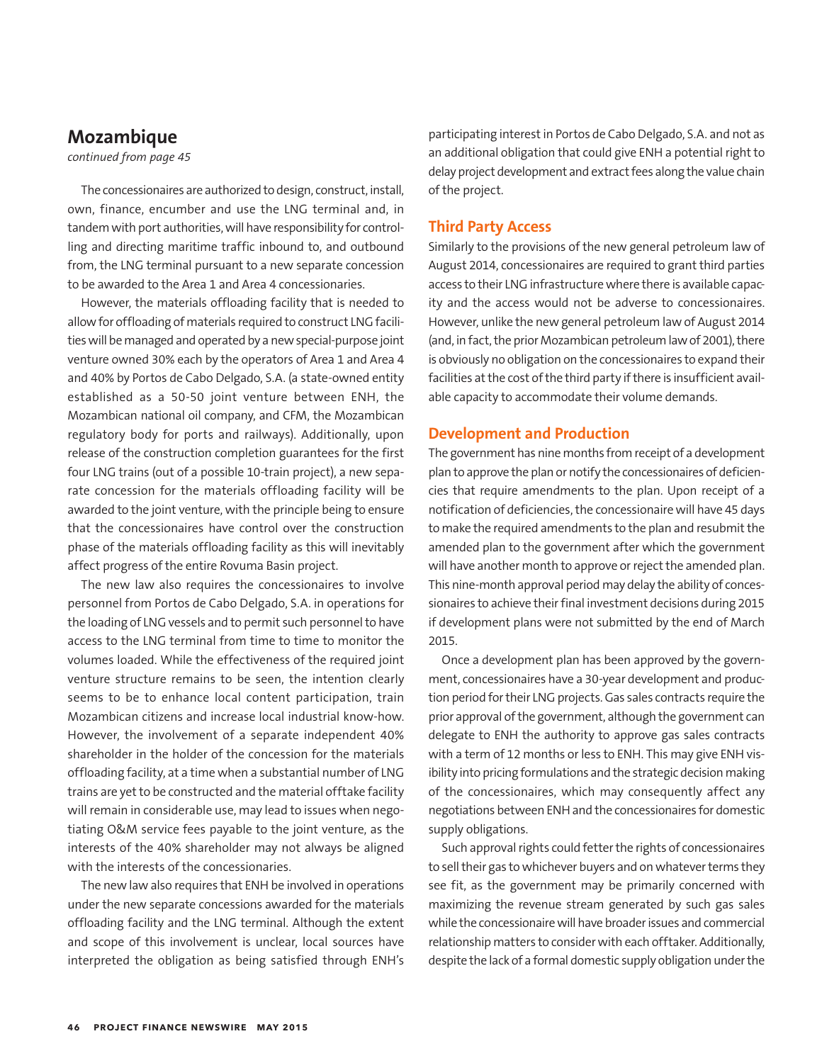## Mozambique

*continued from page 45*

The concessionaires are authorized to design, construct, install, own, finance, encumber and use the LNG terminal and, in tandem with port authorities, will have responsibility for controlling and directing maritime traffic inbound to, and outbound from, the LNG terminal pursuant to a new separate concession to be awarded to the Area 1 and Area 4 concessionaires.

However, the materials offloading facility that is needed to allow for offloading of materials required to construct LNG facilities will be managed and operated by a new special-purpose joint venture owned 30% each by the operators of Area 1 and Area 4 and 40% by Portos de Cabo Delgado, S.A. (a state-owned entity established as a 50-50 joint venture between ENH, the Mozambican national oil company, and CFM, the Mozambican regulatory body for ports and railways). Additionally, upon release of the construction completion guarantees for the first four LNG trains (out of a possible 10-train project), a new separate concession for the materials offloading facility will be awarded to the joint venture, with the principle being to ensure that the concessionaires have control over the construction phase of the materials offloading facility as this will inevitably affect progress of the entire Rovuma Basin project.

The new law also requires the concessionaires to involve personnel from Portos de Cabo Delgado, S.A. in operations for the loading of LNG vessels and to permit such personnel to have access to the LNG terminal from time to time to monitor the volumes loaded. While the effectiveness of the required joint venture structure remains to be seen, the intention clearly seems to be to enhance local content participation, train Mozambican citizens and increase local industrial know-how. However, the involvement of a separate independent 40% shareholder in the holder of the concession for the materials offloading facility, at a time when a substantial number of LNG trains are yet to be constructed and the material offtake facility will remain in considerable use, may lead to issues when negotiating O&M service fees payable to the joint venture, as the interests of the 40% shareholder may not always be aligned with the interests of the concessionaries.

The new law also requires that ENH be involved in operations under the new separate concessions awarded for the materials offloading facility and the LNG terminal. Although the extent and scope of this involvement is unclear, local sources have interpreted the obligation as being satisfied through ENH's participating interest in Portos de Cabo Delgado, S.A. and not as an additional obligation that could give ENH a potential right to delay project development and extract fees along the value chain of the project.

### Third Party Access

Similarly to the provisions of the new general petroleum law of August 2014, concessionaires are required to grant third parties access to their LNG infrastructure where there is available capacity and the access would not be adverse to concessionaires. However, unlike the new general petroleum law of August 2014 (and, in fact, the prior Mozambican petroleum law of 2001), there is obviously no obligation on the concessionaires to expand their facilities at the cost of the third party if there is insufficient available capacity to accommodate their volume demands.

### Development and Production

The government has nine months from receipt of a development plan to approve the plan or notify the concessionaires of deficiencies that require amendments to the plan. Upon receipt of a notification of deficiencies, the concessionaire will have 45 days to make the required amendments to the plan and resubmit the amended plan to the government after which the government will have another month to approve or reject the amended plan. This nine-month approval period may delay the ability of concessionaires to achieve their final investment decisions during 2015 if development plans were not submitted by the end of March 2015.

Once a development plan has been approved by the government, concessionaires have a 30-year development and production period for their LNG projects. Gas sales contracts require the prior approval of the government, although the government can delegate to ENH the authority to approve gas sales contracts with a term of 12 months or less to ENH. This may give ENH visibility into pricing formulations and the strategic decision making of the concessionaires, which may consequently affect any negotiations between ENH and the concessionaires for domestic supply obligations.

Such approval rights could fetter the rights of concessionaires to sell their gas to whichever buyers and on whatever terms they see fit, as the government may be primarily concerned with maximizing the revenue stream generated by such gas sales while the concessionaire will have broader issues and commercial relationship matters to consider with each offtaker. Additionally, despite the lack of a formal domestic supply obligation under the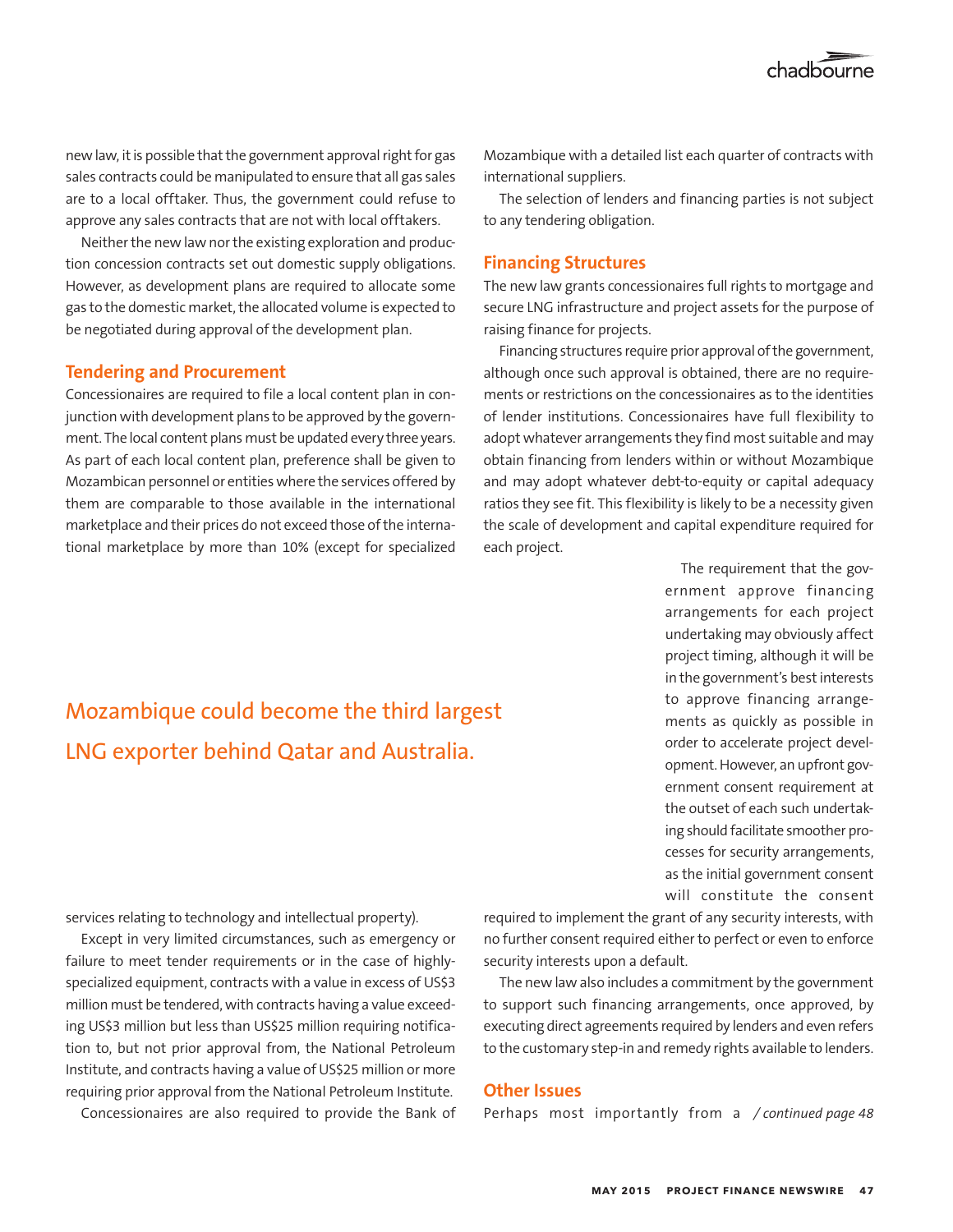new law, it is possible that the government approval right for gas sales contracts could be manipulated to ensure that all gas sales are to a local offtaker. Thus, the government could refuse to approve any sales contracts that are not with local offtakers.

Neither the new law nor the existing exploration and production concession contracts set out domestic supply obligations. However, as development plans are required to allocate some gas to the domestic market, the allocated volume is expected to be negotiated during approval of the development plan.

### Tendering and Procurement

Concessionaires are required to file a local content plan in conjunction with development plans to be approved by the government. The local content plans must be updated every three years. As part of each local content plan, preference shall be given to Mozambican personnel or entities where the services offered by them are comparable to those available in the international marketplace and their prices do not exceed those of the international marketplace by more than 10% (except for specialized services relating to technology and intellectual property).

Except in very limited circumstances, such as emergency or failure to meet tender requirements or in the case of highly-specialized equipment, contracts with a value in excess of US$3 million must be tendered, with contracts having a value exceeding US$3 million but less than US$25 million requiring notification to, but not prior approval from, the National Petroleum Institute, and contracts having a value of US$25 million or more requiring prior approval from the National Petroleum Institute.

Concessionaires are also required to provide the Bank of Mozambique with a detailed list each quarter of contracts with international suppliers.

The selection of lenders and financing parties is not subject to any tendering obligation.

### Financing Structures

The new law grants concessionaires full rights to mortgage and secure LNG infrastructure and project assets for the purpose of raising finance for projects.

Financing structures require prior approval of the government, although once such approval is obtained, there are no requirements or restrictions on the concessionaires as to the identities of lender institutions. Concessionaires have full flexibility to adopt whatever arrangements they find most suitable and may obtain financing from lenders within or without Mozambique and may adopt whatever debt-to-equity or capital adequacy ratios they see fit. This flexibility is likely to be a necessity given the scale of development and capital expenditure required for each project.

> Mozambique could become the third largest LNG exporter behind Qatar and Australia.

The requirement that the government approve financing arrangements for each project undertaking may obviously affect project timing, although it will be in the government's best interests to approve financing arrangements as quickly as possible in order to accelerate project development. However, an upfront government consent requirement at the outset of each such undertaking should facilitate smoother processes for security arrangements, as the initial government consent will constitute the consent required to implement the grant of any security interests, with no further consent required either to perfect or even to enforce security interests upon a default.

The new law also includes a commitment by the government to support such financing arrangements, once approved, by executing direct agreements required by lenders and even refers to the customary step-in and remedy rights available to lenders.

### Other Issues

Perhaps most importantly from a */ continued page 48*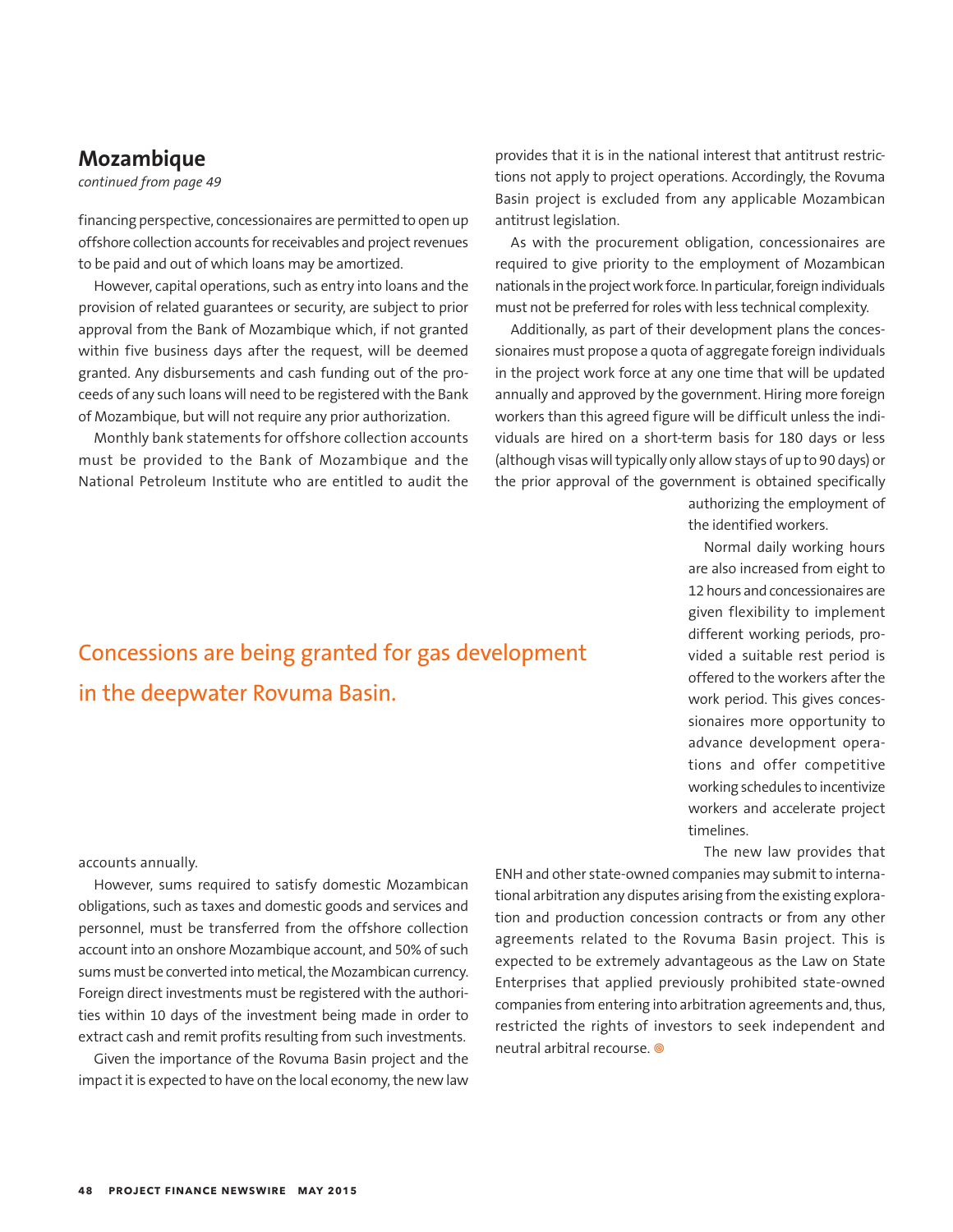## Mozambique

*continued from page 49*

financing perspective, concessionaires are permitted to open up offshore collection accounts for receivables and project revenues to be paid and out of which loans may be amortized.

However, capital operations, such as entry into loans and the provision of related guarantees or security, are subject to prior approval from the Bank of Mozambique which, if not granted within five business days after the request, will be deemed granted. Any disbursements and cash funding out of the proceeds of any such loans will need to be registered with the Bank of Mozambique, but will not require any prior authorization.

Monthly bank statements for offshore collection accounts must be provided to the Bank of Mozambique and the National Petroleum Institute who are entitled to audit the accounts annually.

However, sums required to satisfy domestic Mozambican obligations, such as taxes and domestic goods and services and personnel, must be transferred from the offshore collection account into an onshore Mozambique account, and 50% of such sums must be converted into metical, the Mozambican currency. Foreign direct investments must be registered with the authorities within 10 days of the investment being made in order to extract cash and remit profits resulting from such investments.

Given the importance of the Rovuma Basin project and the impact it is expected to have on the local economy, the new law provides that it is in the national interest that antitrust restrictions not apply to project operations. Accordingly, the Rovuma Basin project is excluded from any applicable Mozambican antitrust legislation.

As with the procurement obligation, concessionaires are required to give priority to the employment of Mozambican nationals in the project work force. In particular, foreign individuals must not be preferred for roles with less technical complexity.

Additionally, as part of their development plans the concessionaires must propose a quota of aggregate foreign individuals in the project work force at any one time that will be updated annually and approved by the government. Hiring more foreign workers than this agreed figure will be difficult unless the individuals are hired on a short-term basis for 180 days or less (although visas will typically only allow stays of up to 90 days) or the prior approval of the government is obtained specifically authorizing the employment of the identified workers.

Concessions are being granted for gas development in the deepwater Rovuma Basin.

Normal daily working hours are also increased from eight to 12 hours and concessionaires are given flexibility to implement different working periods, provided a suitable rest period is offered to the workers after the work period. This gives concessionaires more opportunity to advance development operations and offer competitive working schedules to incentivize workers and accelerate project timelines.

The new law provides that ENH and other state-owned companies may submit to international arbitration any disputes arising from the existing exploration and production concession contracts or from any other agreements related to the Rovuma Basin project. This is expected to be extremely advantageous as the Law on State Enterprises that applied previously prohibited state-owned companies from entering into arbitration agreements and, thus, restricted the rights of investors to seek independent and neutral arbitral recourse. ◎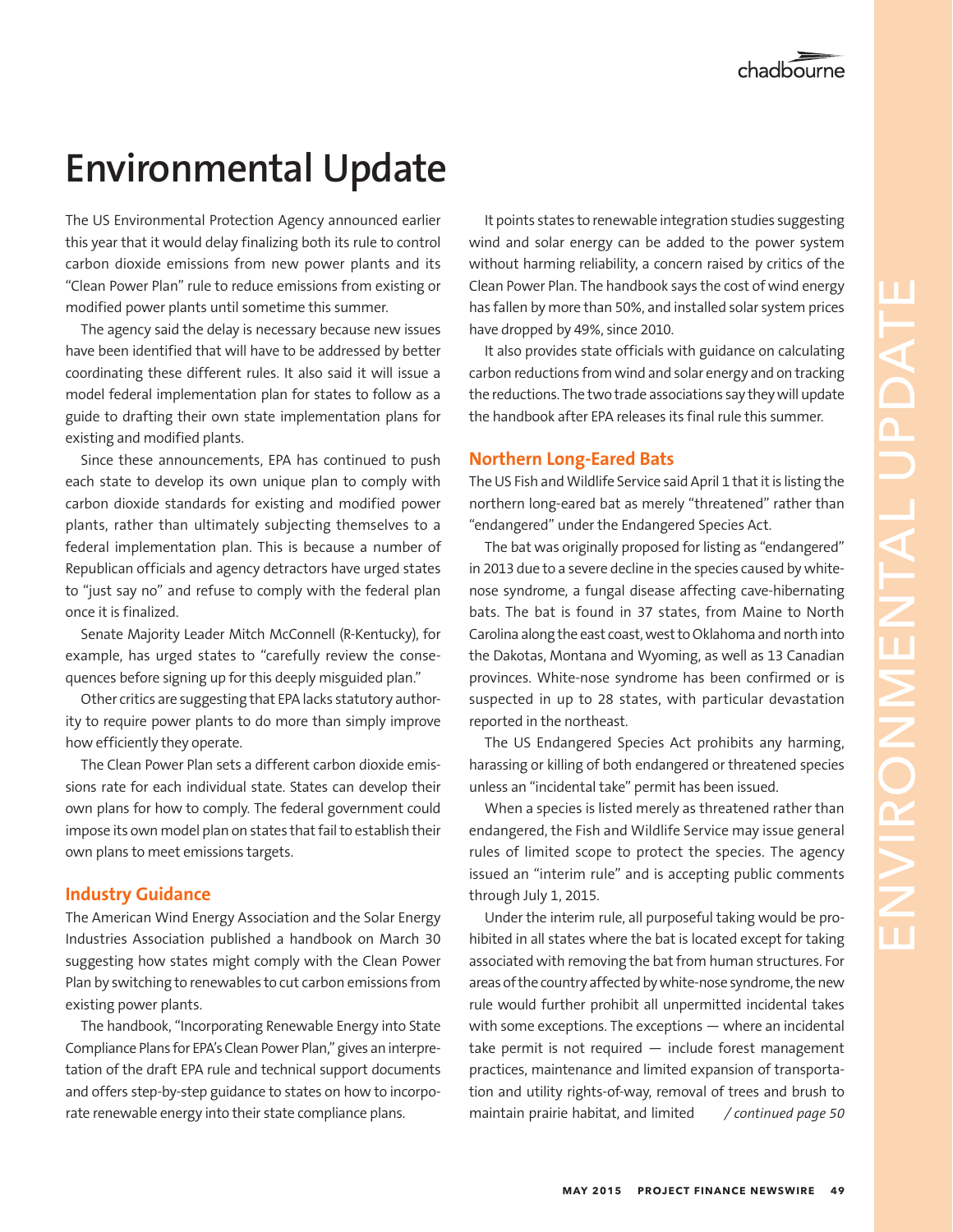# Environmental Update

The US Environmental Protection Agency announced earlier this year that it would delay finalizing both its rule to control carbon dioxide emissions from new power plants and its "Clean Power Plan" rule to reduce emissions from existing or modified power plants until sometime this summer.

The agency said the delay is necessary because new issues have been identified that will have to be addressed by better coordinating these different rules. It also said it will issue a model federal implementation plan for states to follow as a guide to drafting their own state implementation plans for existing and modified plants.

Since these announcements, EPA has continued to push each state to develop its own unique plan to comply with carbon dioxide standards for existing and modified power plants, rather than ultimately subjecting themselves to a federal implementation plan. This is because a number of Republican officials and agency detractors have urged states to "just say no" and refuse to comply with the federal plan once it is finalized.

Senate Majority Leader Mitch McConnell (R-Kentucky), for example, has urged states to "carefully review the consequences before signing up for this deeply misguided plan."

Other critics are suggesting that EPA lacks statutory authority to require power plants to do more than simply improve how efficiently they operate.

The Clean Power Plan sets a different carbon dioxide emissions rate for each individual state. States can develop their own plans for how to comply. The federal government could impose its own model plan on states that fail to establish their own plans to meet emissions targets.

## Industry Guidance

The American Wind Energy Association and the Solar Energy Industries Association published a handbook on March 30 suggesting how states might comply with the Clean Power Plan by switching to renewables to cut carbon emissions from existing power plants.

The handbook, "Incorporating Renewable Energy into State Compliance Plans for EPA's Clean Power Plan," gives an interpretation of the draft EPA rule and technical support documents and offers step-by-step guidance to states on how to incorporate renewable energy into their state compliance plans.

It points states to renewable integration studies suggesting wind and solar energy can be added to the power system without harming reliability, a concern raised by critics of the Clean Power Plan. The handbook says the cost of wind energy has fallen by more than 50%, and installed solar system prices have dropped by 49%, since 2010.

It also provides state officials with guidance on calculating carbon reductions from wind and solar energy and on tracking the reductions. The two trade associations say they will update the handbook after EPA releases its final rule this summer.

## Northern Long-Eared Bats

The US Fish and Wildlife Service said April 1 that it is listing the northern long-eared bat as merely "threatened" rather than "endangered" under the Endangered Species Act.

The bat was originally proposed for listing as "endangered" in 2013 due to a severe decline in the species caused by white-nose syndrome, a fungal disease affecting cave-hibernating bats. The bat is found in 37 states, from Maine to North Carolina along the east coast, west to Oklahoma and north into the Dakotas, Montana and Wyoming, as well as 13 Canadian provinces. White-nose syndrome has been confirmed or is suspected in up to 28 states, with particular devastation reported in the northeast.

The US Endangered Species Act prohibits any harming, harassing or killing of both endangered or threatened species unless an "incidental take" permit has been issued.

When a species is listed merely as threatened rather than endangered, the Fish and Wildlife Service may issue general rules of limited scope to protect the species. The agency issued an "interim rule" and is accepting public comments through July 1, 2015.

Under the interim rule, all purposeful taking would be prohibited in all states where the bat is located except for taking associated with removing the bat from human structures. For areas of the country affected by white-nose syndrome, the new rule would further prohibit all unpermitted incidental takes with some exceptions. The exceptions — where an incidental take permit is not required — include forest management practices, maintenance and limited expansion of transportation and utility rights-of-way, removal of trees and brush to maintain prairie habitat, and limited *[/ continued page 50]*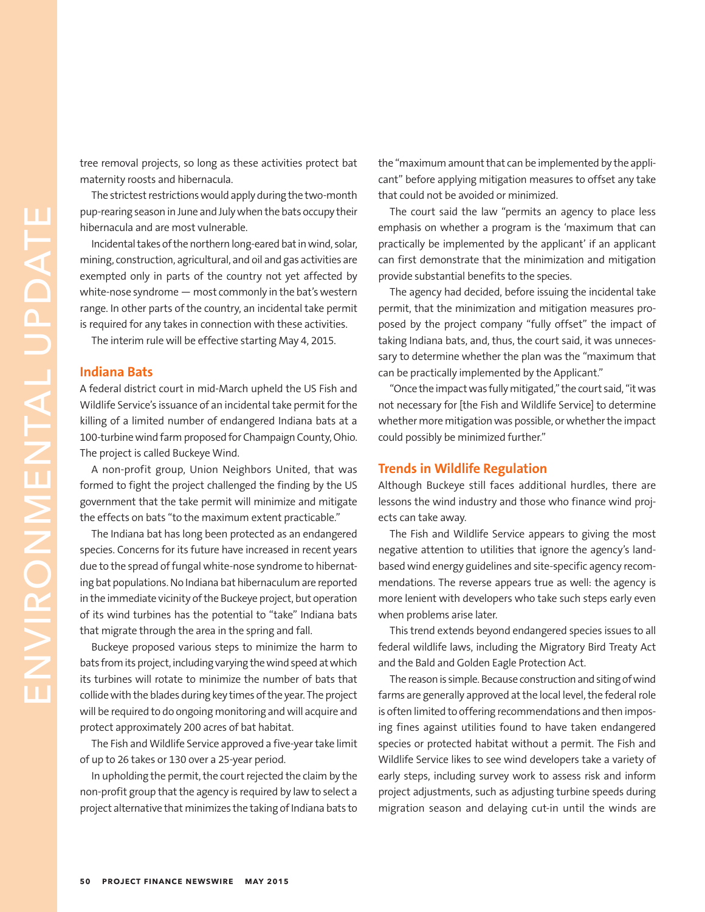tree removal projects, so long as these activities protect bat maternity roosts and hibernacula.

The strictest restrictions would apply during the two-month pup-rearing season in June and July when the bats occupy their hibernacula and are most vulnerable.

Incidental takes of the northern long-eared bat in wind, solar, mining, construction, agricultural, and oil and gas activities are exempted only in parts of the country not yet affected by white-nose syndrome — most commonly in the bat's western range. In other parts of the country, an incidental take permit is required for any takes in connection with these activities.

The interim rule will be effective starting May 4, 2015.

## Indiana Bats

A federal district court in mid-March upheld the US Fish and Wildlife Service's issuance of an incidental take permit for the killing of a limited number of endangered Indiana bats at a 100-turbine wind farm proposed for Champaign County, Ohio. The project is called Buckeye Wind.

A non-profit group, Union Neighbors United, that was formed to fight the project challenged the finding by the US government that the take permit will minimize and mitigate the effects on bats "to the maximum extent practicable."

The Indiana bat has long been protected as an endangered species. Concerns for its future have increased in recent years due to the spread of fungal white-nose syndrome to hibernating bat populations. No Indiana bat hibernaculum are reported in the immediate vicinity of the Buckeye project, but operation of its wind turbines has the potential to "take" Indiana bats that migrate through the area in the spring and fall.

Buckeye proposed various steps to minimize the harm to bats from its project, including varying the wind speed at which its turbines will rotate to minimize the number of bats that collide with the blades during key times of the year. The project will be required to do ongoing monitoring and will acquire and protect approximately 200 acres of bat habitat.

The Fish and Wildlife Service approved a five-year take limit of up to 26 takes or 130 over a 25-year period.

In upholding the permit, the court rejected the claim by the non-profit group that the agency is required by law to select a project alternative that minimizes the taking of Indiana bats to the "maximum amount that can be implemented by the applicant" before applying mitigation measures to offset any take that could not be avoided or minimized.

The court said the law "permits an agency to place less emphasis on whether a program is the 'maximum that can practically be implemented by the applicant' if an applicant can first demonstrate that the minimization and mitigation provide substantial benefits to the species.

The agency had decided, before issuing the incidental take permit, that the minimization and mitigation measures proposed by the project company "fully offset" the impact of taking Indiana bats, and, thus, the court said, it was unnecessary to determine whether the plan was the "maximum that can be practically implemented by the Applicant."

"Once the impact was fully mitigated," the court said, "it was not necessary for [the Fish and Wildlife Service] to determine whether more mitigation was possible, or whether the impact could possibly be minimized further."

## Trends in Wildlife Regulation

Although Buckeye still faces additional hurdles, there are lessons the wind industry and those who finance wind projects can take away.

The Fish and Wildlife Service appears to giving the most negative attention to utilities that ignore the agency's land-based wind energy guidelines and site-specific agency recommendations. The reverse appears true as well: the agency is more lenient with developers who take such steps early even when problems arise later.

This trend extends beyond endangered species issues to all federal wildlife laws, including the Migratory Bird Treaty Act and the Bald and Golden Eagle Protection Act.

The reason is simple. Because construction and siting of wind farms are generally approved at the local level, the federal role is often limited to offering recommendations and then imposing fines against utilities found to have taken endangered species or protected habitat without a permit. The Fish and Wildlife Service likes to see wind developers take a variety of early steps, including survey work to assess risk and inform project adjustments, such as adjusting turbine speeds during migration season and delaying cut-in until the winds are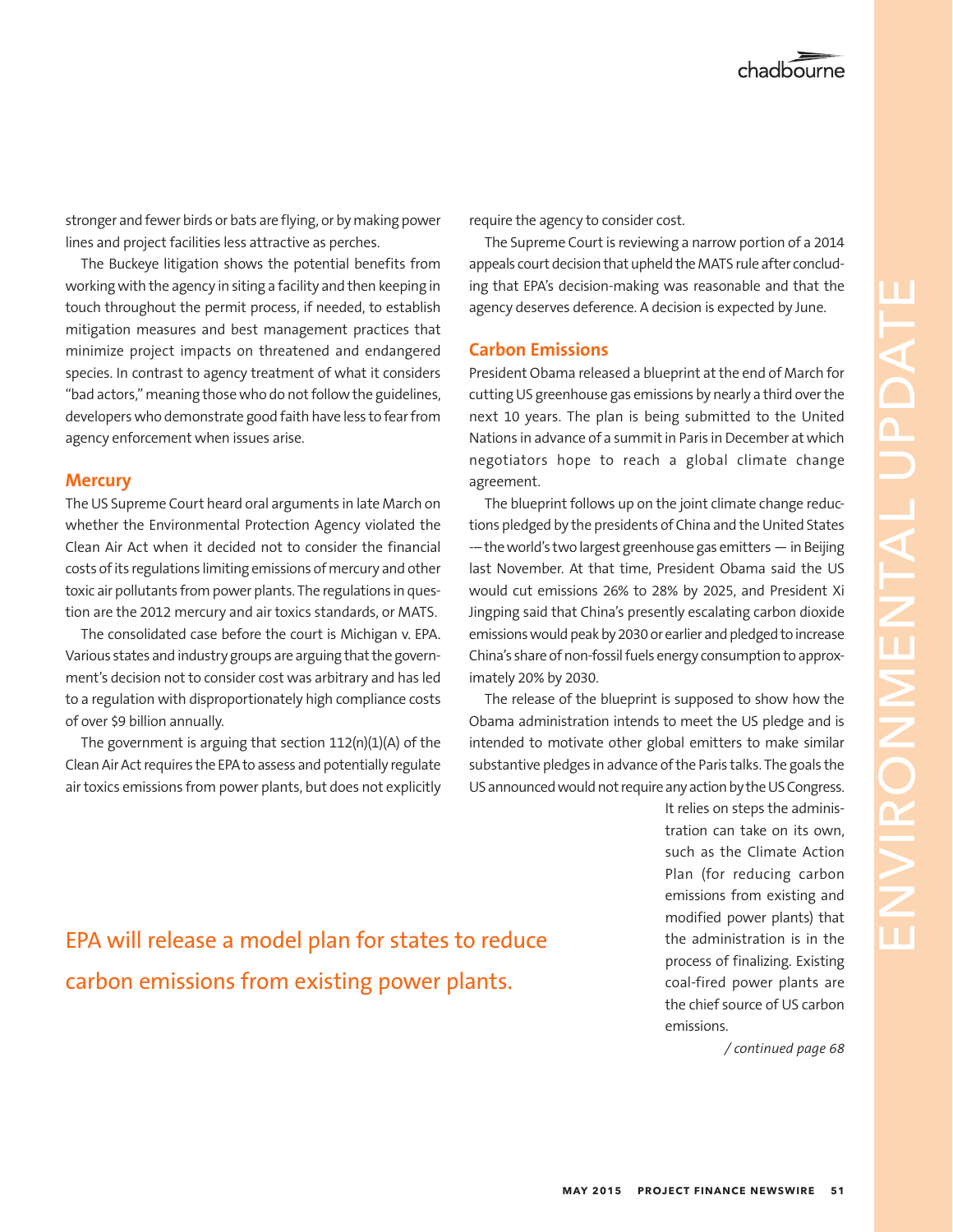stronger and fewer birds or bats are flying, or by making power lines and project facilities less attractive as perches.

The Buckeye litigation shows the potential benefits from working with the agency in siting a facility and then keeping in touch throughout the permit process, if needed, to establish mitigation measures and best management practices that minimize project impacts on threatened and endangered species. In contrast to agency treatment of what it considers "bad actors," meaning those who do not follow the guidelines, developers who demonstrate good faith have less to fear from agency enforcement when issues arise.

## Mercury

The US Supreme Court heard oral arguments in late March on whether the Environmental Protection Agency violated the Clean Air Act when it decided not to consider the financial costs of its regulations limiting emissions of mercury and other toxic air pollutants from power plants. The regulations in question are the 2012 mercury and air toxics standards, or MATS.

The consolidated case before the court is Michigan v. EPA. Various states and industry groups are arguing that the government's decision not to consider cost was arbitrary and has led to a regulation with disproportionately high compliance costs of over $9 billion annually.

The government is arguing that section 112(n)(1)(A) of the Clean Air Act requires the EPA to assess and potentially regulate air toxics emissions from power plants, but does not explicitly require the agency to consider cost.

The Supreme Court is reviewing a narrow portion of a 2014 appeals court decision that upheld the MATS rule after concluding that EPA's decision-making was reasonable and that the agency deserves deference. A decision is expected by June.

## Carbon Emissions

President Obama released a blueprint at the end of March for cutting US greenhouse gas emissions by nearly a third over the next 10 years. The plan is being submitted to the United Nations in advance of a summit in Paris in December at which negotiators hope to reach a global climate change agreement.

The blueprint follows up on the joint climate change reductions pledged by the presidents of China and the United States -– the world's two largest greenhouse gas emitters — in Beijing last November. At that time, President Obama said the US would cut emissions 26% to 28% by 2025, and President Xi Jingping said that China's presently escalating carbon dioxide emissions would peak by 2030 or earlier and pledged to increase China's share of non-fossil fuels energy consumption to approximately 20% by 2030.

The release of the blueprint is supposed to show how the Obama administration intends to meet the US pledge and is intended to motivate other global emitters to make similar substantive pledges in advance of the Paris talks. The goals the US announced would not require any action by the US Congress. It relies on steps the administration can take on its own, such as the Climate Action Plan (for reducing carbon emissions from existing and modified power plants) that the administration is in the process of finalizing. Existing coal-fired power plants are the chief source of US carbon emissions.

*/ continued page 68*

EPA will release a model plan for states to reduce carbon emissions from existing power plants.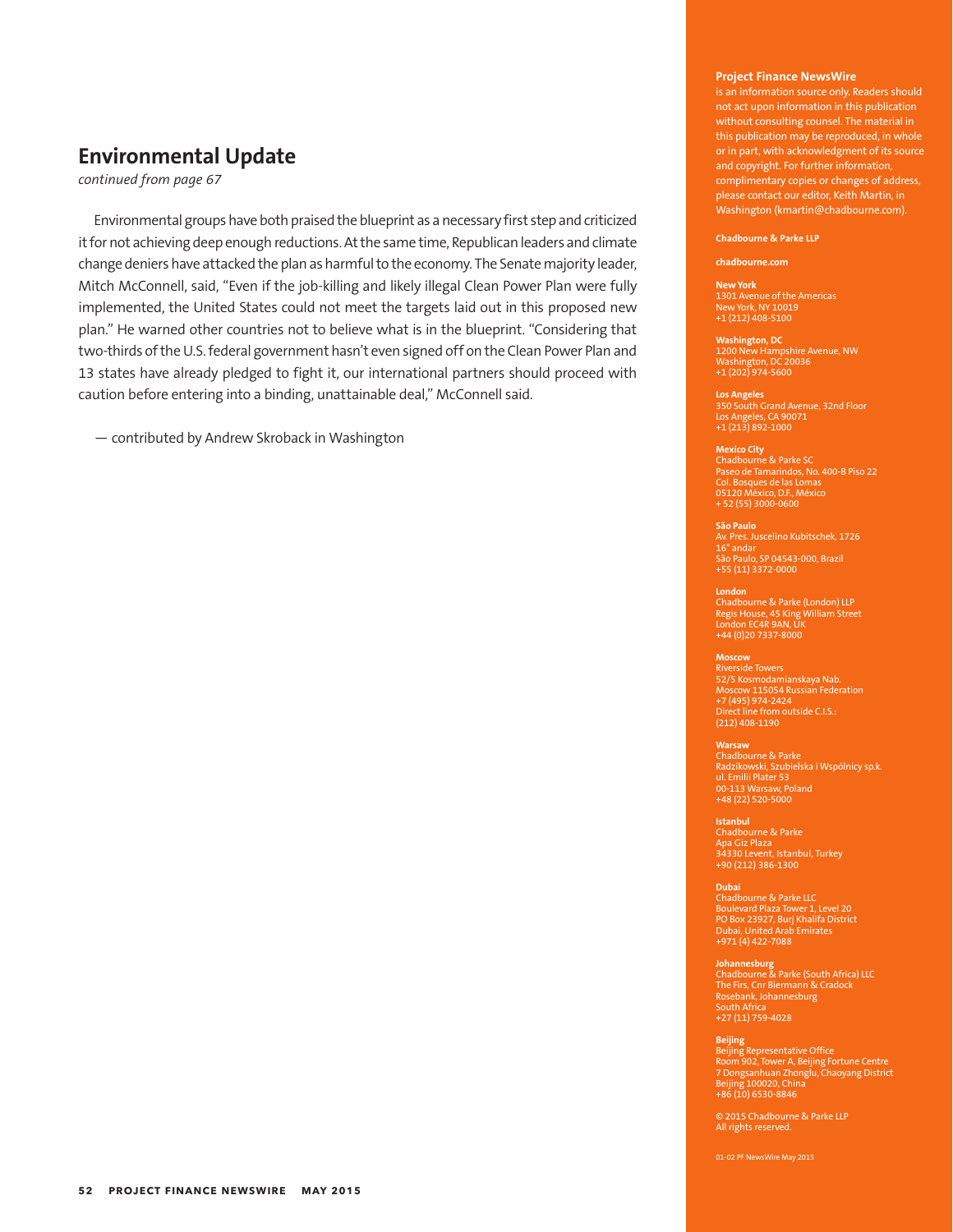## Environmental Update

*continued from page 67*

Environmental groups have both praised the blueprint as a necessary first step and criticized it for not achieving deep enough reductions. At the same time, Republican leaders and climate change deniers have attacked the plan as harmful to the economy. The Senate majority leader, Mitch McConnell, said, "Even if the job-killing and likely illegal Clean Power Plan were fully implemented, the United States could not meet the targets laid out in this proposed new plan." He warned other countries not to believe what is in the blueprint. "Considering that two-thirds of the U.S. federal government hasn't even signed off on the Clean Power Plan and 13 states have already pledged to fight it, our international partners should proceed with caution before entering into a binding, unattainable deal," McConnell said.

— contributed by Andrew Skroback in Washington

**Project Finance NewsWire**
is an information source only. Readers should not act upon information in this publication without consulting counsel. The material in this publication may be reproduced, in whole or in part, with acknowledgment of its source and copyright. For further information, complimentary copies or changes of address, please contact our editor, Keith Martin, in Washington (kmartin@chadbourne.com).

**Chadbourne & Parke LLP**

**chadbourne.com**

**New York**
1301 Avenue of the Americas
New York, NY 10019
+1 (212) 408-5100

**Washington, DC**
1200 New Hampshire Avenue, NW
Washington, DC 20036
+1 (202) 974-5600

**Los Angeles**
350 South Grand Avenue, 32nd Floor
Los Angeles, CA 90071
+1 (213) 892-1000

**Mexico City**
Chadbourne & Parke SC
Paseo de Tamarindos, No. 400-B Piso 22
Col. Bosques de las Lomas
05120 México, D.F., México
+ 52 (55) 3000-0600

**São Paulo**
Av. Pres. Juscelino Kubitschek, 1726
16° andar
São Paulo, SP 04543-000, Brazil
+55 (11) 3372-0000

**London**
Chadbourne & Parke (London) LLP
Regis House, 45 King William Street
London EC4R 9AN, UK
+44 (0)20 7337-8000

**Moscow**
Riverside Towers
52/5 Kosmodamianskaya Nab.
Moscow 115054 Russian Federation
+7 (495) 974-2424
Direct line from outside C.I.S.:
(212) 408-1190

**Warsaw**
Chadbourne & Parke
Radzikowski, Szubielska i Wspólnicy sp.k.
ul. Emilii Plater 53
00-113 Warsaw, Poland
+48 (22) 520-5000

**Istanbul**
Chadbourne & Parke
Apa Giz Plaza
34330 Levent, Istanbul, Turkey
+90 (212) 386-1300

**Dubai**
Chadbourne & Parke LLC
Boulevard Plaza Tower 1, Level 20
PO Box 23927, Burj Khalifa District
Dubai, United Arab Emirates
+971 (4) 422-7088

**Johannesburg**
Chadbourne & Parke (South Africa) LLC
The Firs, Cnr Biermann & Cradock
Rosebank, Johannesburg
South Africa
+27 (11) 759-4028

**Beijing**
Beijing Representative Office
Room 902, Tower A, Beijing Fortune Centre
7 Dongsanhuan Zhonglu, Chaoyang District
Beijing 100020, China
+86 (10) 6530-8846

© 2015 Chadbourne & Parke LLP
All rights reserved.

01-02 PF NewsWire May 2015